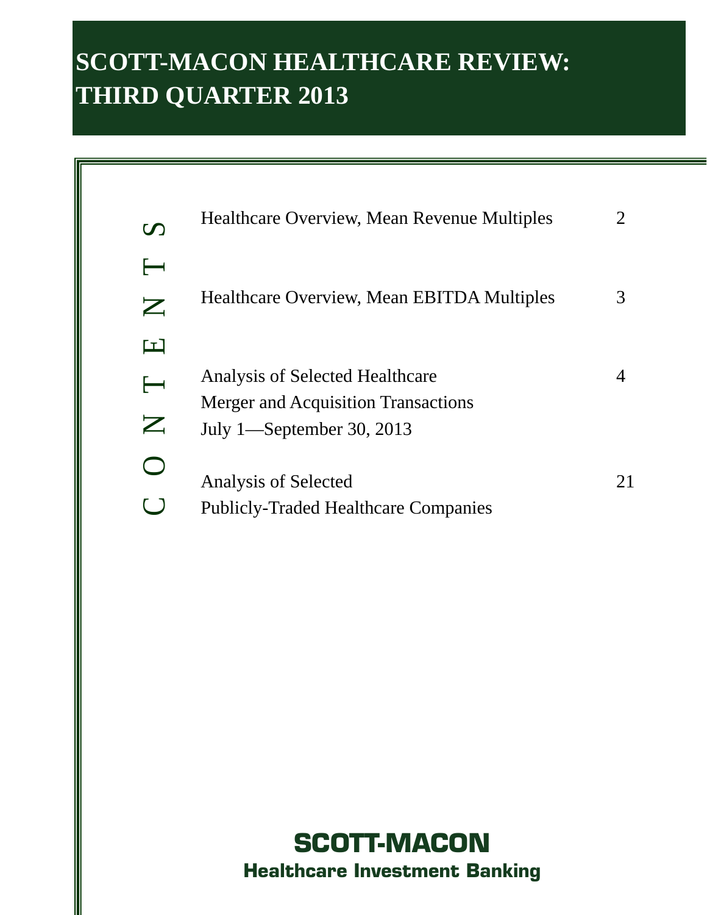# SCOTT-MACON HEALTHCARE REVIEW: THIRD QUARTER 2013

## CONTENTS

| | |
|---|---|
| Healthcare Overview, Mean Revenue Multiples | 2 |
| Healthcare Overview, Mean EBITDA Multiples | 3 |
| Analysis of Selected Healthcare Merger and Acquisition Transactions July 1—September 30, 2013 | 4 |
| Analysis of Selected Publicly-Traded Healthcare Companies | 21 |

**SCOTT-MACON**

**Healthcare Investment Banking**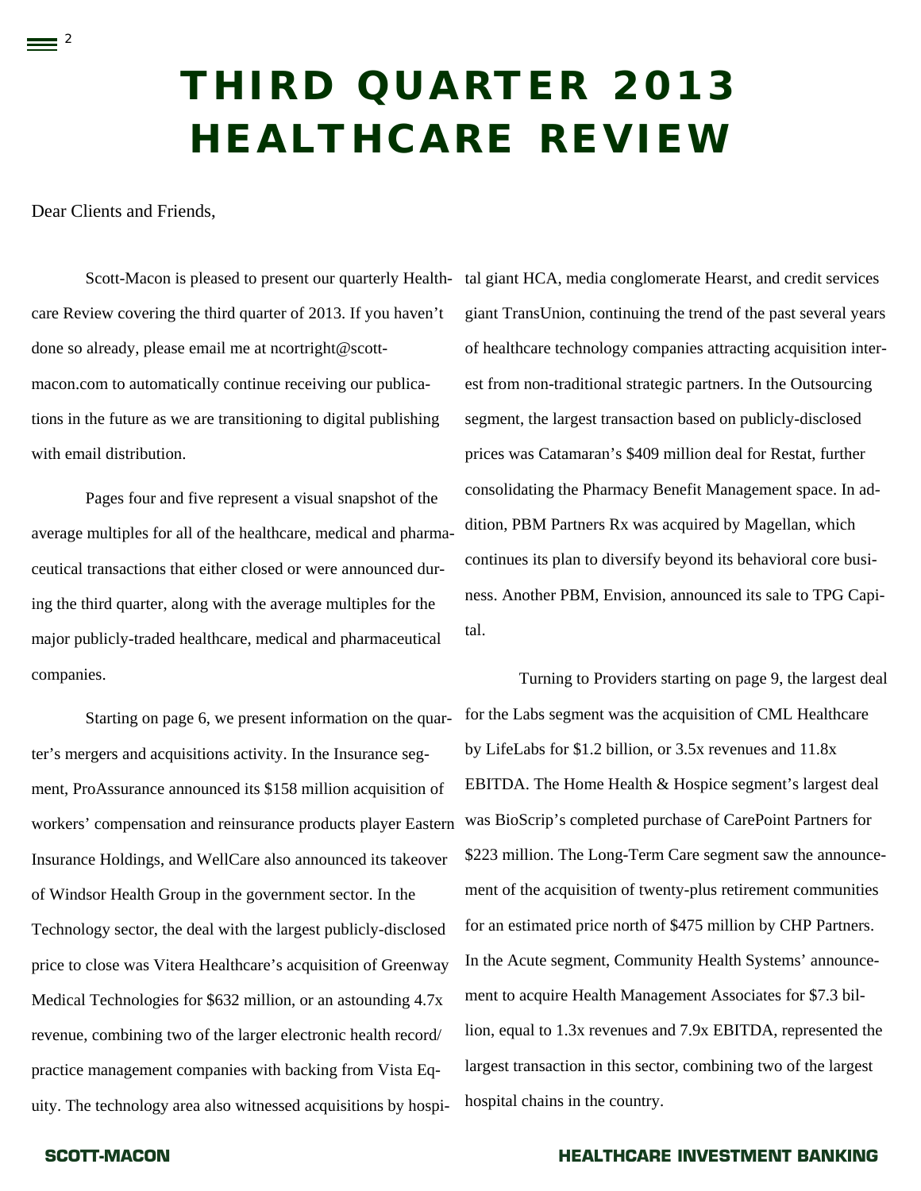# THIRD QUARTER 2013 HEALTHCARE REVIEW

Dear Clients and Friends,

Scott-Macon is pleased to present our quarterly Healthcare Review covering the third quarter of 2013. If you haven't done so already, please email me at ncortright@scott-macon.com to automatically continue receiving our publications in the future as we are transitioning to digital publishing with email distribution.

Pages four and five represent a visual snapshot of the average multiples for all of the healthcare, medical and pharmaceutical transactions that either closed or were announced during the third quarter, along with the average multiples for the major publicly-traded healthcare, medical and pharmaceutical companies.

Starting on page 6, we present information on the quarter's mergers and acquisitions activity. In the Insurance segment, ProAssurance announced its $158 million acquisition of workers' compensation and reinsurance products player Eastern Insurance Holdings, and WellCare also announced its takeover of Windsor Health Group in the government sector. In the Technology sector, the deal with the largest publicly-disclosed price to close was Vitera Healthcare's acquisition of Greenway Medical Technologies for $632 million, or an astounding 4.7x revenue, combining two of the larger electronic health record/practice management companies with backing from Vista Equity. The technology area also witnessed acquisitions by hospital giant HCA, media conglomerate Hearst, and credit services giant TransUnion, continuing the trend of the past several years of healthcare technology companies attracting acquisition interest from non-traditional strategic partners. In the Outsourcing segment, the largest transaction based on publicly-disclosed prices was Catamaran's $409 million deal for Restat, further consolidating the Pharmacy Benefit Management space. In addition, PBM Partners Rx was acquired by Magellan, which continues its plan to diversify beyond its behavioral core business. Another PBM, Envision, announced its sale to TPG Capital.

Turning to Providers starting on page 9, the largest deal for the Labs segment was the acquisition of CML Healthcare by LifeLabs for $1.2 billion, or 3.5x revenues and 11.8x EBITDA. The Home Health & Hospice segment's largest deal was BioScrip's completed purchase of CarePoint Partners for $223 million. The Long-Term Care segment saw the announcement of the acquisition of twenty-plus retirement communities for an estimated price north of $475 million by CHP Partners. In the Acute segment, Community Health Systems' announcement to acquire Health Management Associates for $7.3 billion, equal to 1.3x revenues and 7.9x EBITDA, represented the largest transaction in this sector, combining two of the largest hospital chains in the country.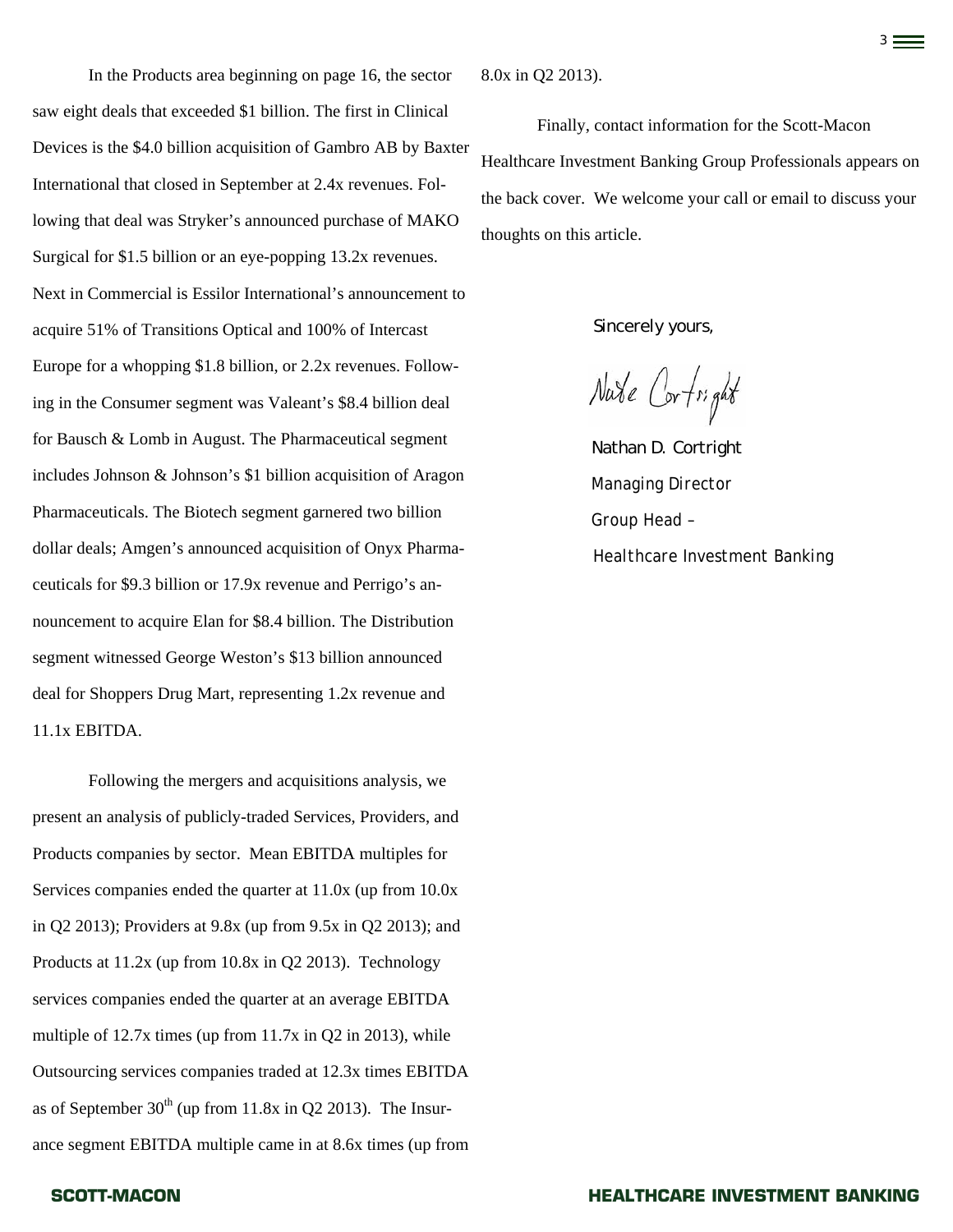In the Products area beginning on page 16, the sector saw eight deals that exceeded $1 billion. The first in Clinical Devices is the $4.0 billion acquisition of Gambro AB by Baxter International that closed in September at 2.4x revenues. Following that deal was Stryker's announced purchase of MAKO Surgical for $1.5 billion or an eye-popping 13.2x revenues. Next in Commercial is Essilor International's announcement to acquire 51% of Transitions Optical and 100% of Intercast Europe for a whopping $1.8 billion, or 2.2x revenues. Following in the Consumer segment was Valeant's $8.4 billion deal for Bausch & Lomb in August. The Pharmaceutical segment includes Johnson & Johnson's $1 billion acquisition of Aragon Pharmaceuticals. The Biotech segment garnered two billion dollar deals; Amgen's announced acquisition of Onyx Pharmaceuticals for $9.3 billion or 17.9x revenue and Perrigo's announcement to acquire Elan for $8.4 billion. The Distribution segment witnessed George Weston's $13 billion announced deal for Shoppers Drug Mart, representing 1.2x revenue and 11.1x EBITDA.

Following the mergers and acquisitions analysis, we present an analysis of publicly-traded Services, Providers, and Products companies by sector. Mean EBITDA multiples for Services companies ended the quarter at 11.0x (up from 10.0x in Q2 2013); Providers at 9.8x (up from 9.5x in Q2 2013); and Products at 11.2x (up from 10.8x in Q2 2013). Technology services companies ended the quarter at an average EBITDA multiple of 12.7x times (up from 11.7x in Q2 in 2013), while Outsourcing services companies traded at 12.3x times EBITDA as of September 30th (up from 11.8x in Q2 2013). The Insurance segment EBITDA multiple came in at 8.6x times (up from 8.0x in Q2 2013).

Finally, contact information for the Scott-Macon Healthcare Investment Banking Group Professionals appears on the back cover. We welcome your call or email to discuss your thoughts on this article.

Sincerely yours,

Nate Cortright

Nathan D. Cortright
Managing Director
Group Head –
Healthcare Investment Banking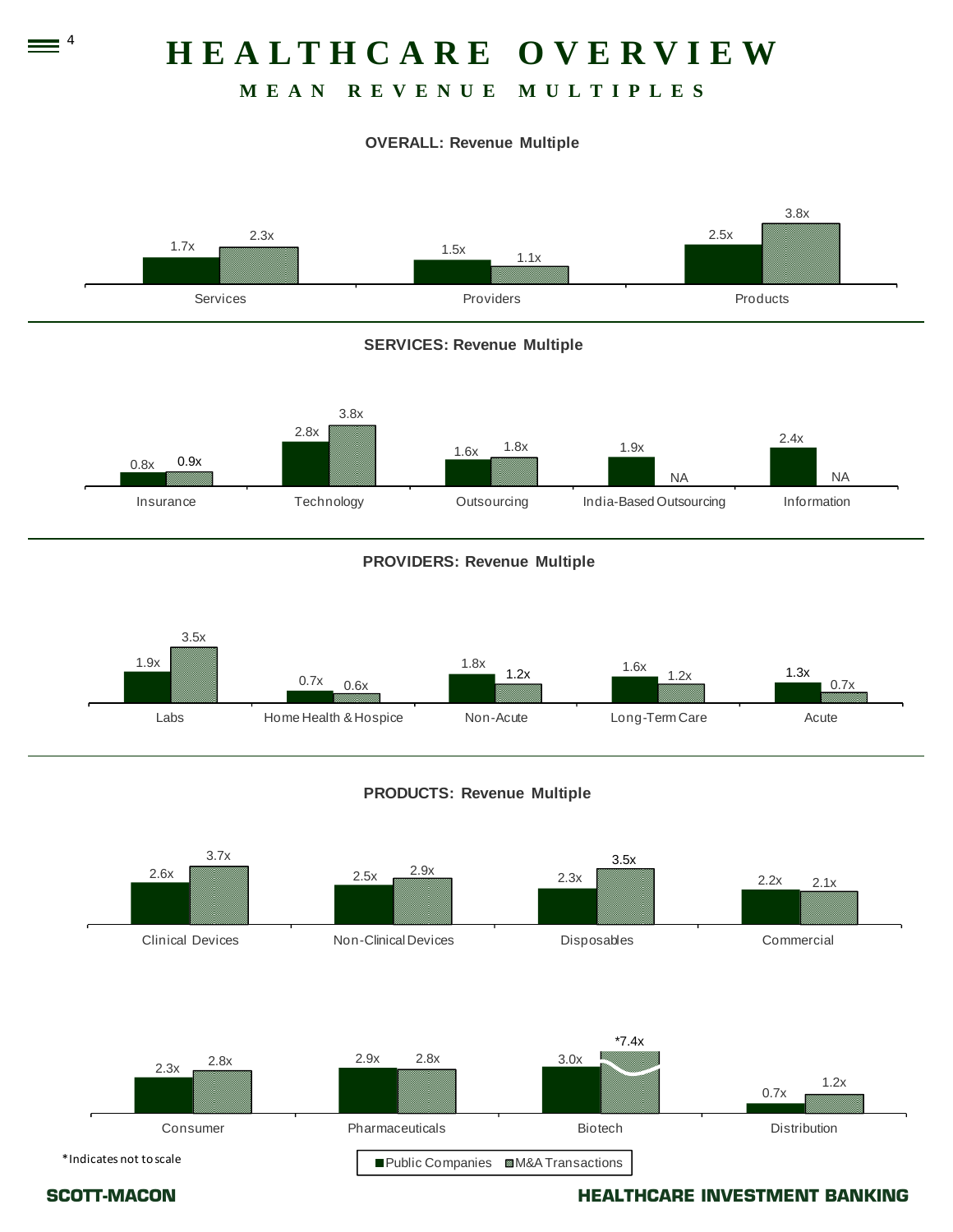# HEALTHCARE OVERVIEW

## MEAN REVENUE MULTIPLES

### OVERALL: Revenue Multiple

| | Public Companies | M&A Transactions |
|---|---|---|
| Services | 1.7x | 2.3x |
| Providers | 1.5x | 1.1x |
| Products | 2.5x | 3.8x |

### SERVICES: Revenue Multiple

| | Public Companies | M&A Transactions |
|---|---|---|
| Insurance | 0.8x | 0.9x |
| Technology | 2.8x | 3.8x |
| Outsourcing | 1.6x | 1.8x |
| India-Based Outsourcing | 1.9x | NA |
| Information | 2.4x | NA |

### PROVIDERS: Revenue Multiple

| | Public Companies | M&A Transactions |
|---|---|---|
| Labs | 1.9x | 3.5x |
| Home Health & Hospice | 0.7x | 0.6x |
| Non-Acute | 1.8x | 1.2x |
| Long-Term Care | 1.6x | 1.2x |
| Acute | 1.3x | 0.7x |

### PRODUCTS: Revenue Multiple

| | Public Companies | M&A Transactions |
|---|---|---|
| Clinical Devices | 2.6x | 3.7x |
| Non-Clinical Devices | 2.5x | 2.9x |
| Disposables | 2.3x | 3.5x |
| Commercial | 2.2x | 2.1x |
| Consumer | 2.3x | 2.8x |
| Pharmaceuticals | 2.9x | 2.8x |
| Biotech | 3.0x | *7.4x |
| Distribution | 0.7x | 1.2x |

*Indicates not to scale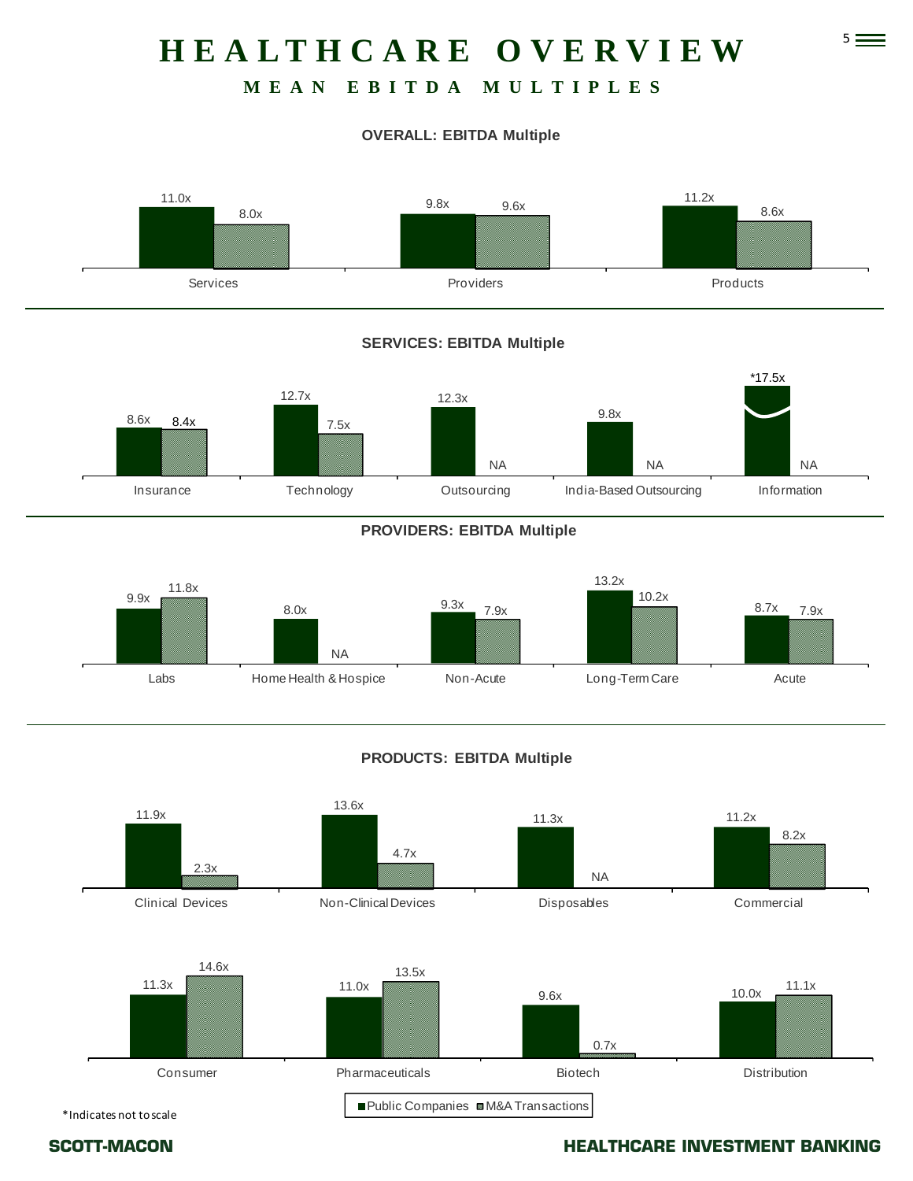# HEALTHCARE OVERVIEW

## MEAN EBITDA MULTIPLES

### OVERALL: EBITDA Multiple

| | Public Companies | M&A Transactions |
|---|---|---|
| Services | 11.0x | 8.0x |
| Providers | 9.8x | 9.6x |
| Products | 11.2x | 8.6x |

### SERVICES: EBITDA Multiple

| | Public Companies | M&A Transactions |
|---|---|---|
| Insurance | 8.6x | 8.4x |
| Technology | 12.7x | 7.5x |
| Outsourcing | 12.3x | NA |
| India-Based Outsourcing | 9.8x | NA |
| Information | *17.5x | NA |

### PROVIDERS: EBITDA Multiple

| | Public Companies | M&A Transactions |
|---|---|---|
| Labs | 9.9x | 11.8x |
| Home Health & Hospice | 8.0x | NA |
| Non-Acute | 9.3x | 7.9x |
| Long-Term Care | 13.2x | 10.2x |
| Acute | 8.7x | 7.9x |

### PRODUCTS: EBITDA Multiple

| | Public Companies | M&A Transactions |
|---|---|---|
| Clinical Devices | 11.9x | 2.3x |
| Non-Clinical Devices | 13.6x | 4.7x |
| Disposables | 11.3x | NA |
| Commercial | 11.2x | 8.2x |
| Consumer | 11.3x | 14.6x |
| Pharmaceuticals | 11.0x | 13.5x |
| Biotech | 9.6x | 0.7x |
| Distribution | 10.0x | 11.1x |

*Indicates not to scale

SCOTT-MACON

HEALTHCARE INVESTMENT BANKING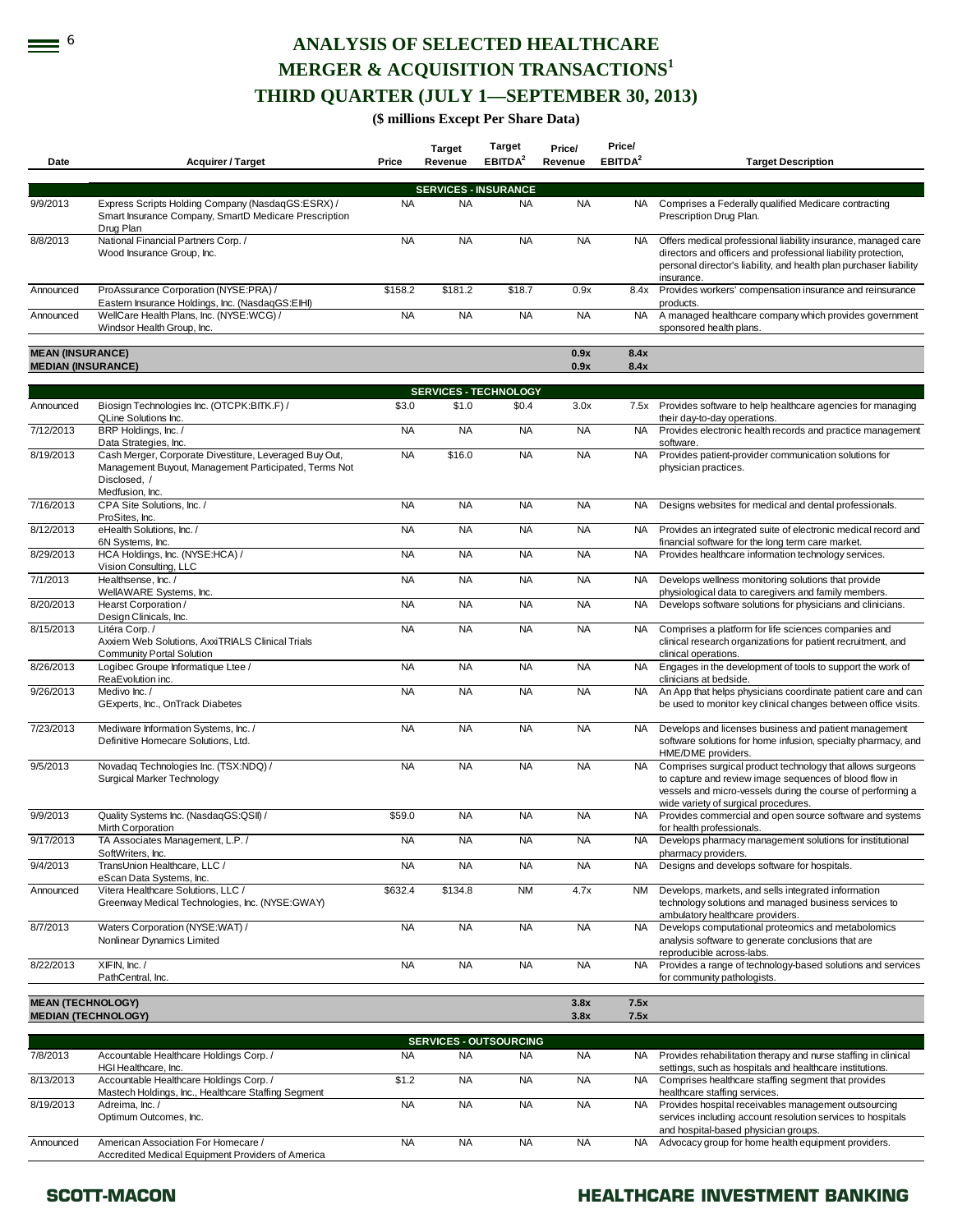# ANALYSIS OF SELECTED HEALTHCARE MERGER & ACQUISITION TRANSACTIONS[1]

# THIRD QUARTER (JULY 1—SEPTEMBER 30, 2013)

**($ millions Except Per Share Data)**

| Date | Acquirer / Target | Price | Target Revenue | Target EBITDA[2] | Price/ Revenue | Price/ EBITDA[2] | Target Description |
|---|---|---|---|---|---|---|---|
| | | | **SERVICES - INSURANCE** | | | | |
| 9/9/2013 | Express Scripts Holding Company (NasdaqGS:ESRX) / Smart Insurance Company, SmartD Medicare Prescription Drug Plan | NA | NA | NA | NA | NA | Comprises a Federally qualified Medicare contracting Prescription Drug Plan. |
| 8/8/2013 | National Financial Partners Corp. / Wood Insurance Group, Inc. | NA | NA | NA | NA | NA | Offers medical professional liability insurance, managed care directors and officers and professional liability protection, personal director's liability, and health plan purchaser liability insurance. |
| Announced | ProAssurance Corporation (NYSE:PRA) / Eastern Insurance Holdings, Inc. (NasdaqGS:EIHI) | $158.2 | $181.2 | $18.7 | 0.9x | 8.4x | Provides workers' compensation insurance and reinsurance products. |
| Announced | WellCare Health Plans, Inc. (NYSE:WCG) / Windsor Health Group, Inc. | NA | NA | NA | NA | NA | A managed healthcare company which provides government sponsored health plans. |
| **MEAN (INSURANCE)** | | | | | **0.9x** | **8.4x** | |
| **MEDIAN (INSURANCE)** | | | | | **0.9x** | **8.4x** | |
| | | | **SERVICES - TECHNOLOGY** | | | | |
| Announced | Biosign Technologies Inc. (OTCPK:BITK.F) / QLine Solutions Inc. | $3.0 | $1.0 | $0.4 | 3.0x | 7.5x | Provides software to help healthcare agencies for managing their day-to-day operations. |
| 7/12/2013 | BRP Holdings, Inc. / Data Strategies, Inc. | NA | NA | NA | NA | NA | Provides electronic health records and practice management software. |
| 8/19/2013 | Cash Merger, Corporate Divestiture, Leveraged Buy Out, Management Buyout, Management Participated, Terms Not Disclosed, / Medfusion, Inc. | NA | $16.0 | NA | NA | NA | Provides patient-provider communication solutions for physician practices. |
| 7/16/2013 | CPA Site Solutions, Inc. / ProSites, Inc. | NA | NA | NA | NA | NA | Designs websites for medical and dental professionals. |
| 8/12/2013 | eHealth Solutions, Inc. / 6N Systems, Inc. | NA | NA | NA | NA | NA | Provides an integrated suite of electronic medical record and financial software for the long term care market. |
| 8/29/2013 | HCA Holdings, Inc. (NYSE:HCA) / Vision Consulting, LLC | NA | NA | NA | NA | NA | Provides healthcare information technology services. |
| 7/1/2013 | Healthsense, Inc. / WellAWARE Systems, Inc. | NA | NA | NA | NA | NA | Develops wellness monitoring solutions that provide physiological data to caregivers and family members. |
| 8/20/2013 | Hearst Corporation / Design Clinicals, Inc. | NA | NA | NA | NA | NA | Develops software solutions for physicians and clinicians. |
| 8/15/2013 | Litéra Corp. / Axxiem Web Solutions, AxxiTRIALS Clinical Trials Community Portal Solution | NA | NA | NA | NA | NA | Comprises a platform for life sciences companies and clinical research organizations for patient recruitment, and clinical operations. |
| 8/26/2013 | Logibec Groupe Informatique Ltee / ReaEvolution inc. | NA | NA | NA | NA | NA | Engages in the development of tools to support the work of clinicians at bedside. |
| 9/26/2013 | Medivo Inc. / GExperts, Inc., OnTrack Diabetes | NA | NA | NA | NA | NA | An App that helps physicians coordinate patient care and can be used to monitor key clinical changes between office visits. |
| 7/23/2013 | Mediware Information Systems, Inc. / Definitive Homecare Solutions, Ltd. | NA | NA | NA | NA | NA | Develops and licenses business and patient management software solutions for home infusion, specialty pharmacy, and HME/DME providers. |
| 9/5/2013 | Novadaq Technologies Inc. (TSX:NDQ) / Surgical Marker Technology | NA | NA | NA | NA | NA | Comprises surgical product technology that allows surgeons to capture and review image sequences of blood flow in vessels and micro-vessels during the course of performing a wide variety of surgical procedures. |
| 9/9/2013 | Quality Systems Inc. (NasdaqGS:QSII) / Mirth Corporation | $59.0 | NA | NA | NA | NA | Provides commercial and open source software and systems for health professionals. |
| 9/17/2013 | TA Associates Management, L.P. / SoftWriters, Inc. | NA | NA | NA | NA | NA | Develops pharmacy management solutions for institutional pharmacy providers. |
| 9/4/2013 | TransUnion Healthcare, LLC / eScan Data Systems, Inc. | NA | NA | NA | NA | NA | Designs and develops software for hospitals. |
| Announced | Vitera Healthcare Solutions, LLC / Greenway Medical Technologies, Inc. (NYSE:GWAY) | $632.4 | $134.8 | NM | 4.7x | NM | Develops, markets, and sells integrated information technology solutions and managed business services to ambulatory healthcare providers. |
| 8/7/2013 | Waters Corporation (NYSE:WAT) / Nonlinear Dynamics Limited | NA | NA | NA | NA | NA | Develops computational proteomics and metabolomics analysis software to generate conclusions that are reproducible across-labs. |
| 8/22/2013 | XIFIN, Inc. / PathCentral, Inc. | NA | NA | NA | NA | NA | Provides a range of technology-based solutions and services for community pathologists. |
| **MEAN (TECHNOLOGY)** | | | | | **3.8x** | **7.5x** | |
| **MEDIAN (TECHNOLOGY)** | | | | | **3.8x** | **7.5x** | |
| | | | **SERVICES - OUTSOURCING** | | | | |
| 7/8/2013 | Accountable Healthcare Holdings Corp. / HGI Healthcare, Inc. | NA | NA | NA | NA | NA | Provides rehabilitation therapy and nurse staffing in clinical settings, such as hospitals and healthcare institutions. |
| 8/13/2013 | Accountable Healthcare Holdings Corp. / Mastech Holdings, Inc., Healthcare Staffing Segment | $1.2 | NA | NA | NA | NA | Comprises healthcare staffing segment that provides healthcare staffing services. |
| 8/19/2013 | Adreima, Inc. / Optimum Outcomes, Inc. | NA | NA | NA | NA | NA | Provides hospital receivables management outsourcing services including account resolution services to hospitals and hospital-based physician groups. |
| Announced | American Association For Homecare / Accredited Medical Equipment Providers of America | NA | NA | NA | NA | NA | Advocacy group for home health equipment providers. |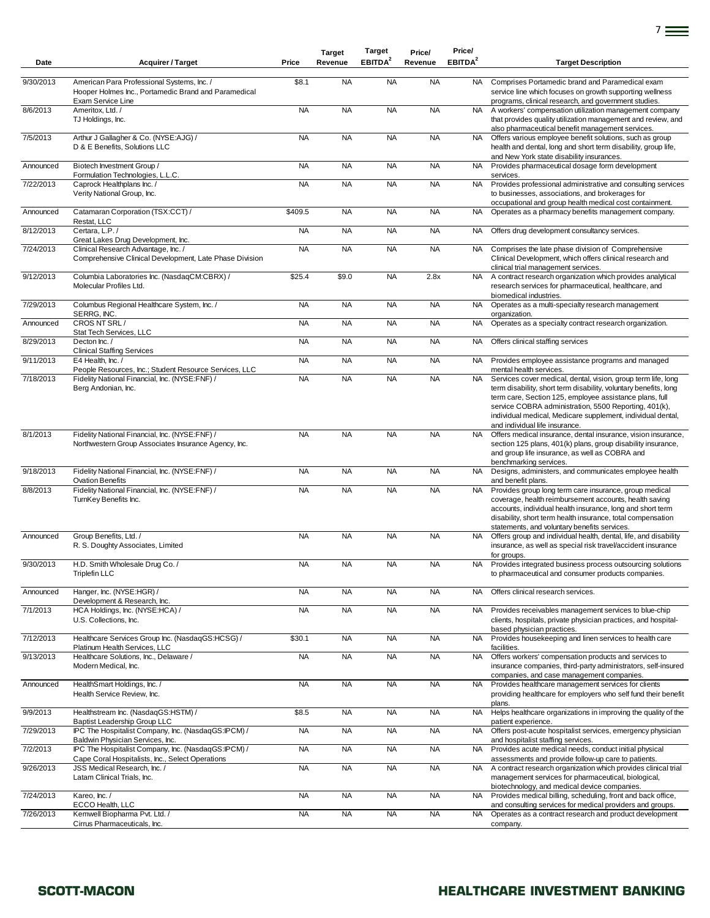| Date | Acquirer / Target | Price | Target Revenue | Target EBITDA[2] | Price/ Revenue | Price/ EBITDA[2] | Target Description |
|---|---|---|---|---|---|---|---|
| 9/30/2013 | American Para Professional Systems, Inc. / Hooper Holmes Inc., Portamedic Brand and Paramedical Exam Service Line | $8.1 | NA | NA | NA | NA | Comprises Portamedic brand and Paramedical exam service line which focuses on growth supporting wellness programs, clinical research, and government studies. |
| 8/6/2013 | Ameritox, Ltd. / TJ Holdings, Inc. | NA | NA | NA | NA | NA | A workers' compensation utilization management company that provides quality utilization management and review, and also pharmaceutical benefit management services. |
| 7/5/2013 | Arthur J Gallagher & Co. (NYSE:AJG) / D & E Benefits, Solutions LLC | NA | NA | NA | NA | NA | Offers various employee benefit solutions, such as group health and dental, long and short term disability, group life, and New York state disability insurances. |
| Announced | Biotech Investment Group / Formulation Technologies, L.L.C. | NA | NA | NA | NA | NA | Provides pharmaceutical dosage form development services. |
| 7/22/2013 | Caprock Healthplans Inc. / Verity National Group, Inc. | NA | NA | NA | NA | NA | Provides professional administrative and consulting services to businesses, associations, and brokerages for occupational and group health medical cost containment. |
| Announced | Catamaran Corporation (TSX:CCT) / Restat, LLC | $409.5 | NA | NA | NA | NA | Operates as a pharmacy benefits management company. |
| 8/12/2013 | Certara, L.P. / Great Lakes Drug Development, Inc. | NA | NA | NA | NA | NA | Offers drug development consultancy services. |
| 7/24/2013 | Clinical Research Advantage, Inc. / Comprehensive Clinical Development, Late Phase Division | NA | NA | NA | NA | NA | Comprises the late phase division of Comprehensive Clinical Development, which offers clinical research and clinical trial management services. |
| 9/12/2013 | Columbia Laboratories Inc. (NasdaqCM:CBRX) / Molecular Profiles Ltd. | $25.4 | $9.0 | NA | 2.8x | NA | A contract research organization which provides analytical research services for pharmaceutical, healthcare, and biomedical industries. |
| 7/29/2013 | Columbus Regional Healthcare System, Inc. / SERRG, INC. | NA | NA | NA | NA | NA | Operates as a multi-specialty research management organization. |
| Announced | CROS NT SRL / Stat Tech Services, LLC | NA | NA | NA | NA | NA | Operates as a specialty contract research organization. |
| 8/29/2013 | Decton Inc. / Clinical Staffing Services | NA | NA | NA | NA | NA | Offers clinical staffing services |
| 9/11/2013 | E4 Health, Inc. / People Resources, Inc.; Student Resource Services, LLC | NA | NA | NA | NA | NA | Provides employee assistance programs and managed mental health services. |
| 7/18/2013 | Fidelity National Financial, Inc. (NYSE:FNF) / Berg Andonian, Inc. | NA | NA | NA | NA | NA | Services cover medical, dental, vision, group term life, long term disability, short term disability, voluntary benefits, long term care, Section 125, employee assistance plans, full service COBRA administration, 5500 Reporting, 401(k), individual medical, Medicare supplement, individual dental, and individual life insurance. |
| 8/1/2013 | Fidelity National Financial, Inc. (NYSE:FNF) / Northwestern Group Associates Insurance Agency, Inc. | NA | NA | NA | NA | NA | Offers medical insurance, dental insurance, vision insurance, section 125 plans, 401(k) plans, group disability insurance, and group life insurance, as well as COBRA and benchmarking services. |
| 9/18/2013 | Fidelity National Financial, Inc. (NYSE:FNF) / Ovation Benefits | NA | NA | NA | NA | NA | Designs, administers, and communicates employee health and benefit plans. |
| 8/8/2013 | Fidelity National Financial, Inc. (NYSE:FNF) / TurnKey Benefits Inc. | NA | NA | NA | NA | NA | Provides group long term care insurance, group medical coverage, health reimbursement accounts, health saving accounts, individual health insurance, long and short term disability, short term health insurance, total compensation statements, and voluntary benefits services. |
| Announced | Group Benefits, Ltd. / R. S. Doughty Associates, Limited | NA | NA | NA | NA | NA | Offers group and individual health, dental, life, and disability insurance, as well as special risk travel/accident insurance for groups. |
| 9/30/2013 | H.D. Smith Wholesale Drug Co. / Triplefin LLC | NA | NA | NA | NA | NA | Provides integrated business process outsourcing solutions to pharmaceutical and consumer products companies. |
| Announced | Hanger, Inc. (NYSE:HGR) / Development & Research, Inc. | NA | NA | NA | NA | NA | Offers clinical research services. |
| 7/1/2013 | HCA Holdings, Inc. (NYSE:HCA) / U.S. Collections, Inc. | NA | NA | NA | NA | NA | Provides receivables management services to blue-chip clients, hospitals, private physician practices, and hospital-based physician practices. |
| 7/12/2013 | Healthcare Services Group Inc. (NasdaqGS:HCSG) / Platinum Health Services, LLC | $30.1 | NA | NA | NA | NA | Provides housekeeping and linen services to health care facilities. |
| 9/13/2013 | Healthcare Solutions, Inc., Delaware / Modern Medical, Inc. | NA | NA | NA | NA | NA | Offers workers' compensation products and services to insurance companies, third-party administrators, self-insured companies, and case management companies. |
| Announced | HealthSmart Holdings, Inc. / Health Service Review, Inc. | NA | NA | NA | NA | NA | Provides healthcare management services for clients providing healthcare for employers who self fund their benefit plans. |
| 9/9/2013 | Healthstream Inc. (NasdaqGS:HSTM) / Baptist Leadership Group LLC | $8.5 | NA | NA | NA | NA | Helps healthcare organizations in improving the quality of the patient experience. |
| 7/29/2013 | IPC The Hospitalist Company, Inc. (NasdaqGS:IPCM) / Baldwin Physician Services, Inc. | NA | NA | NA | NA | NA | Offers post-acute hospitalist services, emergency physician and hospitalist staffing services. |
| 7/2/2013 | IPC The Hospitalist Company, Inc. (NasdaqGS:IPCM) / Cape Coral Hospitalists, Inc., Select Operations | NA | NA | NA | NA | NA | Provides acute medical needs, conduct initial physical assessments and provide follow-up care to patients. |
| 9/26/2013 | JSS Medical Research, Inc. / Latam Clinical Trials, Inc. | NA | NA | NA | NA | NA | A contract research organization which provides clinical trial management services for pharmaceutical, biological, biotechnology, and medical device companies. |
| 7/24/2013 | Kareo, Inc. / ECCO Health, LLC | NA | NA | NA | NA | NA | Provides medical billing, scheduling, front and back office, and consulting services for medical providers and groups. |
| 7/26/2013 | Kemwell Biopharma Pvt. Ltd. / Cirrus Pharmaceuticals, Inc. | NA | NA | NA | NA | NA | Operates as a contract research and product development company. |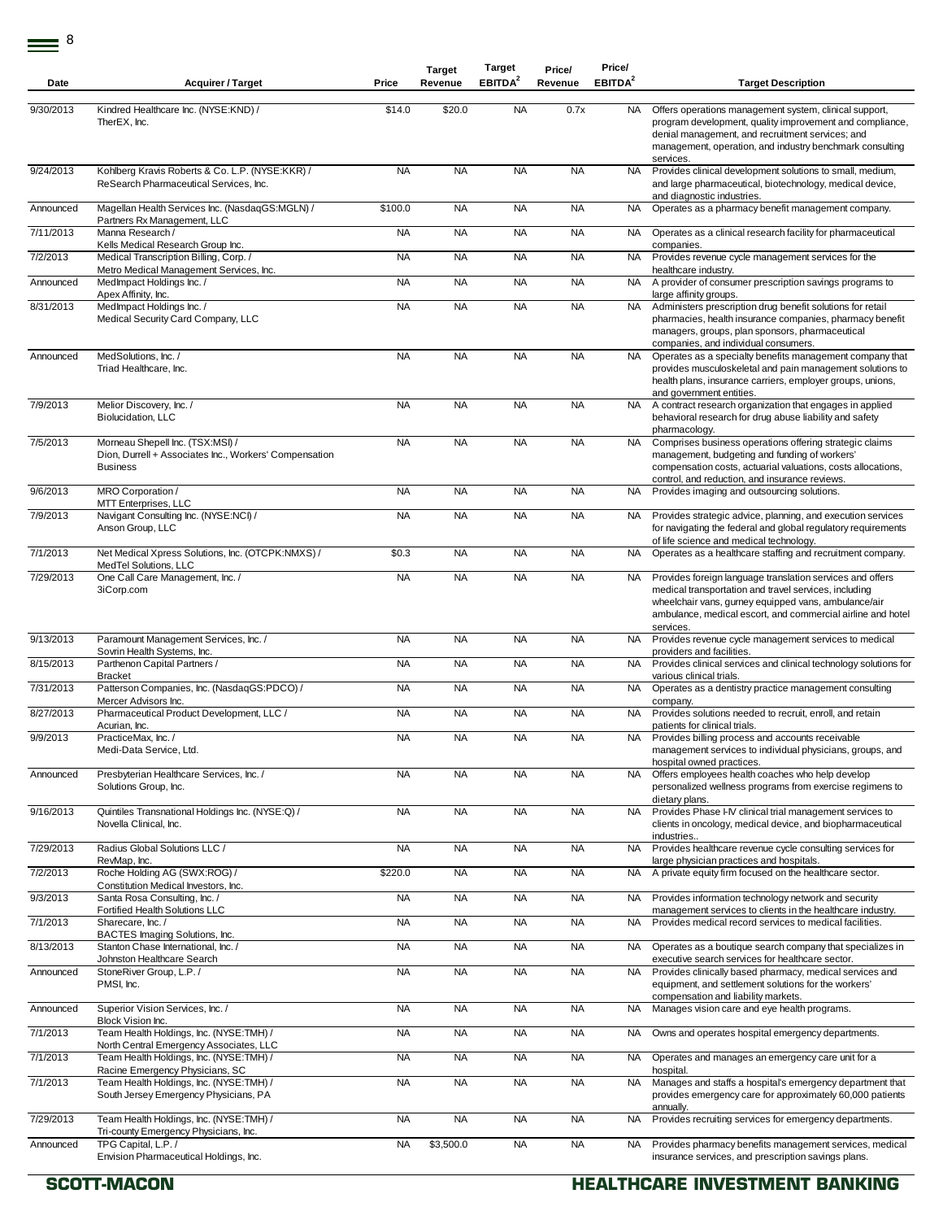| Date | Acquirer / Target | Price | Target Revenue | Target EBITDA[2] | Price/ Revenue | Price/ EBITDA[2] | Target Description |
|---|---|---|---|---|---|---|---|
| 9/30/2013 | Kindred Healthcare Inc. (NYSE:KND) / TherEX, Inc. | $14.0 | $20.0 | NA | 0.7x | NA | Offers operations management system, clinical support, program development, quality improvement and compliance, denial management, and recruitment services; and management, operation, and industry benchmark consulting services. |
| 9/24/2013 | Kohlberg Kravis Roberts & Co. L.P. (NYSE:KKR) / ReSearch Pharmaceutical Services, Inc. | NA | NA | NA | NA | NA | Provides clinical development solutions to small, medium, and large pharmaceutical, biotechnology, medical device, and diagnostic industries. |
| Announced | Magellan Health Services Inc. (NasdaqGS:MGLN) / Partners Rx Management, LLC | $100.0 | NA | NA | NA | NA | Operates as a pharmacy benefit management company. |
| 7/11/2013 | Manna Research / Kells Medical Research Group Inc. | NA | NA | NA | NA | NA | Operates as a clinical research facility for pharmaceutical companies. |
| 7/2/2013 | Medical Transcription Billing, Corp. / Metro Medical Management Services, Inc. | NA | NA | NA | NA | NA | Provides revenue cycle management services for the healthcare industry. |
| Announced | MedImpact Holdings Inc. / Apex Affinity, Inc. | NA | NA | NA | NA | NA | A provider of consumer prescription savings programs to large affinity groups. |
| 8/31/2013 | MedImpact Holdings Inc. / Medical Security Card Company, LLC | NA | NA | NA | NA | NA | Administers prescription drug benefit solutions for retail pharmacies, health insurance companies, pharmacy benefit managers, groups, plan sponsors, pharmaceutical companies, and individual consumers. |
| Announced | MedSolutions, Inc. / Triad Healthcare, Inc. | NA | NA | NA | NA | NA | Operates as a specialty benefits management company that provides musculoskeletal and pain management solutions to health plans, insurance carriers, employer groups, unions, and government entities. |
| 7/9/2013 | Melior Discovery, Inc. / Biolucidation, LLC | NA | NA | NA | NA | NA | A contract research organization that engages in applied behavioral research for drug abuse liability and safety pharmacology. |
| 7/5/2013 | Morneau Shepell Inc. (TSX:MSI) / Dion, Durrell + Associates Inc., Workers' Compensation Business | NA | NA | NA | NA | NA | Comprises business operations offering strategic claims management, budgeting and funding of workers' compensation costs, actuarial valuations, costs allocations, control, and reduction, and insurance reviews. |
| 9/6/2013 | MRO Corporation / MTT Enterprises, LLC | NA | NA | NA | NA | NA | Provides imaging and outsourcing solutions. |
| 7/9/2013 | Navigant Consulting Inc. (NYSE:NCI) / Anson Group, LLC | NA | NA | NA | NA | NA | Provides strategic advice, planning, and execution services for navigating the federal and global regulatory requirements of life science and medical technology. |
| 7/1/2013 | Net Medical Xpress Solutions, Inc. (OTCPK:NMXS) / MedTel Solutions, LLC | $0.3 | NA | NA | NA | NA | Operates as a healthcare staffing and recruitment company. |
| 7/29/2013 | One Call Care Management, Inc. / 3iCorp.com | NA | NA | NA | NA | NA | Provides foreign language translation services and offers medical transportation and travel services, including wheelchair vans, gurney equipped vans, ambulance/air ambulance, medical escort, and commercial airline and hotel services. |
| 9/13/2013 | Paramount Management Services, Inc. / Sovrin Health Systems, Inc. | NA | NA | NA | NA | NA | Provides revenue cycle management services to medical providers and facilities. |
| 8/15/2013 | Parthenon Capital Partners / Bracket | NA | NA | NA | NA | NA | Provides clinical services and clinical technology solutions for various clinical trials. |
| 7/31/2013 | Patterson Companies, Inc. (NasdaqGS:PDCO) / Mercer Advisors Inc. | NA | NA | NA | NA | NA | Operates as a dentistry practice management consulting company. |
| 8/27/2013 | Pharmaceutical Product Development, LLC / Acurian, Inc. | NA | NA | NA | NA | NA | Provides solutions needed to recruit, enroll, and retain patients for clinical trials. |
| 9/9/2013 | PracticeMax, Inc. / Medi-Data Service, Ltd. | NA | NA | NA | NA | NA | Provides billing process and accounts receivable management services to individual physicians, groups, and hospital owned practices. |
| Announced | Presbyterian Healthcare Services, Inc. / Solutions Group, Inc. | NA | NA | NA | NA | NA | Offers employees health coaches who help develop personalized wellness programs from exercise regimens to dietary plans. |
| 9/16/2013 | Quintiles Transnational Holdings Inc. (NYSE:Q) / Novella Clinical, Inc. | NA | NA | NA | NA | NA | Provides Phase I-IV clinical trial management services to clients in oncology, medical device, and biopharmaceutical industries.. |
| 7/29/2013 | Radius Global Solutions LLC / RevMap, Inc. | NA | NA | NA | NA | NA | Provides healthcare revenue cycle consulting services for large physician practices and hospitals. |
| 7/2/2013 | Roche Holding AG (SWX:ROG) / Constitution Medical Investors, Inc. | $220.0 | NA | NA | NA | NA | A private equity firm focused on the healthcare sector. |
| 9/3/2013 | Santa Rosa Consulting, Inc. / Fortified Health Solutions LLC | NA | NA | NA | NA | NA | Provides information technology network and security management services to clients in the healthcare industry. |
| 7/1/2013 | Sharecare, Inc. / BACTES Imaging Solutions, Inc. | NA | NA | NA | NA | NA | Provides medical record services to medical facilities. |
| 8/13/2013 | Stanton Chase International, Inc. / Johnston Healthcare Search | NA | NA | NA | NA | NA | Operates as a boutique search company that specializes in executive search services for healthcare sector. |
| Announced | StoneRiver Group, L.P. / PMSI, Inc. | NA | NA | NA | NA | NA | Provides clinically based pharmacy, medical services and equipment, and settlement solutions for the workers' compensation and liability markets. |
| Announced | Superior Vision Services, Inc. / Block Vision Inc. | NA | NA | NA | NA | NA | Manages vision care and eye health programs. |
| 7/1/2013 | Team Health Holdings, Inc. (NYSE:TMH) / North Central Emergency Associates, LLC | NA | NA | NA | NA | NA | Owns and operates hospital emergency departments. |
| 7/1/2013 | Team Health Holdings, Inc. (NYSE:TMH) / Racine Emergency Physicians, SC | NA | NA | NA | NA | NA | Operates and manages an emergency care unit for a hospital. |
| 7/1/2013 | Team Health Holdings, Inc. (NYSE:TMH) / South Jersey Emergency Physicians, PA | NA | NA | NA | NA | NA | Manages and staffs a hospital's emergency department that provides emergency care for approximately 60,000 patients annually. |
| 7/29/2013 | Team Health Holdings, Inc. (NYSE:TMH) / Tri-county Emergency Physicians, Inc. | NA | NA | NA | NA | NA | Provides recruiting services for emergency departments. |
| Announced | TPG Capital, L.P. / Envision Pharmaceutical Holdings, Inc. | NA | $3,500.0 | NA | NA | NA | Provides pharmacy benefits management services, medical insurance services, and prescription savings plans. |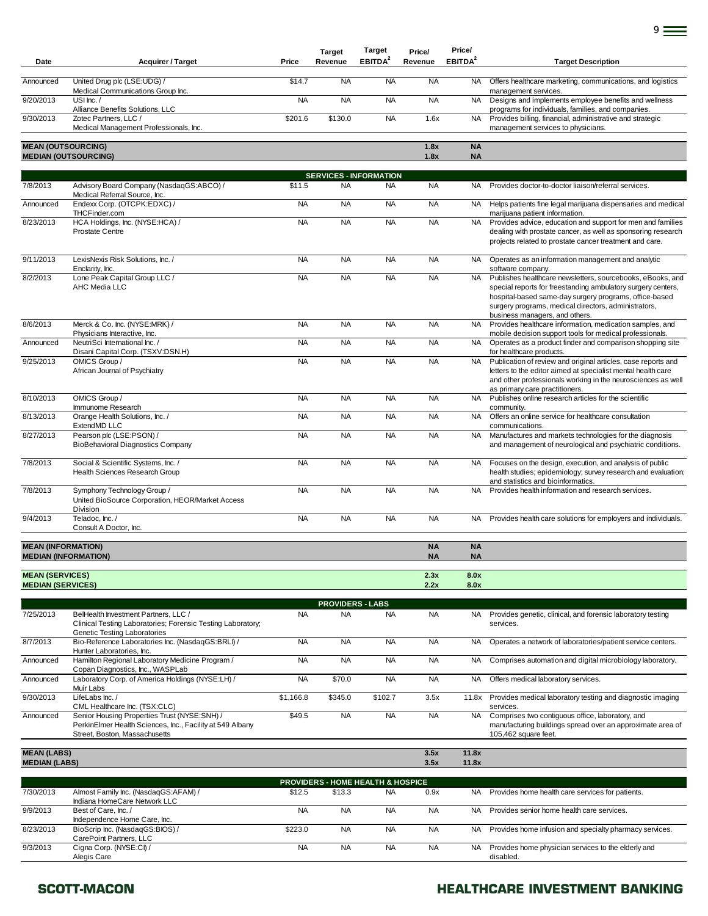| Date | Acquirer / Target | Price | Target Revenue | Target EBITDA[2] | Price/ Revenue | Price/ EBITDA[2] | Target Description |
|---|---|---|---|---|---|---|---|
| Announced | United Drug plc (LSE:UDG) / Medical Communications Group Inc. | $14.7 | NA | NA | NA | NA | Offers healthcare marketing, communications, and logistics management services. |
| 9/20/2013 | USI Inc. / Alliance Benefits Solutions, LLC | NA | NA | NA | NA | NA | Designs and implements employee benefits and wellness programs for individuals, families, and companies. |
| 9/30/2013 | Zotec Partners, LLC / Medical Management Professionals, Inc. | $201.6 | $130.0 | NA | 1.6x | NA | Provides billing, financial, administrative and strategic management services to physicians. |
| **MEAN (OUTSOURCING)** | | | | | **1.8x** | **NA** | |
| **MEDIAN (OUTSOURCING)** | | | | | **1.8x** | **NA** | |
| | | | **SERVICES - INFORMATION** | | | | |
| 7/8/2013 | Advisory Board Company (NasdaqGS:ABCO) / Medical Referral Source, Inc. | $11.5 | NA | NA | NA | NA | Provides doctor-to-doctor liaison/referral services. |
| Announced | Endexx Corp. (OTCPK:EDXC) / THCFinder.com | NA | NA | NA | NA | NA | Helps patients fine legal marijuana dispensaries and medical marijuana patient information. |
| 8/23/2013 | HCA Holdings, Inc. (NYSE:HCA) / Prostate Centre | NA | NA | NA | NA | NA | Provides advice, education and support for men and families dealing with prostate cancer, as well as sponsoring research projects related to prostate cancer treatment and care. |
| 9/11/2013 | LexisNexis Risk Solutions, Inc. / Enclarity, Inc. | NA | NA | NA | NA | NA | Operates as an information management and analytic software company. |
| 8/2/2013 | Lone Peak Capital Group LLC / AHC Media LLC | NA | NA | NA | NA | NA | Publishes healthcare newsletters, sourcebooks, eBooks, and special reports for freestanding ambulatory surgery centers, hospital-based same-day surgery programs, office-based surgery programs, medical directors, administrators, business managers, and others. |
| 8/6/2013 | Merck & Co. Inc. (NYSE:MRK) / Physicians Interactive, Inc. | NA | NA | NA | NA | NA | Provides healthcare information, medication samples, and mobile decision support tools for medical professionals. |
| Announced | NeutriSci International Inc. / Disani Capital Corp. (TSXV:DSN.H) | NA | NA | NA | NA | NA | Operates as a product finder and comparison shopping site for healthcare products. |
| 9/25/2013 | OMICS Group / African Journal of Psychiatry | NA | NA | NA | NA | NA | Publication of review and original articles, case reports and letters to the editor aimed at specialist mental health care and other professionals working in the neurosciences as well as primary care practitioners. |
| 8/10/2013 | OMICS Group / Immunome Research | NA | NA | NA | NA | NA | Publishes online research articles for the scientific community. |
| 8/13/2013 | Orange Health Solutions, Inc. / ExtendMD LLC | NA | NA | NA | NA | NA | Offers an online service for healthcare consultation communications. |
| 8/27/2013 | Pearson plc (LSE:PSON) / BioBehavioral Diagnostics Company | NA | NA | NA | NA | NA | Manufactures and markets technologies for the diagnosis and management of neurological and psychiatric conditions. |
| 7/8/2013 | Social & Scientific Systems, Inc. / Health Sciences Research Group | NA | NA | NA | NA | NA | Focuses on the design, execution, and analysis of public health studies; epidemiology; survey research and evaluation; and statistics and bioinformatics. |
| 7/8/2013 | Symphony Technology Group / United BioSource Corporation, HEOR/Market Access Division | NA | NA | NA | NA | NA | Provides health information and research services. |
| 9/4/2013 | Teladoc, Inc. / Consult A Doctor, Inc. | NA | NA | NA | NA | NA | Provides health care solutions for employers and individuals. |
| **MEAN (INFORMATION)** | | | | | **NA** | **NA** | |
| **MEDIAN (INFORMATION)** | | | | | **NA** | **NA** | |
| **MEAN (SERVICES)** | | | | | **2.3x** | **8.0x** | |
| **MEDIAN (SERVICES)** | | | | | **2.2x** | **8.0x** | |
| | | | **PROVIDERS - LABS** | | | | |
| 7/25/2013 | BelHealth Investment Partners, LLC / Clinical Testing Laboratories; Forensic Testing Laboratory; Genetic Testing Laboratories | NA | NA | NA | NA | NA | Provides genetic, clinical, and forensic laboratory testing services. |
| 8/7/2013 | Bio-Reference Laboratories Inc. (NasdaqGS:BRLI) / Hunter Laboratories, Inc. | NA | NA | NA | NA | NA | Operates a network of laboratories/patient service centers. |
| Announced | Hamilton Regional Laboratory Medicine Program / Copan Diagnostics, Inc., WASPLab | NA | NA | NA | NA | NA | Comprises automation and digital microbiology laboratory. |
| Announced | Laboratory Corp. of America Holdings (NYSE:LH) / Muir Labs | NA | $70.0 | NA | NA | NA | Offers medical laboratory services. |
| 9/30/2013 | LifeLabs Inc. / CML Healthcare Inc. (TSX:CLC) | $1,166.8 | $345.0 | $102.7 | 3.5x | 11.8x | Provides medical laboratory testing and diagnostic imaging services. |
| Announced | Senior Housing Properties Trust (NYSE:SNH) / PerkinElmer Health Sciences, Inc., Facility at 549 Albany Street, Boston, Massachusetts | $49.5 | NA | NA | NA | NA | Comprises two contiguous office, laboratory, and manufacturing buildings spread over an approximate area of 105,462 square feet. |
| **MEAN (LABS)** | | | | | **3.5x** | **11.8x** | |
| **MEDIAN (LABS)** | | | | | **3.5x** | **11.8x** | |
| | | | **PROVIDERS - HOME HEALTH & HOSPICE** | | | | |
| 7/30/2013 | Almost Family Inc. (NasdaqGS:AFAM) / Indiana HomeCare Network LLC | $12.5 | $13.3 | NA | 0.9x | NA | Provides home health care services for patients. |
| 9/9/2013 | Best of Care, Inc. / Independence Home Care, Inc. | NA | NA | NA | NA | NA | Provides senior home health care services. |
| 8/23/2013 | BioScrip Inc. (NasdaqGS:BIOS) / CarePoint Partners, LLC | $223.0 | NA | NA | NA | NA | Provides home infusion and specialty pharmacy services. |
| 9/3/2013 | Cigna Corp. (NYSE:CI) / Alegis Care | NA | NA | NA | NA | NA | Provides home physician services to the elderly and disabled. |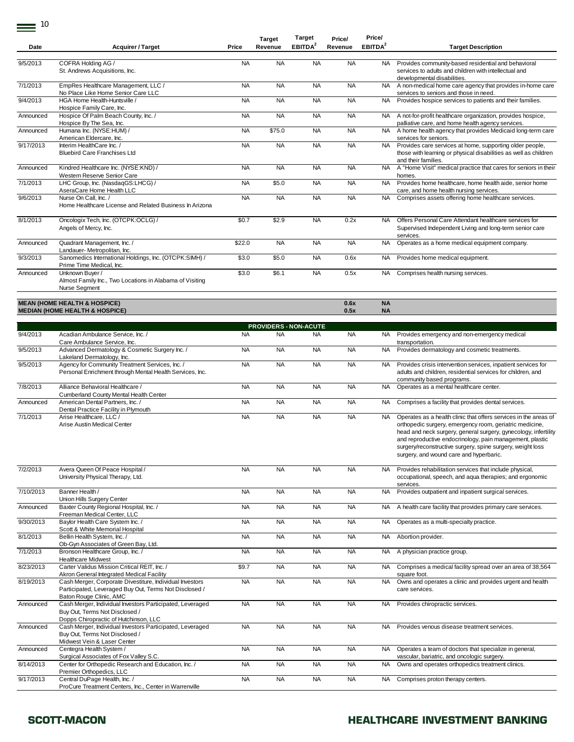| Date | Acquirer / Target | Price | Target Revenue | Target EBITDA[2] | Price/ Revenue | Price/ EBITDA[2] | Target Description |
|---|---|---|---|---|---|---|---|
| 9/5/2013 | COFRA Holding AG / St. Andrews Acquisitions, Inc. | NA | NA | NA | NA | NA | Provides community-based residential and behavioral services to adults and children with intellectual and developmental disabilities. |
| 7/1/2013 | EmpRes Healthcare Management, LLC / No Place Like Home Senior Care LLC | NA | NA | NA | NA | NA | A non-medical home care agency that provides in-home care services to seniors and those in need. |
| 9/4/2013 | HGA Home Health-Huntsville / Hospice Family Care, Inc. | NA | NA | NA | NA | NA | Provides hospice services to patients and their families. |
| Announced | Hospice Of Palm Beach County, Inc. / Hospice By The Sea, Inc. | NA | NA | NA | NA | NA | A not-for-profit healthcare organization, provides hospice, palliative care, and home health agency services. |
| Announced | Humana Inc. (NYSE:HUM) / American Eldercare, Inc. | NA | $75.0 | NA | NA | NA | A home health agency that provides Medicaid long-term care services for seniors. |
| 9/17/2013 | Interim HealthCare Inc. / Bluebird Care Franchises Ltd | NA | NA | NA | NA | NA | Provides care services at home, supporting older people, those with learning or physical disabilities as well as children and their families. |
| Announced | Kindred Healthcare Inc. (NYSE:KND) / Western Reserve Senior Care | NA | NA | NA | NA | NA | A "Home Visit" medical practice that cares for seniors in their homes. |
| 7/1/2013 | LHC Group, Inc. (NasdaqGS:LHCG) / AseraCare Home Health LLC | NA | $5.0 | NA | NA | NA | Provides home healthcare, home health aide, senior home care, and home health nursing services. |
| 9/6/2013 | Nurse On Call, Inc. / Home Healthcare License and Related Business In Arizona | NA | NA | NA | NA | NA | Comprises assets offering home healthcare services. |
| 8/1/2013 | Oncologix Tech, Inc. (OTCPK:OCLG) / Angels of Mercy, Inc. | $0.7 | $2.9 | NA | 0.2x | NA | Offers Personal Care Attendant healthcare services for Supervised Independent Living and long-term senior care services. |
| Announced | Quadrant Management, Inc. / Landauer- Metropolitan, Inc. | $22.0 | NA | NA | NA | NA | Operates as a home medical equipment company. |
| 9/3/2013 | Sanomedics International Holdings, Inc. (OTCPK:SIMH) / Prime Time Medical, Inc. | $3.0 | $5.0 | NA | 0.6x | NA | Provides home medical equipment. |
| Announced | Unknown Buyer / Almost Family Inc., Two Locations in Alabama of Visiting Nurse Segment | $3.0 | $6.1 | NA | 0.5x | NA | Comprises health nursing services. |
| **MEAN (HOME HEALTH & HOSPICE)** | | | | | **0.6x** | **NA** | |
| **MEDIAN (HOME HEALTH & HOSPICE)** | | | | | **0.5x** | **NA** | |
| | | | **PROVIDERS - NON-ACUTE** | | | | |
| 9/4/2013 | Acadian Ambulance Service, Inc. / Care Ambulance Service, Inc. | NA | NA | NA | NA | NA | Provides emergency and non-emergency medical transportation. |
| 9/5/2013 | Advanced Dermatology & Cosmetic Surgery Inc. / Lakeland Dermatology, Inc. | NA | NA | NA | NA | NA | Provides dermatology and cosmetic treatments. |
| 9/5/2013 | Agency for Community Treatment Services, Inc. / Personal Enrichment through Mental Health Services, Inc. | NA | NA | NA | NA | NA | Provides crisis intervention services, inpatient services for adults and children, residential services for children, and community based programs. |
| 7/8/2013 | Alliance Behavioral Healthcare / Cumberland County Mental Health Center | NA | NA | NA | NA | NA | Operates as a mental healthcare center. |
| Announced | American Dental Partners, Inc. / Dental Practice Facility in Plymouth | NA | NA | NA | NA | NA | Comprises a facility that provides dental services. |
| 7/1/2013 | Arise Healthcare, LLC / Arise Austin Medical Center | NA | NA | NA | NA | NA | Operates as a health clinic that offers services in the areas of orthopedic surgery, emergency room, geriatric medicine, head and neck surgery, general surgery, gynecology, infertility and reproductive endocrinology, pain management, plastic surgery/reconstructive surgery, spine surgery, weight loss surgery, and wound care and hyperbaric. |
| 7/2/2013 | Avera Queen Of Peace Hospital / University Physical Therapy, Ltd. | NA | NA | NA | NA | NA | Provides rehabilitation services that include physical, occupational, speech, and aqua therapies; and ergonomic services. |
| 7/10/2013 | Banner Health / Union Hills Surgery Center | NA | NA | NA | NA | NA | Provides outpatient and inpatient surgical services. |
| Announced | Baxter County Regional Hospital, Inc. / Freeman Medical Center, LLC | NA | NA | NA | NA | NA | A health care facility that provides primary care services. |
| 9/30/2013 | Baylor Health Care System Inc. / Scott & White Memorial Hospital | NA | NA | NA | NA | NA | Operates as a multi-specialty practice. |
| 8/1/2013 | Bellin Health System, Inc. / Ob-Gyn Associates of Green Bay, Ltd. | NA | NA | NA | NA | NA | Abortion provider. |
| 7/1/2013 | Bronson Healthcare Group, Inc. / Healthcare Midwest | NA | NA | NA | NA | NA | A physician practice group. |
| 8/23/2013 | Carter Validus Mission Critical REIT, Inc. / Akron General Integrated Medical Facility | $9.7 | NA | NA | NA | NA | Comprises a medical facility spread over an area of 38,564 square foot. |
| 8/19/2013 | Cash Merger, Corporate Divestiture, Individual Investors Participated, Leveraged Buy Out, Terms Not Disclosed / Baton Rouge Clinic, AMC | NA | NA | NA | NA | NA | Owns and operates a clinic and provides urgent and health care services. |
| Announced | Cash Merger, Individual Investors Participated, Leveraged Buy Out, Terms Not Disclosed / Dopps Chiropractic of Hutchinson, LLC | NA | NA | NA | NA | NA | Provides chiropractic services. |
| Announced | Cash Merger, Individual Investors Participated, Leveraged Buy Out, Terms Not Disclosed / Midwest Vein & Laser Center | NA | NA | NA | NA | NA | Provides venous disease treatment services. |
| Announced | Centegra Health System / Surgical Associates of Fox Valley S.C. | NA | NA | NA | NA | NA | Operates a team of doctors that specialize in general, vascular, bariatric, and oncologic surgery. |
| 8/14/2013 | Center for Orthopedic Research and Education, Inc. / Premier Orthopedics, LLC | NA | NA | NA | NA | NA | Owns and operates orthopedics treatment clinics. |
| 9/17/2013 | Central DuPage Health, Inc. / ProCure Treatment Centers, Inc., Center in Warrenville | NA | NA | NA | NA | NA | Comprises proton therapy centers. |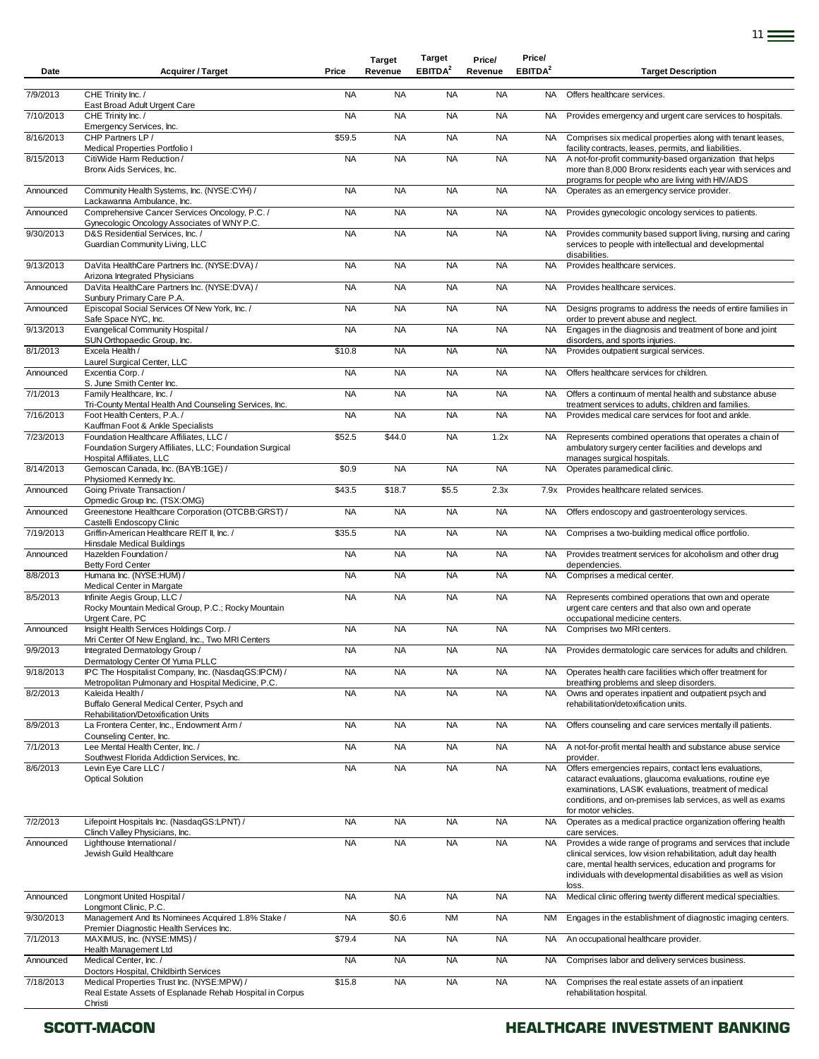| Date | Acquirer / Target | Price | Target Revenue | Target EBITDA[2] | Price/ Revenue | Price/ EBITDA[2] | Target Description |
|---|---|---|---|---|---|---|---|
| 7/9/2013 | CHE Trinity Inc. / East Broad Adult Urgent Care | NA | NA | NA | NA | NA | Offers healthcare services. |
| 7/10/2013 | CHE Trinity Inc. / Emergency Services, Inc. | NA | NA | NA | NA | NA | Provides emergency and urgent care services to hospitals. |
| 8/16/2013 | CHP Partners LP / Medical Properties Portfolio I | $59.5 | NA | NA | NA | NA | Comprises six medical properties along with tenant leases, facility contracts, leases, permits, and liabilities. |
| 8/15/2013 | CitiWide Harm Reduction / Bronx Aids Services, Inc. | NA | NA | NA | NA | NA | A not-for-profit community-based organization that helps more than 8,000 Bronx residents each year with services and programs for people who are living with HIV/AIDS |
| Announced | Community Health Systems, Inc. (NYSE:CYH) / Lackawanna Ambulance, Inc. | NA | NA | NA | NA | NA | Operates as an emergency service provider. |
| Announced | Comprehensive Cancer Services Oncology, P.C. / Gynecologic Oncology Associates of WNY P.C. | NA | NA | NA | NA | NA | Provides gynecologic oncology services to patients. |
| 9/30/2013 | D&S Residential Services, Inc. / Guardian Community Living, LLC | NA | NA | NA | NA | NA | Provides community based support living, nursing and caring services to people with intellectual and developmental disabilities. |
| 9/13/2013 | DaVita HealthCare Partners Inc. (NYSE:DVA) / Arizona Integrated Physicians | NA | NA | NA | NA | NA | Provides healthcare services. |
| Announced | DaVita HealthCare Partners Inc. (NYSE:DVA) / Sunbury Primary Care P.A. | NA | NA | NA | NA | NA | Provides healthcare services. |
| Announced | Episcopal Social Services Of New York, Inc. / Safe Space NYC, Inc. | NA | NA | NA | NA | NA | Designs programs to address the needs of entire families in order to prevent abuse and neglect. |
| 9/13/2013 | Evangelical Community Hospital / SUN Orthopaedic Group, Inc. | NA | NA | NA | NA | NA | Engages in the diagnosis and treatment of bone and joint disorders, and sports injuries. |
| 8/1/2013 | Excela Health / Laurel Surgical Center, LLC | $10.8 | NA | NA | NA | NA | Provides outpatient surgical services. |
| Announced | Excentia Corp. / S. June Smith Center Inc. | NA | NA | NA | NA | NA | Offers healthcare services for children. |
| 7/1/2013 | Family Healthcare, Inc. / Tri-County Mental Health And Counseling Services, Inc. | NA | NA | NA | NA | NA | Offers a continuum of mental health and substance abuse treatment services to adults, children and families. |
| 7/16/2013 | Foot Health Centers, P.A. / Kauffman Foot & Ankle Specialists | NA | NA | NA | NA | NA | Provides medical care services for foot and ankle. |
| 7/23/2013 | Foundation Healthcare Affiliates, LLC / Foundation Surgery Affiliates, LLC; Foundation Surgical Hospital Affiliates, LLC | $52.5 | $44.0 | NA | 1.2x | NA | Represents combined operations that operates a chain of ambulatory surgery center facilities and develops and manages surgical hospitals. |
| 8/14/2013 | Gemoscan Canada, Inc. (BAYB:1GE) / Physiomed Kennedy Inc. | $0.9 | NA | NA | NA | NA | Operates paramedical clinic. |
| Announced | Going Private Transaction / Opmedic Group Inc. (TSX:OMG) | $43.5 | $18.7 | $5.5 | 2.3x | 7.9x | Provides healthcare related services. |
| Announced | Greenestone Healthcare Corporation (OTCBB:GRST) / Castelli Endoscopy Clinic | NA | NA | NA | NA | NA | Offers endoscopy and gastroenterology services. |
| 7/19/2013 | Griffin-American Healthcare REIT II, Inc. / Hinsdale Medical Buildings | $35.5 | NA | NA | NA | NA | Comprises a two-building medical office portfolio. |
| Announced | Hazelden Foundation / Betty Ford Center | NA | NA | NA | NA | NA | Provides treatment services for alcoholism and other drug dependencies. |
| 8/8/2013 | Humana Inc. (NYSE:HUM) / Medical Center in Margate | NA | NA | NA | NA | NA | Comprises a medical center. |
| 8/5/2013 | Infinite Aegis Group, LLC / Rocky Mountain Medical Group, P.C.; Rocky Mountain Urgent Care, PC | NA | NA | NA | NA | NA | Represents combined operations that own and operate urgent care centers and that also own and operate occupational medicine centers. |
| Announced | Insight Health Services Holdings Corp. / Mri Center Of New England, Inc., Two MRI Centers | NA | NA | NA | NA | NA | Comprises two MRI centers. |
| 9/9/2013 | Integrated Dermatology Group / Dermatology Center Of Yuma PLLC | NA | NA | NA | NA | NA | Provides dermatologic care services for adults and children. |
| 9/18/2013 | IPC The Hospitalist Company, Inc. (NasdaqGS:IPCM) / Metropolitan Pulmonary and Hospital Medicine, P.C. | NA | NA | NA | NA | NA | Operates health care facilities which offer treatment for breathing problems and sleep disorders. |
| 8/2/2013 | Kaleida Health / Buffalo General Medical Center, Psych and Rehabilitation/Detoxification Units | NA | NA | NA | NA | NA | Owns and operates inpatient and outpatient psych and rehabilitation/detoxification units. |
| 8/9/2013 | La Frontera Center, Inc., Endowment Arm / Counseling Center, Inc. | NA | NA | NA | NA | NA | Offers counseling and care services mentally ill patients. |
| 7/1/2013 | Lee Mental Health Center, Inc. / Southwest Florida Addiction Services, Inc. | NA | NA | NA | NA | NA | A not-for-profit mental health and substance abuse service provider. |
| 8/6/2013 | Levin Eye Care LLC / Optical Solution | NA | NA | NA | NA | NA | Offers emergencies repairs, contact lens evaluations, cataract evaluations, glaucoma evaluations, routine eye examinations, LASIK evaluations, treatment of medical conditions, and on-premises lab services, as well as exams for motor vehicles. |
| 7/2/2013 | Lifepoint Hospitals Inc. (NasdaqGS:LPNT) / Clinch Valley Physicians, Inc. | NA | NA | NA | NA | NA | Operates as a medical practice organization offering health care services. |
| Announced | Lighthouse International / Jewish Guild Healthcare | NA | NA | NA | NA | NA | Provides a wide range of programs and services that include clinical services, low vision rehabilitation, adult day health care, mental health services, education and programs for individuals with developmental disabilities as well as vision loss. |
| Announced | Longmont United Hospital / Longmont Clinic, P.C. | NA | NA | NA | NA | NA | Medical clinic offering twenty different medical specialties. |
| 9/30/2013 | Management And Its Nominees Acquired 1.8% Stake / Premier Diagnostic Health Services Inc. | NA | $0.6 | NM | NA | NM | Engages in the establishment of diagnostic imaging centers. |
| 7/1/2013 | MAXIMUS, Inc. (NYSE:MMS) / Health Management Ltd | $79.4 | NA | NA | NA | NA | An occupational healthcare provider. |
| Announced | Medical Center, Inc. / Doctors Hospital, Childbirth Services | NA | NA | NA | NA | NA | Comprises labor and delivery services business. |
| 7/18/2013 | Medical Properties Trust Inc. (NYSE:MPW) / Real Estate Assets of Esplanade Rehab Hospital in Corpus Christi | $15.8 | NA | NA | NA | NA | Comprises the real estate assets of an inpatient rehabilitation hospital. |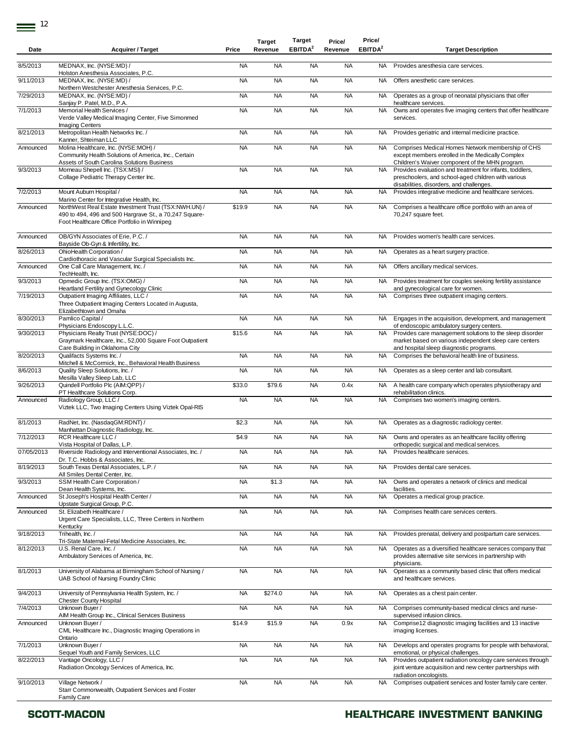| Date | Acquirer / Target | Price | Target Revenue | Target EBITDA[2] | Price/ Revenue | Price/ EBITDA[2] | Target Description |
|---|---|---|---|---|---|---|---|
| 8/5/2013 | MEDNAX, Inc. (NYSE:MD) / Holston Anesthesia Associates, P.C. | NA | NA | NA | NA | NA | Provides anesthesia care services. |
| 9/11/2013 | MEDNAX, Inc. (NYSE:MD) / Northern Westchester Anesthesia Services, P.C. | NA | NA | NA | NA | NA | Offers anesthetic care services. |
| 7/29/2013 | MEDNAX, Inc. (NYSE:MD) / Sanjay P. Patel, M.D., P.A. | NA | NA | NA | NA | NA | Operates as a group of neonatal physicians that offer healthcare services. |
| 7/1/2013 | Memorial Health Services / Verde Valley Medical Imaging Center, Five Simonmed Imaging Centers | NA | NA | NA | NA | NA | Owns and operates five imaging centers that offer healthcare services. |
| 8/21/2013 | Metropolitan Health Networks Inc. / Kanner, Shteiman LLC | NA | NA | NA | NA | NA | Provides geriatric and internal medicine practice. |
| Announced | Molina Healthcare, Inc. (NYSE:MOH) / Community Health Solutions of America, Inc., Certain Assets of South Carolina Solutions Business | NA | NA | NA | NA | NA | Comprises Medical Homes Network membership of CHS except members enrolled in the Medically Complex Children's Waiver component of the MHN program. |
| 9/3/2013 | Morneau Shepell Inc. (TSX:MSI) / Collage Pediatric Therapy Center Inc. | NA | NA | NA | NA | NA | Provides evaluation and treatment for infants, toddlers, preschoolers, and school-aged children with various disabilities, disorders, and challenges. |
| 7/2/2013 | Mount Auburn Hospital / Marino Center for Integrative Health, Inc. | NA | NA | NA | NA | NA | Provides integrative medicine and healthcare services. |
| Announced | NorthWest Real Estate Investment Trust (TSX:NWH.UN) / 490 to 494, 496 and 500 Hargrave St., a 70,247 Square-Foot Healthcare Office Portfolio in Winnipeg | $19.9 | NA | NA | NA | NA | Comprises a healthcare office portfolio with an area of 70,247 square feet. |
| Announced | OB/GYN Associates of Erie, P.C. / Bayside Ob-Gyn & Infertility, Inc. | NA | NA | NA | NA | NA | Provides women's health care services. |
| 8/26/2013 | OhioHealth Corporation / Cardiothoracic and Vascular Surgical Specialists Inc. | NA | NA | NA | NA | NA | Operates as a heart surgery practice. |
| Announced | One Call Care Management, Inc. / TechHealth, Inc. | NA | NA | NA | NA | NA | Offers ancillary medical services. |
| 9/3/2013 | Opmedic Group Inc. (TSX:OMG) / Heartland Fertility and Gynecology Clinic | NA | NA | NA | NA | NA | Provides treatment for couples seeking fertility assistance and gynecological care for women. |
| 7/19/2013 | Outpatient Imaging Affiliates, LLC / Three Outpatient Imaging Centers Located in Augusta, Elizabethtown and Omaha | NA | NA | NA | NA | NA | Comprises three outpatient imaging centers. |
| 8/30/2013 | Pamlico Capital / Physicians Endoscopy L.L.C. | NA | NA | NA | NA | NA | Engages in the acquisition, development, and management of endoscopic ambulatory surgery centers. |
| 9/30/2013 | Physicians Realty Trust (NYSE:DOC) / Graymark Healthcare, Inc., 52,000 Square Foot Outpatient Care Building in Oklahoma City | $15.6 | NA | NA | NA | NA | Provides care management solutions to the sleep disorder market based on various independent sleep care centers and hospital sleep diagnostic programs. |
| 8/20/2013 | Qualifacts Systems Inc. / Mitchell & McCormick, Inc., Behavioral Health Business | NA | NA | NA | NA | NA | Comprises the behavioral health line of business. |
| 8/6/2013 | Quality Sleep Solutions, Inc. / Mesilla Valley Sleep Lab, LLC | NA | NA | NA | NA | NA | Operates as a sleep center and lab consultant. |
| 9/26/2013 | Quindell Portfolio Plc (AIM:QPP) / PT Healthcare Solutions Corp. | $33.0 | $79.6 | NA | 0.4x | NA | A health care company which operates physiotherapy and rehabilitation clinics. |
| Announced | Radiology Group, LLC / Viztek LLC, Two Imaging Centers Using Viztek Opal-RIS | NA | NA | NA | NA | NA | Comprises two women's imaging centers. |
| 8/1/2013 | RadNet, Inc. (NasdaqGM:RDNT) / Manhattan Diagnostic Radiology, Inc. | $2.3 | NA | NA | NA | NA | Operates as a diagnostic radiology center. |
| 7/12/2013 | RCR Healthcare LLC / Vista Hospital of Dallas, L.P. | $4.9 | NA | NA | NA | NA | Owns and operates as an healthcare facility offering orthopedic surgical and medical services. |
| 07/05/2013 | Riverside Radiology and Interventional Associates, Inc. / Dr. T.C. Hobbs & Associates, Inc. | NA | NA | NA | NA | NA | Provides healthcare services. |
| 8/19/2013 | South Texas Dental Associates, L.P. / All Smiles Dental Center, Inc. | NA | NA | NA | NA | NA | Provides dental care services. |
| 9/3/2013 | SSM Health Care Corporation / Dean Health Systems, Inc. | NA | $1.3 | NA | NA | NA | Owns and operates a network of clinics and medical facilities. |
| Announced | St Joseph's Hospital Health Center / Upstate Surgical Group, P.C. | NA | NA | NA | NA | NA | Operates a medical group practice. |
| Announced | St. Elizabeth Healthcare / Urgent Care Specialists, LLC, Three Centers in Northern Kentucky | NA | NA | NA | NA | NA | Comprises health care services centers. |
| 9/18/2013 | Trihealth, Inc. / Tri-State Maternal-Fetal Medicine Associates, Inc. | NA | NA | NA | NA | NA | Provides prenatal, delivery and postpartum care services. |
| 8/12/2013 | U.S. Renal Care, Inc. / Ambulatory Services of America, Inc. | NA | NA | NA | NA | NA | Operates as a diversified healthcare services company that provides alternative site services in partnership with physicians. |
| 8/1/2013 | University of Alabama at Birmingham School of Nursing / UAB School of Nursing Foundry Clinic | NA | NA | NA | NA | NA | Operates as a community based clinic that offers medical and healthcare services. |
| 9/4/2013 | University of Pennsylvania Health System, Inc. / Chester County Hospital | NA | $274.0 | NA | NA | NA | Operates as a chest pain center. |
| 7/4/2013 | Unknown Buyer / AIM Health Group Inc., Clinical Services Business | NA | NA | NA | NA | NA | Comprises community-based medical clinics and nurse-supervised infusion clinics. |
| Announced | Unknown Buyer / CML Healthcare Inc., Diagnostic Imaging Operations in Ontario | $14.9 | $15.9 | NA | 0.9x | NA | Comprise12 diagnostic imaging facilities and 13 inactive imaging licenses. |
| 7/1/2013 | Unknown Buyer / Sequel Youth and Family Services, LLC | NA | NA | NA | NA | NA | Develops and operates programs for people with behavioral, emotional, or physical challenges. |
| 8/22/2013 | Vantage Oncology, LLC / Radiation Oncology Services of America, Inc. | NA | NA | NA | NA | NA | Provides outpatient radiation oncology care services through joint venture acquisition and new center partnerships with radiation oncologists. |
| 9/10/2013 | Village Network / Starr Commonwealth, Outpatient Services and Foster Family Care | NA | NA | NA | NA | NA | Comprises outpatient services and foster family care center. |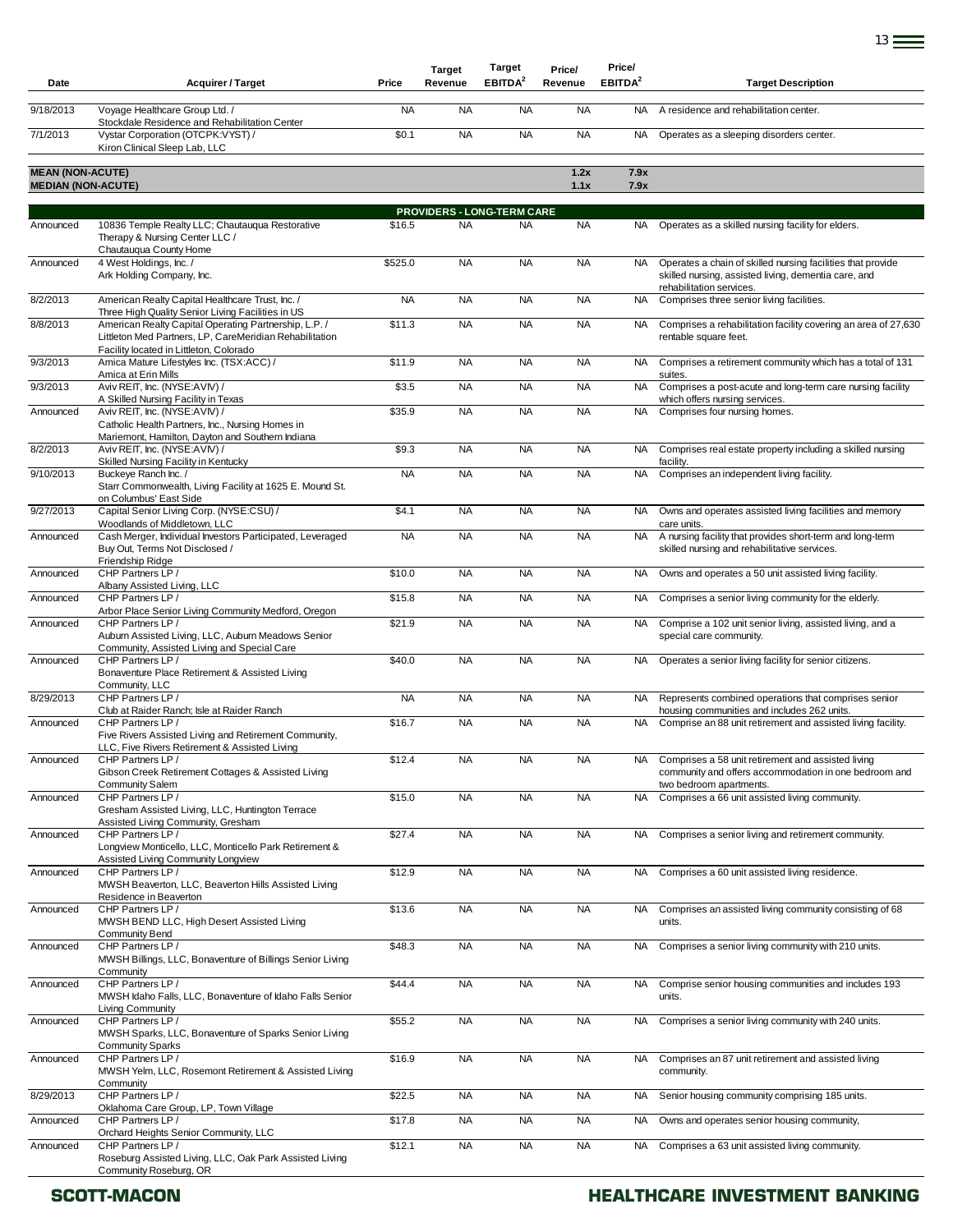| Date | Acquirer / Target | Price | Target Revenue | Target EBITDA[2] | Price/ Revenue | Price/ EBITDA[2] | Target Description |
|---|---|---|---|---|---|---|---|
| 9/18/2013 | Voyage Healthcare Group Ltd. / Stockdale Residence and Rehabilitation Center | NA | NA | NA | NA | NA | A residence and rehabilitation center. |
| 7/1/2013 | Vystar Corporation (OTCPK:VYST) / Kiron Clinical Sleep Lab, LLC | $0.1 | NA | NA | NA | NA | Operates as a sleeping disorders center. |
| **MEAN (NON-ACUTE)** | | | | | **1.2x** | **7.9x** | |
| **MEDIAN (NON-ACUTE)** | | | | | **1.1x** | **7.9x** | |
| | | | **PROVIDERS - LONG-TERM CARE** | | | | |
| Announced | 10836 Temple Realty LLC; Chautauqua Restorative Therapy & Nursing Center LLC / Chautauqua County Home | $16.5 | NA | NA | NA | NA | Operates as a skilled nursing facility for elders. |
| Announced | 4 West Holdings, Inc. / Ark Holding Company, Inc. | $525.0 | NA | NA | NA | NA | Operates a chain of skilled nursing facilities that provide skilled nursing, assisted living, dementia care, and rehabilitation services. |
| 8/2/2013 | American Realty Capital Healthcare Trust, Inc. / Three High Quality Senior Living Facilities in US | NA | NA | NA | NA | NA | Comprises three senior living facilities. |
| 8/8/2013 | American Realty Capital Operating Partnership, L.P. / Littleton Med Partners, LP, CareMeridian Rehabilitation Facility located in Littleton, Colorado | $11.3 | NA | NA | NA | NA | Comprises a rehabilitation facility covering an area of 27,630 rentable square feet. |
| 9/3/2013 | Amica Mature Lifestyles Inc. (TSX:ACC) / Amica at Erin Mills | $11.9 | NA | NA | NA | NA | Comprises a retirement community which has a total of 131 suites. |
| 9/3/2013 | Aviv REIT, Inc. (NYSE:AVIV) / A Skilled Nursing Facility in Texas | $3.5 | NA | NA | NA | NA | Comprises a post-acute and long-term care nursing facility which offers nursing services. |
| Announced | Aviv REIT, Inc. (NYSE:AVIV) / Catholic Health Partners, Inc., Nursing Homes in Mariemont, Hamilton, Dayton and Southern Indiana | $35.9 | NA | NA | NA | NA | Comprises four nursing homes. |
| 8/2/2013 | Aviv REIT, Inc. (NYSE:AVIV) / Skilled Nursing Facility in Kentucky | $9.3 | NA | NA | NA | NA | Comprises real estate property including a skilled nursing facility. |
| 9/10/2013 | Buckeye Ranch Inc. / Starr Commonwealth, Living Facility at 1625 E. Mound St. on Columbus' East Side | NA | NA | NA | NA | NA | Comprises an independent living facility. |
| 9/27/2013 | Capital Senior Living Corp. (NYSE:CSU) / Woodlands of Middletown, LLC | $4.1 | NA | NA | NA | NA | Owns and operates assisted living facilities and memory care units. |
| Announced | Cash Merger, Individual Investors Participated, Leveraged Buy Out, Terms Not Disclosed / Friendship Ridge | NA | NA | NA | NA | NA | A nursing facility that provides short-term and long-term skilled nursing and rehabilitative services. |
| Announced | CHP Partners LP / Albany Assisted Living, LLC | $10.0 | NA | NA | NA | NA | Owns and operates a 50 unit assisted living facility. |
| Announced | CHP Partners LP / Arbor Place Senior Living Community Medford, Oregon | $15.8 | NA | NA | NA | NA | Comprises a senior living community for the elderly. |
| Announced | CHP Partners LP / Auburn Assisted Living, LLC, Auburn Meadows Senior Community, Assisted Living and Special Care | $21.9 | NA | NA | NA | NA | Comprise a 102 unit senior living, assisted living, and a special care community. |
| Announced | CHP Partners LP / Bonaventure Place Retirement & Assisted Living Community, LLC | $40.0 | NA | NA | NA | NA | Operates a senior living facility for senior citizens. |
| 8/29/2013 | CHP Partners LP / Club at Raider Ranch; Isle at Raider Ranch | NA | NA | NA | NA | NA | Represents combined operations that comprises senior housing communities and includes 262 units. |
| Announced | CHP Partners LP / Five Rivers Assisted Living and Retirement Community, LLC, Five Rivers Retirement & Assisted Living | $16.7 | NA | NA | NA | NA | Comprise an 88 unit retirement and assisted living facility. |
| Announced | CHP Partners LP / Gibson Creek Retirement Cottages & Assisted Living Community Salem | $12.4 | NA | NA | NA | NA | Comprises a 58 unit retirement and assisted living community and offers accommodation in one bedroom and two bedroom apartments. |
| Announced | CHP Partners LP / Gresham Assisted Living, LLC, Huntington Terrace Assisted Living Community, Gresham | $15.0 | NA | NA | NA | NA | Comprises a 66 unit assisted living community. |
| Announced | CHP Partners LP / Longview Monticello, LLC, Monticello Park Retirement & Assisted Living Community Longview | $27.4 | NA | NA | NA | NA | Comprises a senior living and retirement community. |
| Announced | CHP Partners LP / MWSH Beaverton, LLC, Beaverton Hills Assisted Living Residence in Beaverton | $12.9 | NA | NA | NA | NA | Comprises a 60 unit assisted living residence. |
| Announced | CHP Partners LP / MWSH BEND LLC, High Desert Assisted Living Community Bend | $13.6 | NA | NA | NA | NA | Comprises an assisted living community consisting of 68 units. |
| Announced | CHP Partners LP / MWSH Billings, LLC, Bonaventure of Billings Senior Living Community | $48.3 | NA | NA | NA | NA | Comprises a senior living community with 210 units. |
| Announced | CHP Partners LP / MWSH Idaho Falls, LLC, Bonaventure of Idaho Falls Senior Living Community | $44.4 | NA | NA | NA | NA | Comprise senior housing communities and includes 193 units. |
| Announced | CHP Partners LP / MWSH Sparks, LLC, Bonaventure of Sparks Senior Living Community Sparks | $55.2 | NA | NA | NA | NA | Comprises a senior living community with 240 units. |
| Announced | CHP Partners LP / MWSH Yelm, LLC, Rosemont Retirement & Assisted Living Community | $16.9 | NA | NA | NA | NA | Comprises an 87 unit retirement and assisted living community. |
| 8/29/2013 | CHP Partners LP / Oklahoma Care Group, LP, Town Village | $22.5 | NA | NA | NA | NA | Senior housing community comprising 185 units. |
| Announced | CHP Partners LP / Orchard Heights Senior Community, LLC | $17.8 | NA | NA | NA | NA | Owns and operates senior housing community, |
| Announced | CHP Partners LP / Roseburg Assisted Living, LLC, Oak Park Assisted Living Community Roseburg, OR | $12.1 | NA | NA | NA | NA | Comprises a 63 unit assisted living community. |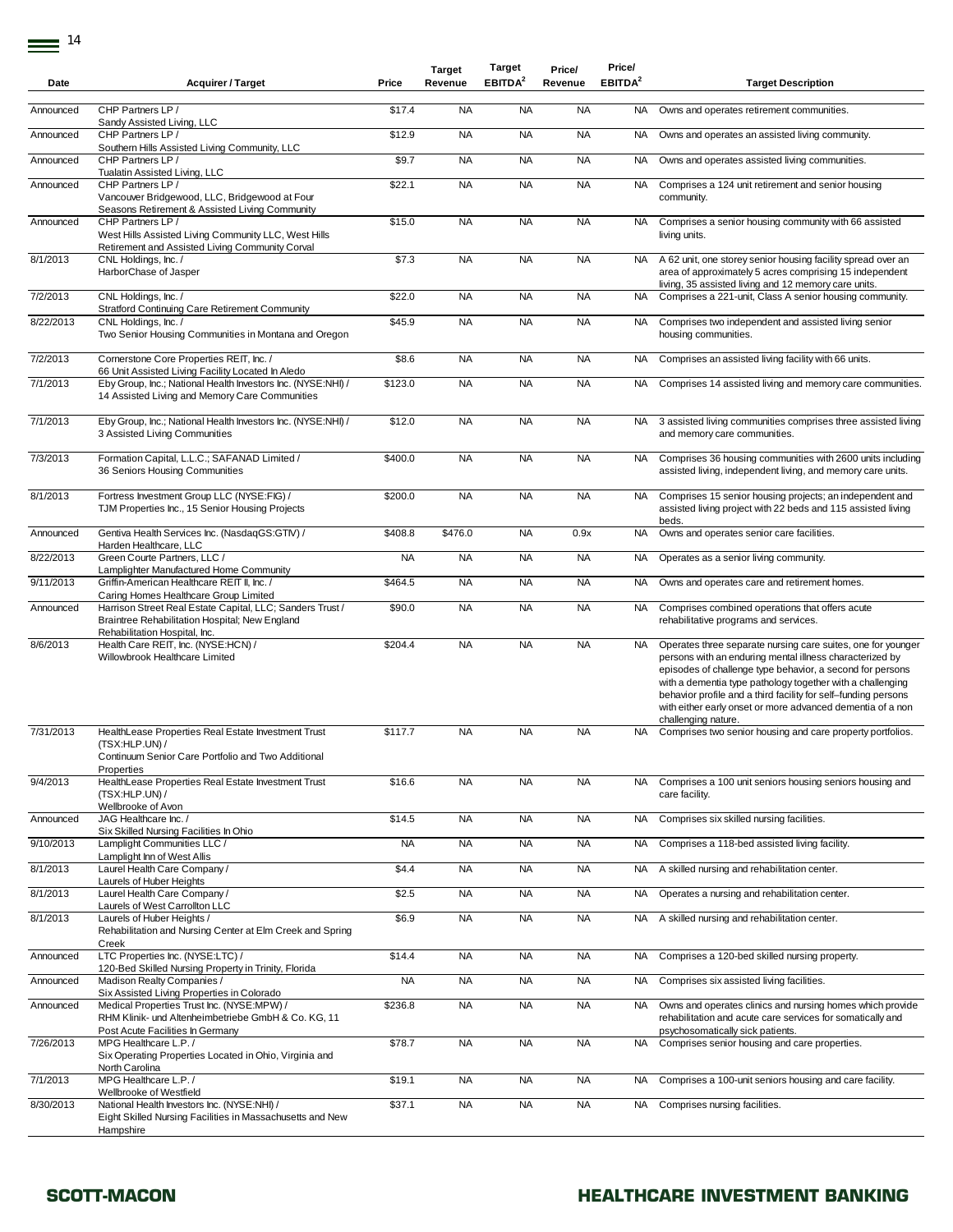| Date | Acquirer / Target | Price | Target Revenue | Target EBITDA[2] | Price/ Revenue | Price/ EBITDA[2] | Target Description |
|---|---|---|---|---|---|---|---|
| Announced | CHP Partners LP / Sandy Assisted Living, LLC | $17.4 | NA | NA | NA | NA | Owns and operates retirement communities. |
| Announced | CHP Partners LP / Southern Hills Assisted Living Community, LLC | $12.9 | NA | NA | NA | NA | Owns and operates an assisted living community. |
| Announced | CHP Partners LP / Tualatin Assisted Living, LLC | $9.7 | NA | NA | NA | NA | Owns and operates assisted living communities. |
| Announced | CHP Partners LP / Vancouver Bridgewood, LLC, Bridgewood at Four Seasons Retirement & Assisted Living Community | $22.1 | NA | NA | NA | NA | Comprises a 124 unit retirement and senior housing community. |
| Announced | CHP Partners LP / West Hills Assisted Living Community LLC, West Hills Retirement and Assisted Living Community Corval | $15.0 | NA | NA | NA | NA | Comprises a senior housing community with 66 assisted living units. |
| 8/1/2013 | CNL Holdings, Inc. / HarborChase of Jasper | $7.3 | NA | NA | NA | NA | A 62 unit, one storey senior housing facility spread over an area of approximately 5 acres comprising 15 independent living, 35 assisted living and 12 memory care units. |
| 7/2/2013 | CNL Holdings, Inc. / Stratford Continuing Care Retirement Community | $22.0 | NA | NA | NA | NA | Comprises a 221-unit, Class A senior housing community. |
| 8/22/2013 | CNL Holdings, Inc. / Two Senior Housing Communities in Montana and Oregon | $45.9 | NA | NA | NA | NA | Comprises two independent and assisted living senior housing communities. |
| 7/2/2013 | Cornerstone Core Properties REIT, Inc. / 66 Unit Assisted Living Facility Located In Aledo | $8.6 | NA | NA | NA | NA | Comprises an assisted living facility with 66 units. |
| 7/1/2013 | Eby Group, Inc.; National Health Investors Inc. (NYSE:NHI) / 14 Assisted Living and Memory Care Communities | $123.0 | NA | NA | NA | NA | Comprises 14 assisted living and memory care communities. |
| 7/1/2013 | Eby Group, Inc.; National Health Investors Inc. (NYSE:NHI) / 3 Assisted Living Communities | $12.0 | NA | NA | NA | NA | 3 assisted living communities comprises three assisted living and memory care communities. |
| 7/3/2013 | Formation Capital, L.L.C.; SAFANAD Limited / 36 Seniors Housing Communities | $400.0 | NA | NA | NA | NA | Comprises 36 housing communities with 2600 units including assisted living, independent living, and memory care units. |
| 8/1/2013 | Fortress Investment Group LLC (NYSE:FIG) / TJM Properties Inc., 15 Senior Housing Projects | $200.0 | NA | NA | NA | NA | Comprises 15 senior housing projects; an independent and assisted living project with 22 beds and 115 assisted living beds. |
| Announced | Gentiva Health Services Inc. (NasdaqGS:GTIV) / Harden Healthcare, LLC | $408.8 | $476.0 | NA | 0.9x | NA | Owns and operates senior care facilities. |
| 8/22/2013 | Green Courte Partners, LLC / Lamplighter Manufactured Home Community | NA | NA | NA | NA | NA | Operates as a senior living community. |
| 9/11/2013 | Griffin-American Healthcare REIT II, Inc. / Caring Homes Healthcare Group Limited | $464.5 | NA | NA | NA | NA | Owns and operates care and retirement homes. |
| Announced | Harrison Street Real Estate Capital, LLC; Sanders Trust / Braintree Rehabilitation Hospital; New England Rehabilitation Hospital, Inc. | $90.0 | NA | NA | NA | NA | Comprises combined operations that offers acute rehabilitative programs and services. |
| 8/6/2013 | Health Care REIT, Inc. (NYSE:HCN) / Willowbrook Healthcare Limited | $204.4 | NA | NA | NA | NA | Operates three separate nursing care suites, one for younger persons with an enduring mental illness characterized by episodes of challenge type behavior, a second for persons with a dementia type pathology together with a challenging behavior profile and a third facility for self–funding persons with either early onset or more advanced dementia of a non challenging nature. |
| 7/31/2013 | HealthLease Properties Real Estate Investment Trust (TSX:HLP.UN) / Continuum Senior Care Portfolio and Two Additional Properties | $117.7 | NA | NA | NA | NA | Comprises two senior housing and care property portfolios. |
| 9/4/2013 | HealthLease Properties Real Estate Investment Trust (TSX:HLP.UN) / Wellbrooke of Avon | $16.6 | NA | NA | NA | NA | Comprises a 100 unit seniors housing seniors housing and care facility. |
| Announced | JAG Healthcare Inc. / Six Skilled Nursing Facilities In Ohio | $14.5 | NA | NA | NA | NA | Comprises six skilled nursing facilities. |
| 9/10/2013 | Lamplight Communities LLC / Lamplight Inn of West Allis | NA | NA | NA | NA | NA | Comprises a 118-bed assisted living facility. |
| 8/1/2013 | Laurel Health Care Company / Laurels of Huber Heights | $4.4 | NA | NA | NA | NA | A skilled nursing and rehabilitation center. |
| 8/1/2013 | Laurel Health Care Company / Laurels of West Carrollton LLC | $2.5 | NA | NA | NA | NA | Operates a nursing and rehabilitation center. |
| 8/1/2013 | Laurels of Huber Heights / Rehabilitation and Nursing Center at Elm Creek and Spring Creek | $6.9 | NA | NA | NA | NA | A skilled nursing and rehabilitation center. |
| Announced | LTC Properties Inc. (NYSE:LTC) / 120-Bed Skilled Nursing Property in Trinity, Florida | $14.4 | NA | NA | NA | NA | Comprises a 120-bed skilled nursing property. |
| Announced | Madison Realty Companies / Six Assisted Living Properties in Colorado | NA | NA | NA | NA | NA | Comprises six assisted living facilities. |
| Announced | Medical Properties Trust Inc. (NYSE:MPW) / RHM Klinik- und Altenheimbetriebe GmbH & Co. KG, 11 Post Acute Facilities In Germany | $236.8 | NA | NA | NA | NA | Owns and operates clinics and nursing homes which provide rehabilitation and acute care services for somatically and psychosomatically sick patients. |
| 7/26/2013 | MPG Healthcare L.P. / Six Operating Properties Located in Ohio, Virginia and North Carolina | $78.7 | NA | NA | NA | NA | Comprises senior housing and care properties. |
| 7/1/2013 | MPG Healthcare L.P. / Wellbrooke of Westfield | $19.1 | NA | NA | NA | NA | Comprises a 100-unit seniors housing and care facility. |
| 8/30/2013 | National Health Investors Inc. (NYSE:NHI) / Eight Skilled Nursing Facilities in Massachusetts and New Hampshire | $37.1 | NA | NA | NA | NA | Comprises nursing facilities. |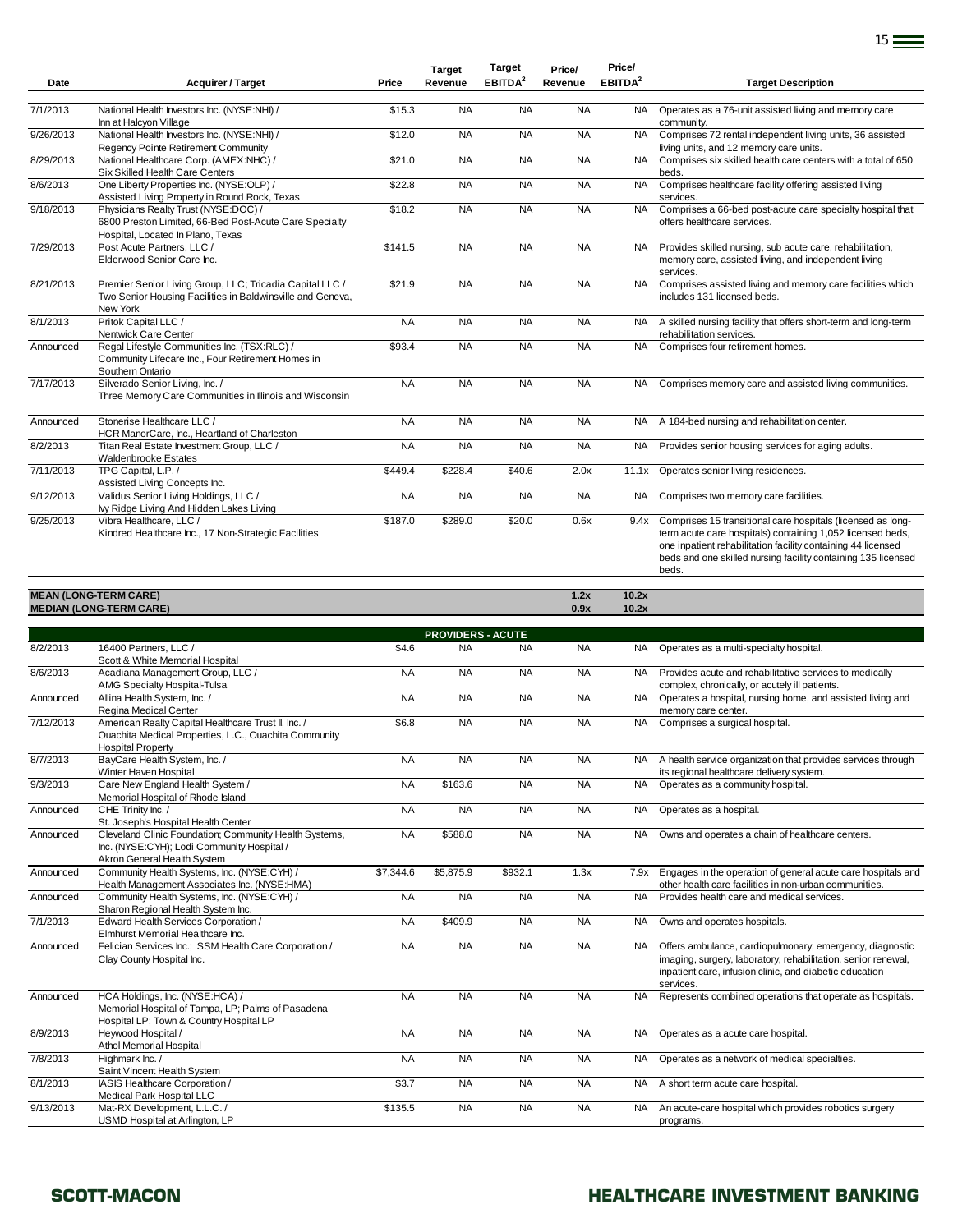| Date | Acquirer / Target | Price | Target Revenue | Target EBITDA[2] | Price/ Revenue | Price/ EBITDA[2] | Target Description |
|---|---|---|---|---|---|---|---|
| 7/1/2013 | National Health Investors Inc. (NYSE:NHI) / Inn at Halcyon Village | $15.3 | NA | NA | NA | NA | Operates as a 76-unit assisted living and memory care community. |
| 9/26/2013 | National Health Investors Inc. (NYSE:NHI) / Regency Pointe Retirement Community | $12.0 | NA | NA | NA | NA | Comprises 72 rental independent living units, 36 assisted living units, and 12 memory care units. |
| 8/29/2013 | National Healthcare Corp. (AMEX:NHC) / Six Skilled Health Care Centers | $21.0 | NA | NA | NA | NA | Comprises six skilled health care centers with a total of 650 beds. |
| 8/6/2013 | One Liberty Properties Inc. (NYSE:OLP) / Assisted Living Property in Round Rock, Texas | $22.8 | NA | NA | NA | NA | Comprises healthcare facility offering assisted living services. |
| 9/18/2013 | Physicians Realty Trust (NYSE:DOC) / 6800 Preston Limited, 66-Bed Post-Acute Care Specialty Hospital, Located In Plano, Texas | $18.2 | NA | NA | NA | NA | Comprises a 66-bed post-acute care specialty hospital that offers healthcare services. |
| 7/29/2013 | Post Acute Partners, LLC / Elderwood Senior Care Inc. | $141.5 | NA | NA | NA | NA | Provides skilled nursing, sub acute care, rehabilitation, memory care, assisted living, and independent living services. |
| 8/21/2013 | Premier Senior Living Group, LLC; Tricadia Capital LLC / Two Senior Housing Facilities in Baldwinsville and Geneva, New York | $21.9 | NA | NA | NA | NA | Comprises assisted living and memory care facilities which includes 131 licensed beds. |
| 8/1/2013 | Pritok Capital LLC / Nentwick Care Center | NA | NA | NA | NA | NA | A skilled nursing facility that offers short-term and long-term rehabilitation services. |
| Announced | Regal Lifestyle Communities Inc. (TSX:RLC) / Community Lifecare Inc., Four Retirement Homes in Southern Ontario | $93.4 | NA | NA | NA | NA | Comprises four retirement homes. |
| 7/17/2013 | Silverado Senior Living, Inc. / Three Memory Care Communities in Illinois and Wisconsin | NA | NA | NA | NA | NA | Comprises memory care and assisted living communities. |
| Announced | Stonerise Healthcare LLC / HCR ManorCare, Inc., Heartland of Charleston | NA | NA | NA | NA | NA | A 184-bed nursing and rehabilitation center. |
| 8/2/2013 | Titan Real Estate Investment Group, LLC / Waldenbrooke Estates | NA | NA | NA | NA | NA | Provides senior housing services for aging adults. |
| 7/11/2013 | TPG Capital, L.P. / Assisted Living Concepts Inc. | $449.4 | $228.4 | $40.6 | 2.0x | 11.1x | Operates senior living residences. |
| 9/12/2013 | Validus Senior Living Holdings, LLC / Ivy Ridge Living And Hidden Lakes Living | NA | NA | NA | NA | NA | Comprises two memory care facilities. |
| 9/25/2013 | Vibra Healthcare, LLC / Kindred Healthcare Inc., 17 Non-Strategic Facilities | $187.0 | $289.0 | $20.0 | 0.6x | 9.4x | Comprises 15 transitional care hospitals (licensed as long-term acute care hospitals) containing 1,052 licensed beds, one inpatient rehabilitation facility containing 44 licensed beds and one skilled nursing facility containing 135 licensed beds. |
| **MEAN (LONG-TERM CARE)** | | | | | **1.2x** | **10.2x** | |
| **MEDIAN (LONG-TERM CARE)** | | | | | **0.9x** | **10.2x** | |
| | | | **PROVIDERS - ACUTE** | | | | |
| 8/2/2013 | 16400 Partners, LLC / Scott & White Memorial Hospital | $4.6 | NA | NA | NA | NA | Operates as a multi-specialty hospital. |
| 8/6/2013 | Acadiana Management Group, LLC / AMG Specialty Hospital-Tulsa | NA | NA | NA | NA | NA | Provides acute and rehabilitative services to medically complex, chronically, or acutely ill patients. |
| Announced | Allina Health System, Inc. / Regina Medical Center | NA | NA | NA | NA | NA | Operates a hospital, nursing home, and assisted living and memory care center. |
| 7/12/2013 | American Realty Capital Healthcare Trust II, Inc. / Ouachita Medical Properties, L.C., Ouachita Community Hospital Property | $6.8 | NA | NA | NA | NA | Comprises a surgical hospital. |
| 8/7/2013 | BayCare Health System, Inc. / Winter Haven Hospital | NA | NA | NA | NA | NA | A health service organization that provides services through its regional healthcare delivery system. |
| 9/3/2013 | Care New England Health System / Memorial Hospital of Rhode Island | NA | $163.6 | NA | NA | NA | Operates as a community hospital. |
| Announced | CHE Trinity Inc. / St. Joseph's Hospital Health Center | NA | NA | NA | NA | NA | Operates as a hospital. |
| Announced | Cleveland Clinic Foundation; Community Health Systems, Inc. (NYSE:CYH); Lodi Community Hospital / Akron General Health System | NA | $588.0 | NA | NA | NA | Owns and operates a chain of healthcare centers. |
| Announced | Community Health Systems, Inc. (NYSE:CYH) / Health Management Associates Inc. (NYSE:HMA) | $7,344.6 | $5,875.9 | $932.1 | 1.3x | 7.9x | Engages in the operation of general acute care hospitals and other health care facilities in non-urban communities. |
| Announced | Community Health Systems, Inc. (NYSE:CYH) / Sharon Regional Health System Inc. | NA | NA | NA | NA | NA | Provides health care and medical services. |
| 7/1/2013 | Edward Health Services Corporation / Elmhurst Memorial Healthcare Inc. | NA | $409.9 | NA | NA | NA | Owns and operates hospitals. |
| Announced | Felician Services Inc.; SSM Health Care Corporation / Clay County Hospital Inc. | NA | NA | NA | NA | NA | Offers ambulance, cardiopulmonary, emergency, diagnostic imaging, surgery, laboratory, rehabilitation, senior renewal, inpatient care, infusion clinic, and diabetic education services. |
| Announced | HCA Holdings, Inc. (NYSE:HCA) / Memorial Hospital of Tampa, LP; Palms of Pasadena Hospital LP; Town & Country Hospital LP | NA | NA | NA | NA | NA | Represents combined operations that operate as hospitals. |
| 8/9/2013 | Heywood Hospital / Athol Memorial Hospital | NA | NA | NA | NA | NA | Operates as a acute care hospital. |
| 7/8/2013 | Highmark Inc. / Saint Vincent Health System | NA | NA | NA | NA | NA | Operates as a network of medical specialties. |
| 8/1/2013 | IASIS Healthcare Corporation / Medical Park Hospital LLC | $3.7 | NA | NA | NA | NA | A short term acute care hospital. |
| 9/13/2013 | Mat-RX Development, L.L.C. / USMD Hospital at Arlington, LP | $135.5 | NA | NA | NA | NA | An acute-care hospital which provides robotics surgery programs. |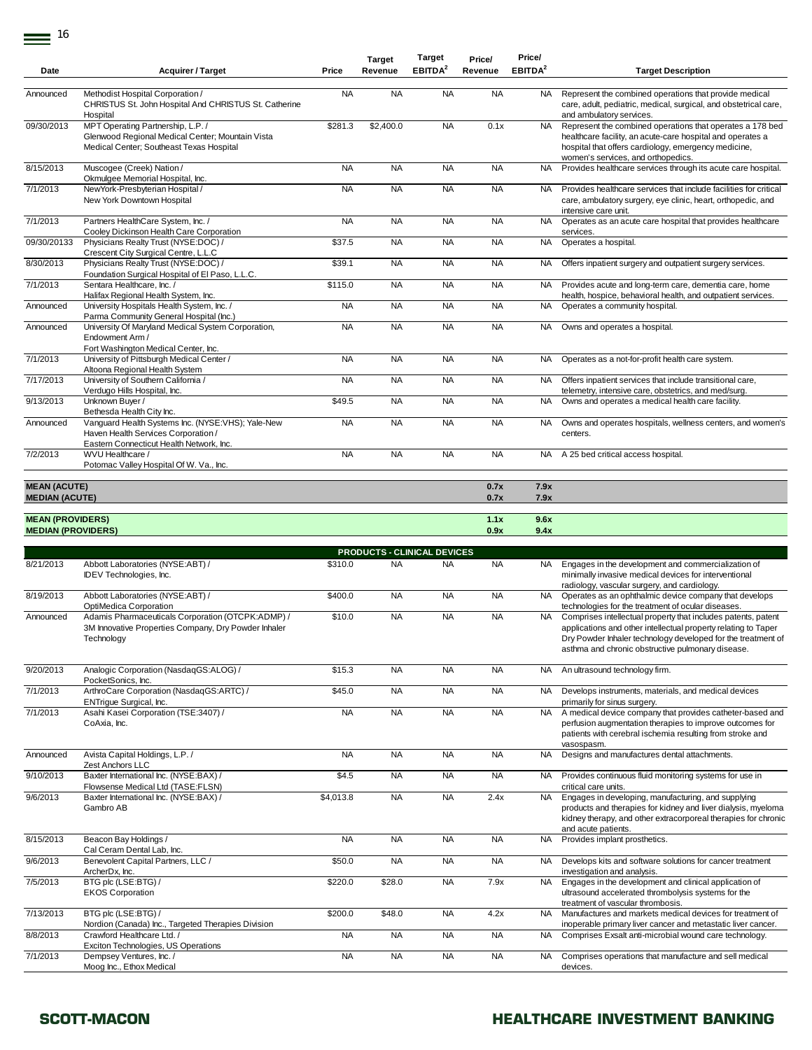| Date | Acquirer / Target | Price | Target Revenue | Target EBITDA[2] | Price/ Revenue | Price/ EBITDA[2] | Target Description |
|---|---|---|---|---|---|---|---|
| Announced | Methodist Hospital Corporation / CHRISTUS St. John Hospital And CHRISTUS St. Catherine Hospital | NA | NA | NA | NA | NA | Represent the combined operations that provide medical care, adult, pediatric, medical, surgical, and obstetrical care, and ambulatory services. |
| 09/30/2013 | MPT Operating Partnership, L.P. / Glenwood Regional Medical Center; Mountain Vista Medical Center; Southeast Texas Hospital | $281.3 | $2,400.0 | NA | 0.1x | NA | Represent the combined operations that operates a 178 bed healthcare facility, an acute-care hospital and operates a hospital that offers cardiology, emergency medicine, women's services, and orthopedics. |
| 8/15/2013 | Muscogee (Creek) Nation / Okmulgee Memorial Hospital, Inc. | NA | NA | NA | NA | NA | Provides healthcare services through its acute care hospital. |
| 7/1/2013 | NewYork-Presbyterian Hospital / New York Downtown Hospital | NA | NA | NA | NA | NA | Provides healthcare services that include facilities for critical care, ambulatory surgery, eye clinic, heart, orthopedic, and intensive care unit. |
| 7/1/2013 | Partners HealthCare System, Inc. / Cooley Dickinson Health Care Corporation | NA | NA | NA | NA | NA | Operates as an acute care hospital that provides healthcare services. |
| 09/30/20133 | Physicians Realty Trust (NYSE:DOC) / Crescent City Surgical Centre, L.L.C | $37.5 | NA | NA | NA | NA | Operates a hospital. |
| 8/30/2013 | Physicians Realty Trust (NYSE:DOC) / Foundation Surgical Hospital of El Paso, L.L.C. | $39.1 | NA | NA | NA | NA | Offers inpatient surgery and outpatient surgery services. |
| 7/1/2013 | Sentara Healthcare, Inc. / Halifax Regional Health System, Inc. | $115.0 | NA | NA | NA | NA | Provides acute and long-term care, dementia care, home health, hospice, behavioral health, and outpatient services. |
| Announced | University Hospitals Health System, Inc. / Parma Community General Hospital (Inc.) | NA | NA | NA | NA | NA | Operates a community hospital. |
| Announced | University Of Maryland Medical System Corporation, Endowment Arm / Fort Washington Medical Center, Inc. | NA | NA | NA | NA | NA | Owns and operates a hospital. |
| 7/1/2013 | University of Pittsburgh Medical Center / Altoona Regional Health System | NA | NA | NA | NA | NA | Operates as a not-for-profit health care system. |
| 7/17/2013 | University of Southern California / Verdugo Hills Hospital, Inc. | NA | NA | NA | NA | NA | Offers inpatient services that include transitional care, telemetry, intensive care, obstetrics, and med/surg. |
| 9/13/2013 | Unknown Buyer / Bethesda Health City Inc. | $49.5 | NA | NA | NA | NA | Owns and operates a medical health care facility. |
| Announced | Vanguard Health Systems Inc. (NYSE:VHS); Yale-New Haven Health Services Corporation / Eastern Connecticut Health Network, Inc. | NA | NA | NA | NA | NA | Owns and operates hospitals, wellness centers, and women's centers. |
| 7/2/2013 | WVU Healthcare / Potomac Valley Hospital Of W. Va., Inc. | NA | NA | NA | NA | NA | A 25 bed critical access hospital. |
| **MEAN (ACUTE)** | | | | | **0.7x** | **7.9x** | |
| **MEDIAN (ACUTE)** | | | | | **0.7x** | **7.9x** | |
| **MEAN (PROVIDERS)** | | | | | **1.1x** | **9.6x** | |
| **MEDIAN (PROVIDERS)** | | | | | **0.9x** | **9.4x** | |
| | | | **PRODUCTS - CLINICAL DEVICES** | | | | |
| 8/21/2013 | Abbott Laboratories (NYSE:ABT) / IDEV Technologies, Inc. | $310.0 | NA | NA | NA | NA | Engages in the development and commercialization of minimally invasive medical devices for interventional radiology, vascular surgery, and cardiology. |
| 8/19/2013 | Abbott Laboratories (NYSE:ABT) / OptiMedica Corporation | $400.0 | NA | NA | NA | NA | Operates as an ophthalmic device company that develops technologies for the treatment of ocular diseases. |
| Announced | Adamis Pharmaceuticals Corporation (OTCPK:ADMP) / 3M Innovative Properties Company, Dry Powder Inhaler Technology | $10.0 | NA | NA | NA | NA | Comprises intellectual property that includes patents, patent applications and other intellectual property relating to Taper Dry Powder Inhaler technology developed for the treatment of asthma and chronic obstructive pulmonary disease. |
| 9/20/2013 | Analogic Corporation (NasdaqGS:ALOG) / PocketSonics, Inc. | $15.3 | NA | NA | NA | NA | An ultrasound technology firm. |
| 7/1/2013 | ArthroCare Corporation (NasdaqGS:ARTC) / ENTrigue Surgical, Inc. | $45.0 | NA | NA | NA | NA | Develops instruments, materials, and medical devices primarily for sinus surgery. |
| 7/1/2013 | Asahi Kasei Corporation (TSE:3407) / CoAxia, Inc. | NA | NA | NA | NA | NA | A medical device company that provides catheter-based and perfusion augmentation therapies to improve outcomes for patients with cerebral ischemia resulting from stroke and vasospasm. |
| Announced | Avista Capital Holdings, L.P. / Zest Anchors LLC | NA | NA | NA | NA | NA | Designs and manufactures dental attachments. |
| 9/10/2013 | Baxter International Inc. (NYSE:BAX) / Flowsense Medical Ltd (TASE:FLSN) | $4.5 | NA | NA | NA | NA | Provides continuous fluid monitoring systems for use in critical care units. |
| 9/6/2013 | Baxter International Inc. (NYSE:BAX) / Gambro AB | $4,013.8 | NA | NA | 2.4x | NA | Engages in developing, manufacturing, and supplying products and therapies for kidney and liver dialysis, myeloma kidney therapy, and other extracorporeal therapies for chronic and acute patients. |
| 8/15/2013 | Beacon Bay Holdings / Cal Ceram Dental Lab, Inc. | NA | NA | NA | NA | NA | Provides implant prosthetics. |
| 9/6/2013 | Benevolent Capital Partners, LLC / ArcherDx, Inc. | $50.0 | NA | NA | NA | NA | Develops kits and software solutions for cancer treatment investigation and analysis. |
| 7/5/2013 | BTG plc (LSE:BTG) / EKOS Corporation | $220.0 | $28.0 | NA | 7.9x | NA | Engages in the development and clinical application of ultrasound accelerated thrombolysis systems for the treatment of vascular thrombosis. |
| 7/13/2013 | BTG plc (LSE:BTG) / Nordion (Canada) Inc., Targeted Therapies Division | $200.0 | $48.0 | NA | 4.2x | NA | Manufactures and markets medical devices for treatment of inoperable primary liver cancer and metastatic liver cancer. |
| 8/8/2013 | Crawford Healthcare Ltd. / Exciton Technologies, US Operations | NA | NA | NA | NA | NA | Comprises Exsalt anti-microbial wound care technology. |
| 7/1/2013 | Dempsey Ventures, Inc. / Moog Inc., Ethox Medical | NA | NA | NA | NA | NA | Comprises operations that manufacture and sell medical devices. |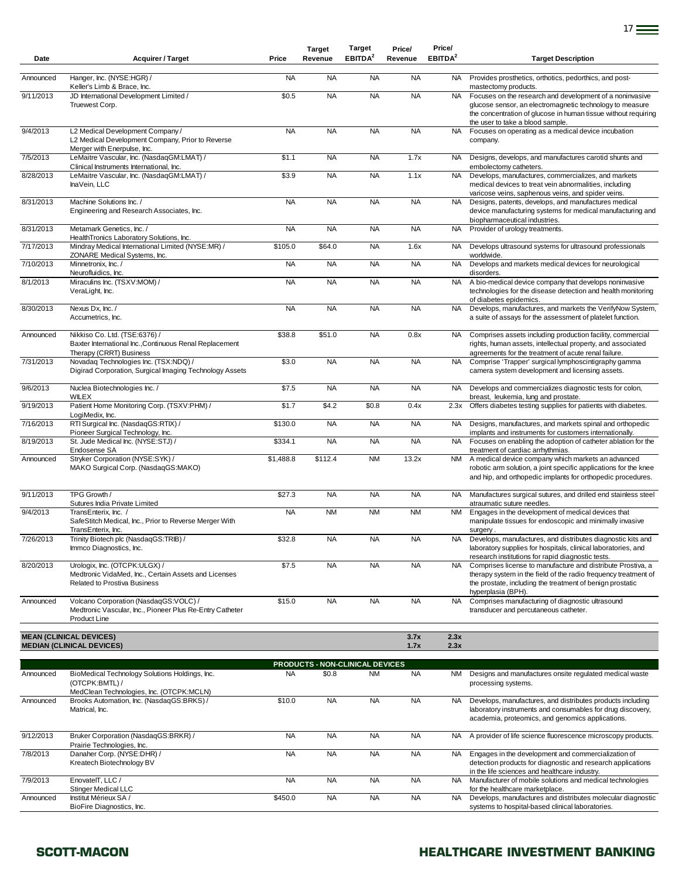| Date | Acquirer / Target | Price | Target Revenue | Target EBITDA[2] | Price/ Revenue | Price/ EBITDA[2] | Target Description |
|---|---|---|---|---|---|---|---|
| Announced | Hanger, Inc. (NYSE:HGR) / Keller's Limb & Brace, Inc. | NA | NA | NA | NA | NA | Provides prosthetics, orthotics, pedorthics, and post-mastectomy products. |
| 9/11/2013 | JD International Development Limited / Truewest Corp. | $0.5 | NA | NA | NA | NA | Focuses on the research and development of a noninvasive glucose sensor, an electromagnetic technology to measure the concentration of glucose in human tissue without requiring the user to take a blood sample. |
| 9/4/2013 | L2 Medical Development Company / L2 Medical Development Company, Prior to Reverse Merger with Enerpulse, Inc. | NA | NA | NA | NA | NA | Focuses on operating as a medical device incubation company. |
| 7/5/2013 | LeMaitre Vascular, Inc. (NasdaqGM:LMAT) / Clinical Instruments International, Inc. | $1.1 | NA | NA | 1.7x | NA | Designs, develops, and manufactures carotid shunts and embolectomy catheters. |
| 8/28/2013 | LeMaitre Vascular, Inc. (NasdaqGM:LMAT) / InaVein, LLC | $3.9 | NA | NA | 1.1x | NA | Develops, manufactures, commercializes, and markets medical devices to treat vein abnormalities, including varicose veins, saphenous veins, and spider veins. |
| 8/31/2013 | Machine Solutions Inc. / Engineering and Research Associates, Inc. | NA | NA | NA | NA | NA | Designs, patents, develops, and manufactures medical device manufacturing systems for medical manufacturing and biopharmaceutical industries. |
| 8/31/2013 | Metamark Genetics, Inc. / HealthTronics Laboratory Solutions, Inc. | NA | NA | NA | NA | NA | Provider of urology treatments. |
| 7/17/2013 | Mindray Medical International Limited (NYSE:MR) / ZONARE Medical Systems, Inc. | $105.0 | $64.0 | NA | 1.6x | NA | Develops ultrasound systems for ultrasound professionals worldwide. |
| 7/10/2013 | Minnetronix, Inc. / Neurofluidics, Inc. | NA | NA | NA | NA | NA | Develops and markets medical devices for neurological disorders. |
| 8/1/2013 | Miraculins Inc. (TSXV:MOM) / VeraLight, Inc. | NA | NA | NA | NA | NA | A bio-medical device company that develops noninvasive technologies for the disease detection and health monitoring of diabetes epidemics. |
| 8/30/2013 | Nexus Dx, Inc. / Accumetrics, Inc. | NA | NA | NA | NA | NA | Develops, manufactures, and markets the VerifyNow System, a suite of assays for the assessment of platelet function. |
| Announced | Nikkiso Co. Ltd. (TSE:6376) / Baxter International Inc.,Continuous Renal Replacement Therapy (CRRT) Business | $38.8 | $51.0 | NA | 0.8x | NA | Comprises assets including production facility, commercial rights, human assets, intellectual property, and associated agreements for the treatment of acute renal failure. |
| 7/31/2013 | Novadaq Technologies Inc. (TSX:NDQ) / Digirad Corporation, Surgical Imaging Technology Assets | $3.0 | NA | NA | NA | NA | Comprise 'Trapper' surgical lymphoscintigraphy gamma camera system development and licensing assets. |
| 9/6/2013 | Nuclea Biotechnologies Inc. / WILEX | $7.5 | NA | NA | NA | NA | Develops and commercializes diagnostic tests for colon, breast, leukemia, lung and prostate. |
| 9/19/2013 | Patient Home Monitoring Corp. (TSXV:PHM) / LogiMedix, Inc. | $1.7 | $4.2 | $0.8 | 0.4x | 2.3x | Offers diabetes testing supplies for patients with diabetes. |
| 7/16/2013 | RTI Surgical Inc. (NasdaqGS:RTIX) / Pioneer Surgical Technology, Inc. | $130.0 | NA | NA | NA | NA | Designs, manufactures, and markets spinal and orthopedic implants and instruments for customers internationally. |
| 8/19/2013 | St. Jude Medical Inc. (NYSE:STJ) / Endosense SA | $334.1 | NA | NA | NA | NA | Focuses on enabling the adoption of catheter ablation for the treatment of cardiac arrhythmias. |
| Announced | Stryker Corporation (NYSE:SYK) / MAKO Surgical Corp. (NasdaqGS:MAKO) | $1,488.8 | $112.4 | NM | 13.2x | NM | A medical device company which markets an advanced robotic arm solution, a joint specific applications for the knee and hip, and orthopedic implants for orthopedic procedures. |
| 9/11/2013 | TPG Growth / Sutures India Private Limited | $27.3 | NA | NA | NA | NA | Manufactures surgical sutures, and drilled end stainless steel atraumatic suture needles. |
| 9/4/2013 | TransEnterix, Inc. / SafeStitch Medical, Inc., Prior to Reverse Merger With TransEnterix, Inc. | NA | NM | NM | NM | NM | Engages in the development of medical devices that manipulate tissues for endoscopic and minimally invasive surgery . |
| 7/26/2013 | Trinity Biotech plc (NasdaqGS:TRIB) / Immco Diagnostics, Inc. | $32.8 | NA | NA | NA | NA | Develops, manufactures, and distributes diagnostic kits and laboratory supplies for hospitals, clinical laboratories, and research institutions for rapid diagnostic tests. |
| 8/20/2013 | Urologix, Inc. (OTCPK:ULGX) / Medtronic VidaMed, Inc., Certain Assets and Licenses Related to Prostiva Business | $7.5 | NA | NA | NA | NA | Comprises license to manufacture and distribute Prostiva, a therapy system in the field of the radio frequency treatment of the prostate, including the treatment of benign prostatic hyperplasia (BPH). |
| Announced | Volcano Corporation (NasdaqGS:VOLC) / Medtronic Vascular, Inc., Pioneer Plus Re-Entry Catheter Product Line | $15.0 | NA | NA | NA | NA | Comprises manufacturing of diagnostic ultrasound transducer and percutaneous catheter. |
| **MEAN (CLINICAL DEVICES)** | | | | | **3.7x** | **2.3x** | |
| **MEDIAN (CLINICAL DEVICES)** | | | | | **1.7x** | **2.3x** | |
| | | | **PRODUCTS - NON-CLINICAL DEVICES** | | | | |
| Announced | BioMedical Technology Solutions Holdings, Inc. (OTCPK:BMTL) / MedClean Technologies, Inc. (OTCPK:MCLN) | NA | $0.8 | NM | NA | NM | Designs and manufactures onsite regulated medical waste processing systems. |
| Announced | Brooks Automation, Inc. (NasdaqGS:BRKS) / Matrical, Inc. | $10.0 | NA | NA | NA | NA | Develops, manufactures, and distributes products including laboratory instruments and consumables for drug discovery, academia, proteomics, and genomics applications. |
| 9/12/2013 | Bruker Corporation (NasdaqGS:BRKR) / Prairie Technologies, Inc. | NA | NA | NA | NA | NA | A provider of life science fluorescence microscopy products. |
| 7/8/2013 | Danaher Corp. (NYSE:DHR) / Kreatech Biotechnology BV | NA | NA | NA | NA | NA | Engages in the development and commercialization of detection products for diagnostic and research applications in the life sciences and healthcare industry. |
| 7/9/2013 | EnovateIT, LLC / Stinger Medical LLC | NA | NA | NA | NA | NA | Manufacturer of mobile solutions and medical technologies for the healthcare marketplace. |
| Announced | Institut Mérieux SA / BioFire Diagnostics, Inc. | $450.0 | NA | NA | NA | NA | Develops, manufactures and distributes molecular diagnostic systems to hospital-based clinical laboratories. |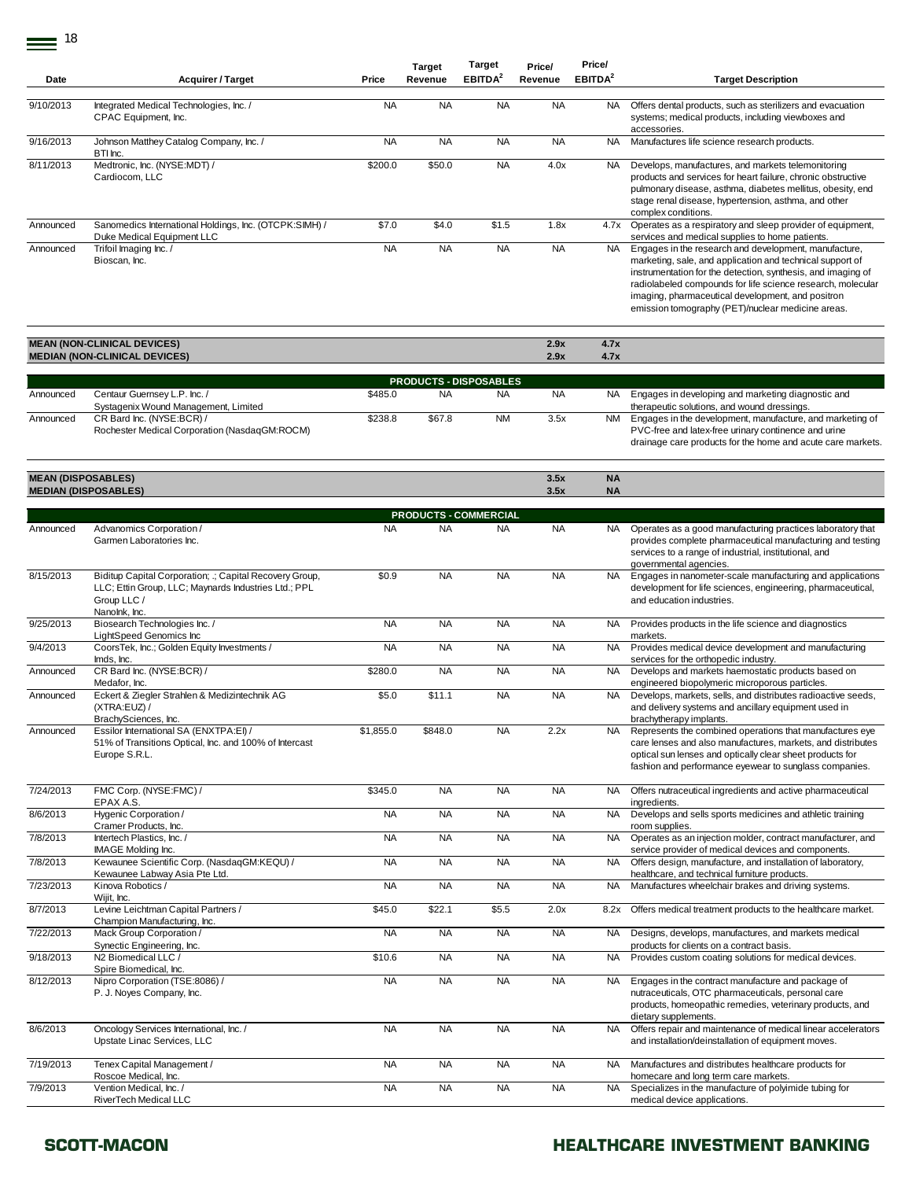| Date | Acquirer / Target | Price | Target Revenue | Target EBITDA[2] | Price/ Revenue | Price/ EBITDA[2] | Target Description |
|---|---|---|---|---|---|---|---|
| 9/10/2013 | Integrated Medical Technologies, Inc. / CPAC Equipment, Inc. | NA | NA | NA | NA | NA | Offers dental products, such as sterilizers and evacuation systems; medical products, including viewboxes and accessories. |
| 9/16/2013 | Johnson Matthey Catalog Company, Inc. / BTI Inc. | NA | NA | NA | NA | NA | Manufactures life science research products. |
| 8/11/2013 | Medtronic, Inc. (NYSE:MDT) / Cardiocom, LLC | $200.0 | $50.0 | NA | 4.0x | NA | Develops, manufactures, and markets telemonitoring products and services for heart failure, chronic obstructive pulmonary disease, asthma, diabetes mellitus, obesity, end stage renal disease, hypertension, asthma, and other complex conditions. |
| Announced | Sanomedics International Holdings, Inc. (OTCPK:SIMH) / Duke Medical Equipment LLC | $7.0 | $4.0 | $1.5 | 1.8x | 4.7x | Operates as a respiratory and sleep provider of equipment, services and medical supplies to home patients. |
| Announced | Trifoil Imaging Inc. / Bioscan, Inc. | NA | NA | NA | NA | NA | Engages in the research and development, manufacture, marketing, sale, and application and technical support of instrumentation for the detection, synthesis, and imaging of radiolabeled compounds for life science research, molecular imaging, pharmaceutical development, and positron emission tomography (PET)/nuclear medicine areas. |
| **MEAN (NON-CLINICAL DEVICES)** | | | | | **2.9x** | **4.7x** | |
| **MEDIAN (NON-CLINICAL DEVICES)** | | | | | **2.9x** | **4.7x** | |
| | | | **PRODUCTS - DISPOSABLES** | | | | |
| Announced | Centaur Guernsey L.P. Inc. / Systagenix Wound Management, Limited | $485.0 | NA | NA | NA | NA | Engages in developing and marketing diagnostic and therapeutic solutions, and wound dressings. |
| Announced | CR Bard Inc. (NYSE:BCR) / Rochester Medical Corporation (NasdaqGM:ROCM) | $238.8 | $67.8 | NM | 3.5x | NM | Engages in the development, manufacture, and marketing of PVC-free and latex-free urinary continence and urine drainage care products for the home and acute care markets. |
| **MEAN (DISPOSABLES)** | | | | | **3.5x** | **NA** | |
| **MEDIAN (DISPOSABLES)** | | | | | **3.5x** | **NA** | |
| | | | **PRODUCTS - COMMERCIAL** | | | | |
| Announced | Advanomics Corporation / Garmen Laboratories Inc. | NA | NA | NA | NA | NA | Operates as a good manufacturing practices laboratory that provides complete pharmaceutical manufacturing and testing services to a range of industrial, institutional, and governmental agencies. |
| 8/15/2013 | Biditup Capital Corporation; .; Capital Recovery Group, LLC; Ettin Group, LLC; Maynards Industries Ltd.; PPL Group LLC / NanoInk, Inc. | $0.9 | NA | NA | NA | NA | Engages in nanometer-scale manufacturing and applications development for life sciences, engineering, pharmaceutical, and education industries. |
| 9/25/2013 | Biosearch Technologies Inc. / LightSpeed Genomics Inc | NA | NA | NA | NA | NA | Provides products in the life science and diagnostics markets. |
| 9/4/2013 | CoorsTek, Inc.; Golden Equity Investments / Imds, Inc. | NA | NA | NA | NA | NA | Provides medical device development and manufacturing services for the orthopedic industry. |
| Announced | CR Bard Inc. (NYSE:BCR) / Medafor, Inc. | $280.0 | NA | NA | NA | NA | Develops and markets haemostatic products based on engineered biopolymeric microporous particles. |
| Announced | Eckert & Ziegler Strahlen & Medizintechnik AG (XTRA:EUZ) / BrachySciences, Inc. | $5.0 | $11.1 | NA | NA | NA | Develops, markets, sells, and distributes radioactive seeds, and delivery systems and ancillary equipment used in brachytherapy implants. |
| Announced | Essilor International SA (ENXTPA:EI) / 51% of Transitions Optical, Inc. and 100% of Intercast Europe S.R.L. | $1,855.0 | $848.0 | NA | 2.2x | NA | Represents the combined operations that manufactures eye care lenses and also manufactures, markets, and distributes optical sun lenses and optically clear sheet products for fashion and performance eyewear to sunglass companies. |
| 7/24/2013 | FMC Corp. (NYSE:FMC) / EPAX A.S. | $345.0 | NA | NA | NA | NA | Offers nutraceutical ingredients and active pharmaceutical ingredients. |
| 8/6/2013 | Hygenic Corporation / Cramer Products, Inc. | NA | NA | NA | NA | NA | Develops and sells sports medicines and athletic training room supplies. |
| 7/8/2013 | Intertech Plastics, Inc. / IMAGE Molding Inc. | NA | NA | NA | NA | NA | Operates as an injection molder, contract manufacturer, and service provider of medical devices and components. |
| 7/8/2013 | Kewaunee Scientific Corp. (NasdaqGM:KEQU) / Kewaunee Labway Asia Pte Ltd. | NA | NA | NA | NA | NA | Offers design, manufacture, and installation of laboratory, healthcare, and technical furniture products. |
| 7/23/2013 | Kinova Robotics / Wijit, Inc. | NA | NA | NA | NA | NA | Manufactures wheelchair brakes and driving systems. |
| 8/7/2013 | Levine Leichtman Capital Partners / Champion Manufacturing, Inc. | $45.0 | $22.1 | $5.5 | 2.0x | 8.2x | Offers medical treatment products to the healthcare market. |
| 7/22/2013 | Mack Group Corporation / Synectic Engineering, Inc. | NA | NA | NA | NA | NA | Designs, develops, manufactures, and markets medical products for clients on a contract basis. |
| 9/18/2013 | N2 Biomedical LLC / Spire Biomedical, Inc. | $10.6 | NA | NA | NA | NA | Provides custom coating solutions for medical devices. |
| 8/12/2013 | Nipro Corporation (TSE:8086) / P. J. Noyes Company, Inc. | NA | NA | NA | NA | NA | Engages in the contract manufacture and package of nutraceuticals, OTC pharmaceuticals, personal care products, homeopathic remedies, veterinary products, and dietary supplements. |
| 8/6/2013 | Oncology Services International, Inc. / Upstate Linac Services, LLC | NA | NA | NA | NA | NA | Offers repair and maintenance of medical linear accelerators and installation/deinstallation of equipment moves. |
| 7/19/2013 | Tenex Capital Management / Roscoe Medical, Inc. | NA | NA | NA | NA | NA | Manufactures and distributes healthcare products for homecare and long term care markets. |
| 7/9/2013 | Vention Medical, Inc. / RiverTech Medical LLC | NA | NA | NA | NA | NA | Specializes in the manufacture of polyimide tubing for medical device applications. |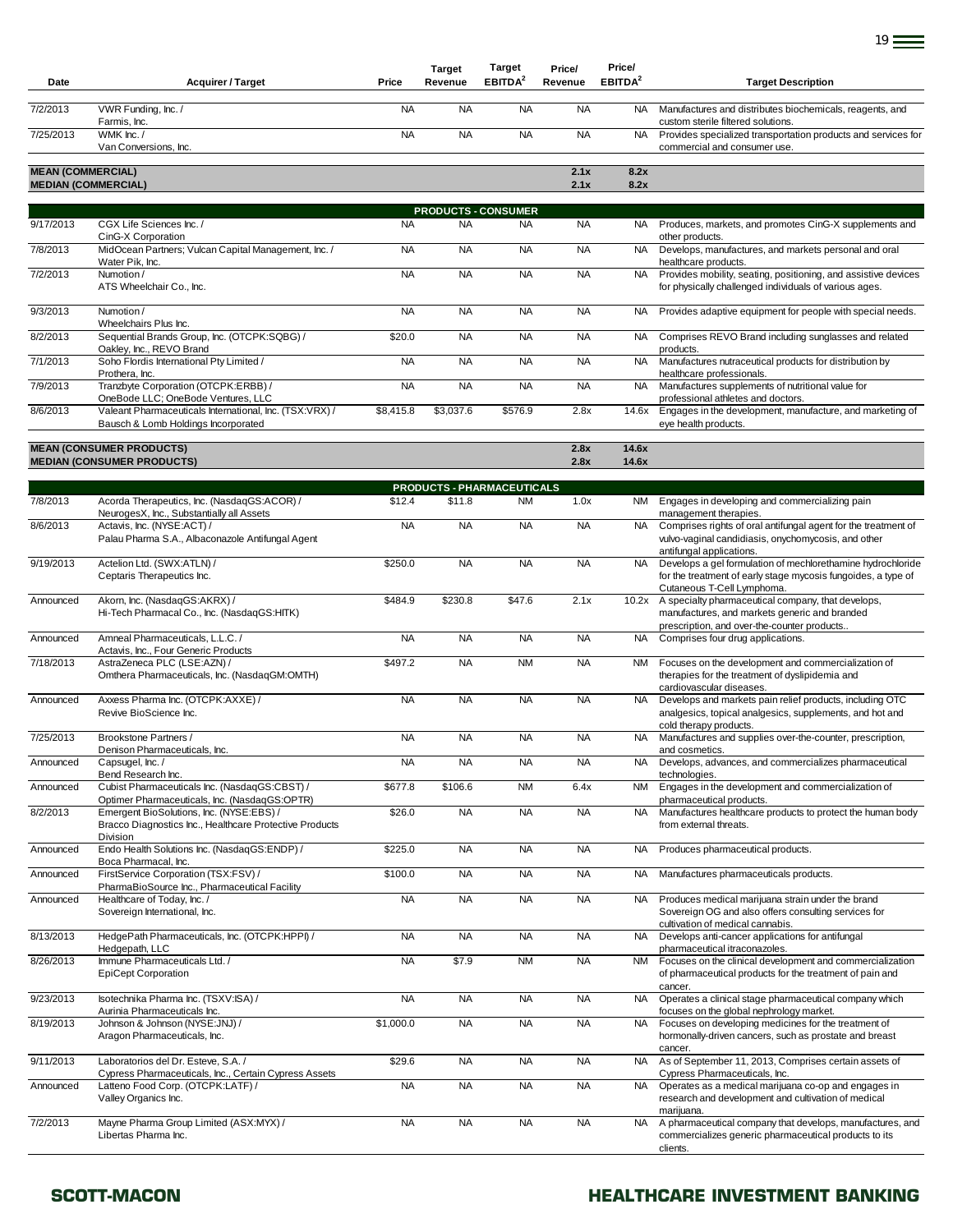| Date | Acquirer / Target | Price | Target Revenue | Target EBITDA[2] | Price/ Revenue | Price/ EBITDA[2] | Target Description |
|---|---|---|---|---|---|---|---|
| 7/2/2013 | VWR Funding, Inc. / Farmis, Inc. | NA | NA | NA | NA | NA | Manufactures and distributes biochemicals, reagents, and custom sterile filtered solutions. |
| 7/25/2013 | WMK Inc. / Van Conversions, Inc. | NA | NA | NA | NA | NA | Provides specialized transportation products and services for commercial and consumer use. |
| **MEAN (COMMERCIAL)** | | | | | **2.1x** | **8.2x** | |
| **MEDIAN (COMMERCIAL)** | | | | | **2.1x** | **8.2x** | |
| | | | **PRODUCTS - CONSUMER** | | | | |
| 9/17/2013 | CGX Life Sciences Inc. / CinG-X Corporation | NA | NA | NA | NA | NA | Produces, markets, and promotes CinG-X supplements and other products. |
| 7/8/2013 | MidOcean Partners; Vulcan Capital Management, Inc. / Water Pik, Inc. | NA | NA | NA | NA | NA | Develops, manufactures, and markets personal and oral healthcare products. |
| 7/2/2013 | Numotion / ATS Wheelchair Co., Inc. | NA | NA | NA | NA | NA | Provides mobility, seating, positioning, and assistive devices for physically challenged individuals of various ages. |
| 9/3/2013 | Numotion / Wheelchairs Plus Inc. | NA | NA | NA | NA | NA | Provides adaptive equipment for people with special needs. |
| 8/2/2013 | Sequential Brands Group, Inc. (OTCPK:SQBG) / Oakley, Inc., REVO Brand | $20.0 | NA | NA | NA | NA | Comprises REVO Brand including sunglasses and related products. |
| 7/1/2013 | Soho Flordis International Pty Limited / Prothera, Inc. | NA | NA | NA | NA | NA | Manufactures nutraceutical products for distribution by healthcare professionals. |
| 7/9/2013 | Tranzbyte Corporation (OTCPK:ERBB) / OneBode LLC; OneBode Ventures, LLC | NA | NA | NA | NA | NA | Manufactures supplements of nutritional value for professional athletes and doctors. |
| 8/6/2013 | Valeant Pharmaceuticals International, Inc. (TSX:VRX) / Bausch & Lomb Holdings Incorporated | $8,415.8 | $3,037.6 | $576.9 | 2.8x | 14.6x | Engages in the development, manufacture, and marketing of eye health products. |
| **MEAN (CONSUMER PRODUCTS)** | | | | | **2.8x** | **14.6x** | |
| **MEDIAN (CONSUMER PRODUCTS)** | | | | | **2.8x** | **14.6x** | |
| | | | **PRODUCTS - PHARMACEUTICALS** | | | | |
| 7/8/2013 | Acorda Therapeutics, Inc. (NasdaqGS:ACOR) / NeurogesX, Inc., Substantially all Assets | $12.4 | $11.8 | NM | 1.0x | NM | Engages in developing and commercializing pain management therapies. |
| 8/6/2013 | Actavis, Inc. (NYSE:ACT) / Palau Pharma S.A., Albaconazole Antifungal Agent | NA | NA | NA | NA | NA | Comprises rights of oral antifungal agent for the treatment of vulvo-vaginal candidiasis, onychomycosis, and other antifungal applications. |
| 9/19/2013 | Actelion Ltd. (SWX:ATLN) / Ceptaris Therapeutics Inc. | $250.0 | NA | NA | NA | NA | Develops a gel formulation of mechlorethamine hydrochloride for the treatment of early stage mycosis fungoides, a type of Cutaneous T-Cell Lymphoma. |
| Announced | Akorn, Inc. (NasdaqGS:AKRX) / Hi-Tech Pharmacal Co., Inc. (NasdaqGS:HITK) | $484.9 | $230.8 | $47.6 | 2.1x | 10.2x | A specialty pharmaceutical company, that develops, manufactures, and markets generic and branded prescription, and over-the-counter products.. |
| Announced | Amneal Pharmaceuticals, L.L.C. / Actavis, Inc., Four Generic Products | NA | NA | NA | NA | NA | Comprises four drug applications. |
| 7/18/2013 | AstraZeneca PLC (LSE:AZN) / Omthera Pharmaceuticals, Inc. (NasdaqGM:OMTH) | $497.2 | NA | NM | NA | NM | Focuses on the development and commercialization of therapies for the treatment of dyslipidemia and cardiovascular diseases. |
| Announced | Axxess Pharma Inc. (OTCPK:AXXE) / Revive BioScience Inc. | NA | NA | NA | NA | NA | Develops and markets pain relief products, including OTC analgesics, topical analgesics, supplements, and hot and cold therapy products. |
| 7/25/2013 | Brookstone Partners / Denison Pharmaceuticals, Inc. | NA | NA | NA | NA | NA | Manufactures and supplies over-the-counter, prescription, and cosmetics. |
| Announced | Capsugel, Inc. / Bend Research Inc. | NA | NA | NA | NA | NA | Develops, advances, and commercializes pharmaceutical technologies. |
| Announced | Cubist Pharmaceuticals Inc. (NasdaqGS:CBST) / Optimer Pharmaceuticals, Inc. (NasdaqGS:OPTR) | $677.8 | $106.6 | NM | 6.4x | NM | Engages in the development and commercialization of pharmaceutical products. |
| 8/2/2013 | Emergent BioSolutions, Inc. (NYSE:EBS) / Bracco Diagnostics Inc., Healthcare Protective Products Division | $26.0 | NA | NA | NA | NA | Manufactures healthcare products to protect the human body from external threats. |
| Announced | Endo Health Solutions Inc. (NasdaqGS:ENDP) / Boca Pharmacal, Inc. | $225.0 | NA | NA | NA | NA | Produces pharmaceutical products. |
| Announced | FirstService Corporation (TSX:FSV) / PharmaBioSource Inc., Pharmaceutical Facility | $100.0 | NA | NA | NA | NA | Manufactures pharmaceuticals products. |
| Announced | Healthcare of Today, Inc. / Sovereign International, Inc. | NA | NA | NA | NA | NA | Produces medical marijuana strain under the brand Sovereign OG and also offers consulting services for cultivation of medical cannabis. |
| 8/13/2013 | HedgePath Pharmaceuticals, Inc. (OTCPK:HPPI) / Hedgepath, LLC | NA | NA | NA | NA | NA | Develops anti-cancer applications for antifungal pharmaceutical itraconazoles. |
| 8/26/2013 | Immune Pharmaceuticals Ltd. / EpiCept Corporation | NA | $7.9 | NM | NA | NM | Focuses on the clinical development and commercialization of pharmaceutical products for the treatment of pain and cancer. |
| 9/23/2013 | Isotechnika Pharma Inc. (TSXV:ISA) / Aurinia Pharmaceuticals Inc. | NA | NA | NA | NA | NA | Operates a clinical stage pharmaceutical company which focuses on the global nephrology market. |
| 8/19/2013 | Johnson & Johnson (NYSE:JNJ) / Aragon Pharmaceuticals, Inc. | $1,000.0 | NA | NA | NA | NA | Focuses on developing medicines for the treatment of hormonally-driven cancers, such as prostate and breast cancer. |
| 9/11/2013 | Laboratorios del Dr. Esteve, S.A. / Cypress Pharmaceuticals, Inc., Certain Cypress Assets | $29.6 | NA | NA | NA | NA | As of September 11, 2013, Comprises certain assets of Cypress Pharmaceuticals, Inc. |
| Announced | Latteno Food Corp. (OTCPK:LATF) / Valley Organics Inc. | NA | NA | NA | NA | NA | Operates as a medical marijuana co-op and engages in research and development and cultivation of medical marijuana. |
| 7/2/2013 | Mayne Pharma Group Limited (ASX:MYX) / Libertas Pharma Inc. | NA | NA | NA | NA | NA | A pharmaceutical company that develops, manufactures, and commercializes generic pharmaceutical products to its clients. |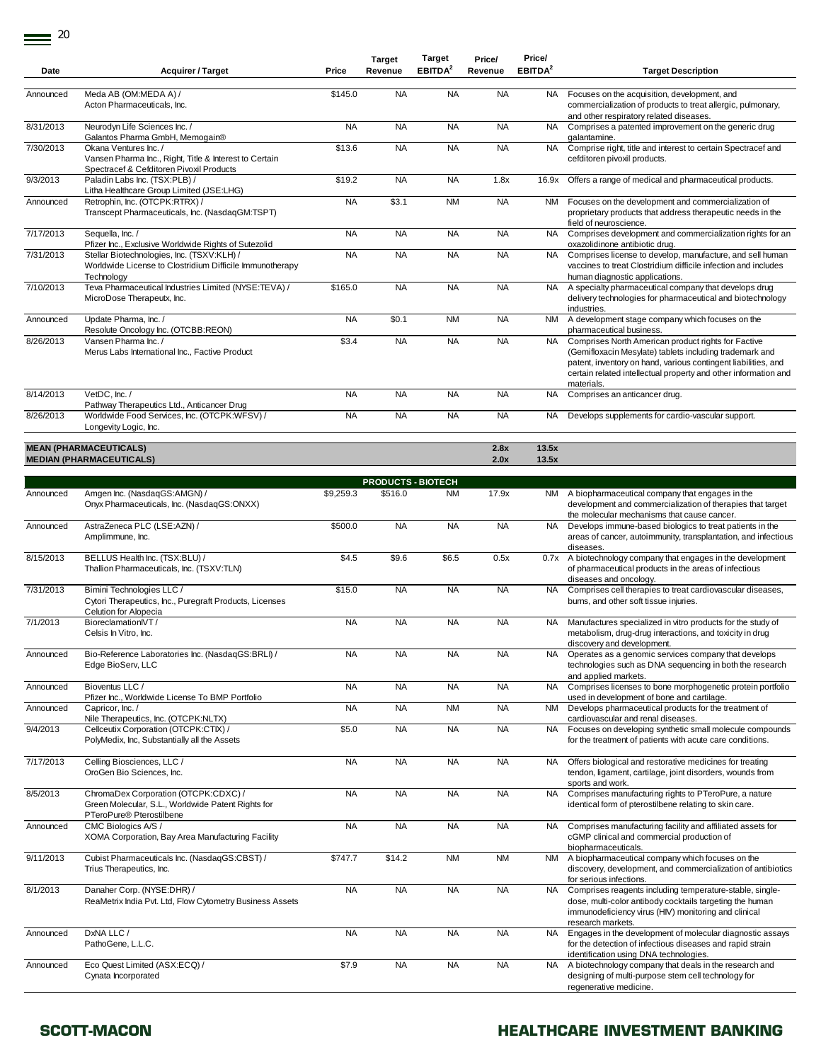| Date | Acquirer / Target | Price | Target Revenue | Target EBITDA[2] | Price/ Revenue | Price/ EBITDA[2] | Target Description |
|---|---|---|---|---|---|---|---|
| Announced | Meda AB (OM:MEDA A) / Acton Pharmaceuticals, Inc. | $145.0 | NA | NA | NA | NA | Focuses on the acquisition, development, and commercialization of products to treat allergic, pulmonary, and other respiratory related diseases. |
| 8/31/2013 | Neurodyn Life Sciences Inc. / Galantos Pharma GmbH, Memogain® | NA | NA | NA | NA | NA | Comprises a patented improvement on the generic drug galantamine. |
| 7/30/2013 | Okana Ventures Inc. / Vansen Pharma Inc., Right, Title & Interest to Certain Spectracef & Cefditoren Pivoxil Products | $13.6 | NA | NA | NA | NA | Comprise right, title and interest to certain Spectracef and cefditoren pivoxil products. |
| 9/3/2013 | Paladin Labs Inc. (TSX:PLB) / Litha Healthcare Group Limited (JSE:LHG) | $19.2 | NA | NA | 1.8x | 16.9x | Offers a range of medical and pharmaceutical products. |
| Announced | Retrophin, Inc. (OTCPK:RTRX) / Transcept Pharmaceuticals, Inc. (NasdaqGM:TSPT) | NA | $3.1 | NM | NA | NM | Focuses on the development and commercialization of proprietary products that address therapeutic needs in the field of neuroscience. |
| 7/17/2013 | Sequella, Inc. / Pfizer Inc., Exclusive Worldwide Rights of Sutezolid | NA | NA | NA | NA | NA | Comprises development and commercialization rights for an oxazolidinone antibiotic drug. |
| 7/31/2013 | Stellar Biotechnologies, Inc. (TSXV:KLH) / Worldwide License to Clostridium Difficile Immunotherapy Technology | NA | NA | NA | NA | NA | Comprises license to develop, manufacture, and sell human vaccines to treat Clostridium difficile infection and includes human diagnostic applications. |
| 7/10/2013 | Teva Pharmaceutical Industries Limited (NYSE:TEVA) / MicroDose Therapeutx, Inc. | $165.0 | NA | NA | NA | NA | A specialty pharmaceutical company that develops drug delivery technologies for pharmaceutical and biotechnology industries. |
| Announced | Update Pharma, Inc. / Resolute Oncology Inc. (OTCBB:REON) | NA | $0.1 | NM | NA | NM | A development stage company which focuses on the pharmaceutical business. |
| 8/26/2013 | Vansen Pharma Inc. / Merus Labs International Inc., Factive Product | $3.4 | NA | NA | NA | NA | Comprises North American product rights for Factive (Gemifloxacin Mesylate) tablets including trademark and patent, inventory on hand, various contingent liabilities, and certain related intellectual property and other information and materials. |
| 8/14/2013 | VetDC, Inc. / Pathway Therapeutics Ltd., Anticancer Drug | NA | NA | NA | NA | NA | Comprises an anticancer drug. |
| 8/26/2013 | Worldwide Food Services, Inc. (OTCPK:WFSV) / Longevity Logic, Inc. | NA | NA | NA | NA | NA | Develops supplements for cardio-vascular support. |
| **MEAN (PHARMACEUTICALS)** | | | | | **2.8x** | **13.5x** | |
| **MEDIAN (PHARMACEUTICALS)** | | | | | **2.0x** | **13.5x** | |
| | | | **PRODUCTS - BIOTECH** | | | | |
| Announced | Amgen Inc. (NasdaqGS:AMGN) / Onyx Pharmaceuticals, Inc. (NasdaqGS:ONXX) | $9,259.3 | $516.0 | NM | 17.9x | NM | A biopharmaceutical company that engages in the development and commercialization of therapies that target the molecular mechanisms that cause cancer. |
| Announced | AstraZeneca PLC (LSE:AZN) / Amplimmune, Inc. | $500.0 | NA | NA | NA | NA | Develops immune-based biologics to treat patients in the areas of cancer, autoimmunity, transplantation, and infectious diseases. |
| 8/15/2013 | BELLUS Health Inc. (TSX:BLU) / Thallion Pharmaceuticals, Inc. (TSXV:TLN) | $4.5 | $9.6 | $6.5 | 0.5x | 0.7x | A biotechnology company that engages in the development of pharmaceutical products in the areas of infectious diseases and oncology. |
| 7/31/2013 | Bimini Technologies LLC / Cytori Therapeutics, Inc., Puregraft Products, Licenses Celution for Alopecia | $15.0 | NA | NA | NA | NA | Comprises cell therapies to treat cardiovascular diseases, burns, and other soft tissue injuries. |
| 7/1/2013 | BioreclamationIVT / Celsis In Vitro, Inc. | NA | NA | NA | NA | NA | Manufactures specialized in vitro products for the study of metabolism, drug-drug interactions, and toxicity in drug discovery and development. |
| Announced | Bio-Reference Laboratories Inc. (NasdaqGS:BRLI) / Edge BioServ, LLC | NA | NA | NA | NA | NA | Operates as a genomic services company that develops technologies such as DNA sequencing in both the research and applied markets. |
| Announced | Bioventus LLC / Pfizer Inc., Worldwide License To BMP Portfolio | NA | NA | NA | NA | NA | Comprises licenses to bone morphogenetic protein portfolio used in development of bone and cartilage. |
| Announced | Capricor, Inc. / Nile Therapeutics, Inc. (OTCPK:NLTX) | NA | NA | NM | NA | NM | Develops pharmaceutical products for the treatment of cardiovascular and renal diseases. |
| 9/4/2013 | Cellceutix Corporation (OTCPK:CTIX) / PolyMedix, Inc, Substantially all the Assets | $5.0 | NA | NA | NA | NA | Focuses on developing synthetic small molecule compounds for the treatment of patients with acute care conditions. |
| 7/17/2013 | Celling Biosciences, LLC / OroGen Bio Sciences, Inc. | NA | NA | NA | NA | NA | Offers biological and restorative medicines for treating tendon, ligament, cartilage, joint disorders, wounds from sports and work. |
| 8/5/2013 | ChromaDex Corporation (OTCPK:CDXC) / Green Molecular, S.L., Worldwide Patent Rights for PTeroPure® Pterostilbene | NA | NA | NA | NA | NA | Comprises manufacturing rights to PTeroPure, a nature identical form of pterostilbene relating to skin care. |
| Announced | CMC Biologics A/S / XOMA Corporation, Bay Area Manufacturing Facility | NA | NA | NA | NA | NA | Comprises manufacturing facility and affiliated assets for cGMP clinical and commercial production of biopharmaceuticals. |
| 9/11/2013 | Cubist Pharmaceuticals Inc. (NasdaqGS:CBST) / Trius Therapeutics, Inc. | $747.7 | $14.2 | NM | NM | NM | A biopharmaceutical company which focuses on the discovery, development, and commercialization of antibiotics for serious infections. |
| 8/1/2013 | Danaher Corp. (NYSE:DHR) / ReaMetrix India Pvt. Ltd, Flow Cytometry Business Assets | NA | NA | NA | NA | NA | Comprises reagents including temperature-stable, single-dose, multi-color antibody cocktails targeting the human immunodeficiency virus (HIV) monitoring and clinical research markets. |
| Announced | DxNA LLC / PathoGene, L.L.C. | NA | NA | NA | NA | NA | Engages in the development of molecular diagnostic assays for the detection of infectious diseases and rapid strain identification using DNA technologies. |
| Announced | Eco Quest Limited (ASX:ECQ) / Cynata Incorporated | $7.9 | NA | NA | NA | NA | A biotechnology company that deals in the research and designing of multi-purpose stem cell technology for regenerative medicine. |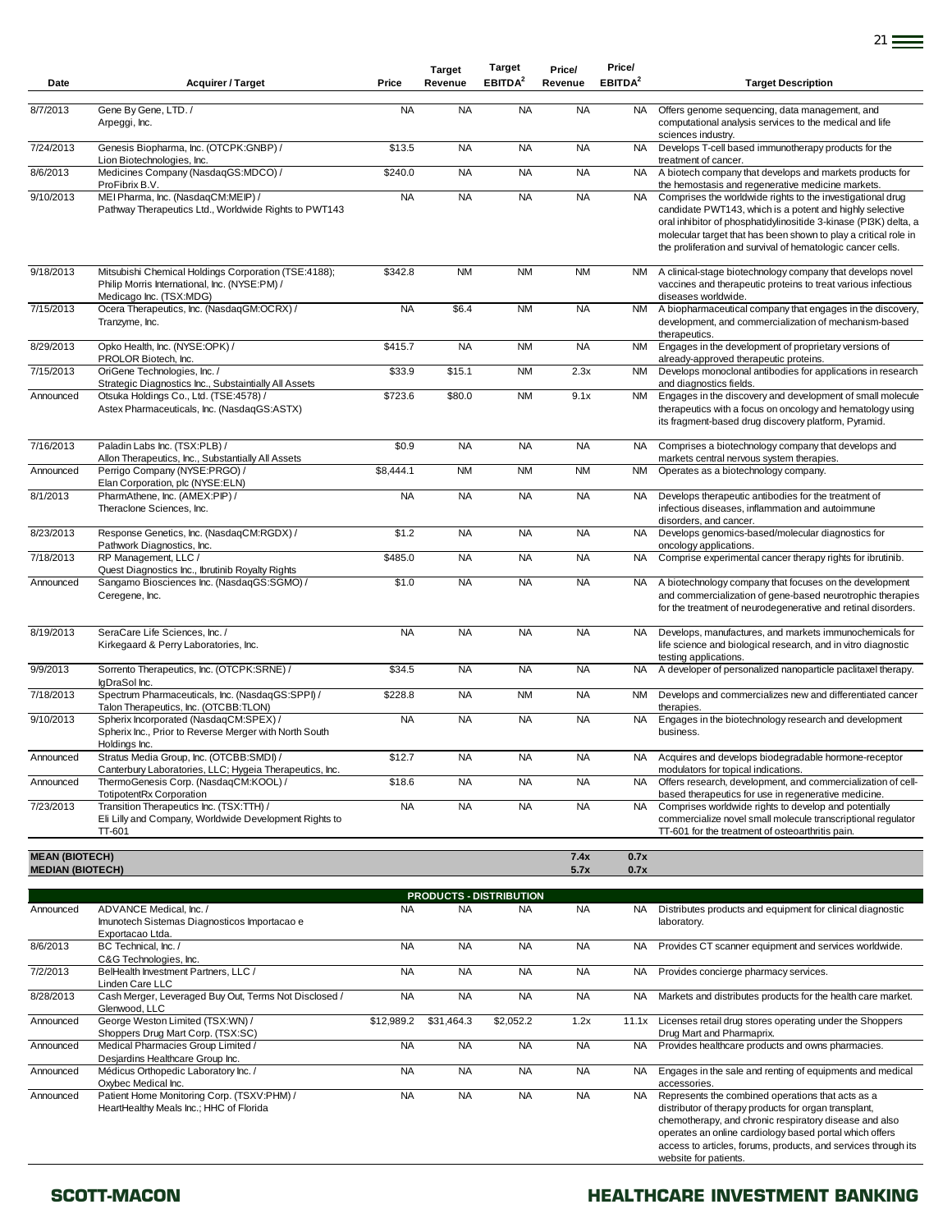| Date | Acquirer / Target | Price | Target Revenue | Target EBITDA[2] | Price/ Revenue | Price/ EBITDA[2] | Target Description |
|---|---|---|---|---|---|---|---|
| 8/7/2013 | Gene By Gene, LTD. / Arpeggi, Inc. | NA | NA | NA | NA | NA | Offers genome sequencing, data management, and computational analysis services to the medical and life sciences industry. |
| 7/24/2013 | Genesis Biopharma, Inc. (OTCPK:GNBP) / Lion Biotechnologies, Inc. | $13.5 | NA | NA | NA | NA | Develops T-cell based immunotherapy products for the treatment of cancer. |
| 8/6/2013 | Medicines Company (NasdaqGS:MDCO) / ProFibrix B.V. | $240.0 | NA | NA | NA | NA | A biotech company that develops and markets products for the hemostasis and regenerative medicine markets. |
| 9/10/2013 | MEI Pharma, Inc. (NasdaqCM:MEIP) / Pathway Therapeutics Ltd., Worldwide Rights to PWT143 | NA | NA | NA | NA | NA | Comprises the worldwide rights to the investigational drug candidate PWT143, which is a potent and highly selective oral inhibitor of phosphatidylinositide 3-kinase (PI3K) delta, a molecular target that has been shown to play a critical role in the proliferation and survival of hematologic cancer cells. |
| 9/18/2013 | Mitsubishi Chemical Holdings Corporation (TSE:4188); Philip Morris International, Inc. (NYSE:PM) / Medicago Inc. (TSX:MDG) | $342.8 | NM | NM | NM | NM | A clinical-stage biotechnology company that develops novel vaccines and therapeutic proteins to treat various infectious diseases worldwide. |
| 7/15/2013 | Ocera Therapeutics, Inc. (NasdaqGM:OCRX) / Tranzyme, Inc. | NA | $6.4 | NM | NA | NM | A biopharmaceutical company that engages in the discovery, development, and commercialization of mechanism-based therapeutics. |
| 8/29/2013 | Opko Health, Inc. (NYSE:OPK) / PROLOR Biotech, Inc. | $415.7 | NA | NM | NA | NM | Engages in the development of proprietary versions of already-approved therapeutic proteins. |
| 7/15/2013 | OriGene Technologies, Inc. / Strategic Diagnostics Inc., Substaintially All Assets | $33.9 | $15.1 | NM | 2.3x | NM | Develops monoclonal antibodies for applications in research and diagnostics fields. |
| Announced | Otsuka Holdings Co., Ltd. (TSE:4578) / Astex Pharmaceuticals, Inc. (NasdaqGS:ASTX) | $723.6 | $80.0 | NM | 9.1x | NM | Engages in the discovery and development of small molecule therapeutics with a focus on oncology and hematology using its fragment-based drug discovery platform, Pyramid. |
| 7/16/2013 | Paladin Labs Inc. (TSX:PLB) / Allon Therapeutics, Inc., Substantially All Assets | $0.9 | NA | NA | NA | NA | Comprises a biotechnology company that develops and markets central nervous system therapies. |
| Announced | Perrigo Company (NYSE:PRGO) / Elan Corporation, plc (NYSE:ELN) | $8,444.1 | NM | NM | NM | NM | Operates as a biotechnology company. |
| 8/1/2013 | PharmAthene, Inc. (AMEX:PIP) / Theraclone Sciences, Inc. | NA | NA | NA | NA | NA | Develops therapeutic antibodies for the treatment of infectious diseases, inflammation and autoimmune disorders, and cancer. |
| 8/23/2013 | Response Genetics, Inc. (NasdaqCM:RGDX) / Pathwork Diagnostics, Inc. | $1.2 | NA | NA | NA | NA | Develops genomics-based/molecular diagnostics for oncology applications. |
| 7/18/2013 | RP Management, LLC / Quest Diagnostics Inc., Ibrutinib Royalty Rights | $485.0 | NA | NA | NA | NA | Comprise experimental cancer therapy rights for ibrutinib. |
| Announced | Sangamo Biosciences Inc. (NasdaqGS:SGMO) / Ceregene, Inc. | $1.0 | NA | NA | NA | NA | A biotechnology company that focuses on the development and commercialization of gene-based neurotrophic therapies for the treatment of neurodegenerative and retinal disorders. |
| 8/19/2013 | SeraCare Life Sciences, Inc. / Kirkegaard & Perry Laboratories, Inc. | NA | NA | NA | NA | NA | Develops, manufactures, and markets immunochemicals for life science and biological research, and in vitro diagnostic testing applications. |
| 9/9/2013 | Sorrento Therapeutics, Inc. (OTCPK:SRNE) / IgDraSol Inc. | $34.5 | NA | NA | NA | NA | A developer of personalized nanoparticle paclitaxel therapy. |
| 7/18/2013 | Spectrum Pharmaceuticals, Inc. (NasdaqGS:SPPI) / Talon Therapeutics, Inc. (OTCBB:TLON) | $228.8 | NA | NM | NA | NM | Develops and commercializes new and differentiated cancer therapies. |
| 9/10/2013 | Spherix Incorporated (NasdaqCM:SPEX) / Spherix Inc., Prior to Reverse Merger with North South Holdings Inc. | NA | NA | NA | NA | NA | Engages in the biotechnology research and development business. |
| Announced | Stratus Media Group, Inc. (OTCBB:SMDI) / Canterbury Laboratories, LLC; Hygeia Therapeutics, Inc. | $12.7 | NA | NA | NA | NA | Acquires and develops biodegradable hormone-receptor modulators for topical indications. |
| Announced | ThermoGenesis Corp. (NasdaqCM:KOOL) / TotipotentRx Corporation | $18.6 | NA | NA | NA | NA | Offers research, development, and commercialization of cell-based therapeutics for use in regenerative medicine. |
| 7/23/2013 | Transition Therapeutics Inc. (TSX:TTH) / Eli Lilly and Company, Worldwide Development Rights to TT-601 | NA | NA | NA | NA | NA | Comprises worldwide rights to develop and potentially commercialize novel small molecule transcriptional regulator TT-601 for the treatment of osteoarthritis pain. |
| **MEAN (BIOTECH)** | | | | | **7.4x** | **0.7x** | |
| **MEDIAN (BIOTECH)** | | | | | **5.7x** | **0.7x** | |
| | | | **PRODUCTS - DISTRIBUTION** | | | | |
| Announced | ADVANCE Medical, Inc. / Imunotech Sistemas Diagnosticos Importacao e Exportacao Ltda. | NA | NA | NA | NA | NA | Distributes products and equipment for clinical diagnostic laboratory. |
| 8/6/2013 | BC Technical, Inc. / C&G Technologies, Inc. | NA | NA | NA | NA | NA | Provides CT scanner equipment and services worldwide. |
| 7/2/2013 | BelHealth Investment Partners, LLC / Linden Care LLC | NA | NA | NA | NA | NA | Provides concierge pharmacy services. |
| 8/28/2013 | Cash Merger, Leveraged Buy Out, Terms Not Disclosed / Glenwood, LLC | NA | NA | NA | NA | NA | Markets and distributes products for the health care market. |
| Announced | George Weston Limited (TSX:WN) / Shoppers Drug Mart Corp. (TSX:SC) | $12,989.2 | $31,464.3 | $2,052.2 | 1.2x | 11.1x | Licenses retail drug stores operating under the Shoppers Drug Mart and Pharmaprix. |
| Announced | Medical Pharmacies Group Limited / Desjardins Healthcare Group Inc. | NA | NA | NA | NA | NA | Provides healthcare products and owns pharmacies. |
| Announced | Médicus Orthopedic Laboratory Inc. / Oxybec Medical Inc. | NA | NA | NA | NA | NA | Engages in the sale and renting of equipments and medical accessories. |
| Announced | Patient Home Monitoring Corp. (TSXV:PHM) / HeartHealthy Meals Inc.; HHC of Florida | NA | NA | NA | NA | NA | Represents the combined operations that acts as a distributor of therapy products for organ transplant, chemotherapy, and chronic respiratory disease and also operates an online cardiology based portal which offers access to articles, forums, products, and services through its website for patients. |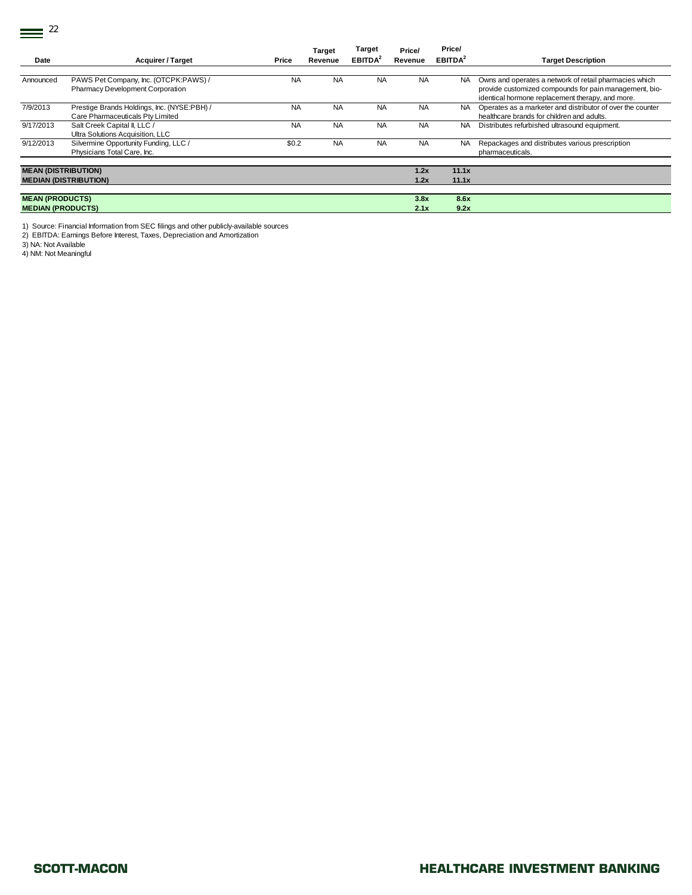| Date | Acquirer / Target | Price | Target Revenue | Target EBITDA[2] | Price/ Revenue | Price/ EBITDA[2] | Target Description |
|---|---|---|---|---|---|---|---|
| Announced | PAWS Pet Company, Inc. (OTCPK:PAWS) / Pharmacy Development Corporation | NA | NA | NA | NA | NA | Owns and operates a network of retail pharmacies which provide customized compounds for pain management, bio-identical hormone replacement therapy, and more. |
| 7/9/2013 | Prestige Brands Holdings, Inc. (NYSE:PBH) / Care Pharmaceuticals Pty Limited | NA | NA | NA | NA | NA | Operates as a marketer and distributor of over the counter healthcare brands for children and adults. |
| 9/17/2013 | Salt Creek Capital II, LLC / Ultra Solutions Acquisition, LLC | NA | NA | NA | NA | NA | Distributes refurbished ultrasound equipment. |
| 9/12/2013 | Silvermine Opportunity Funding, LLC / Physicians Total Care, Inc. | $0.2 | NA | NA | NA | NA | Repackages and distributes various prescription pharmaceuticals. |
| **MEAN (DISTRIBUTION)** | | | | | **1.2x** | **11.1x** | |
| **MEDIAN (DISTRIBUTION)** | | | | | **1.2x** | **11.1x** | |
| **MEAN (PRODUCTS)** | | | | | **3.8x** | **8.6x** | |
| **MEDIAN (PRODUCTS)** | | | | | **2.1x** | **9.2x** | |

1) Source: Financial Information from SEC filings and other publicly-available sources
2) EBITDA: Earnings Before Interest, Taxes, Depreciation and Amortization
3) NA: Not Available
4) NM: Not Meaningful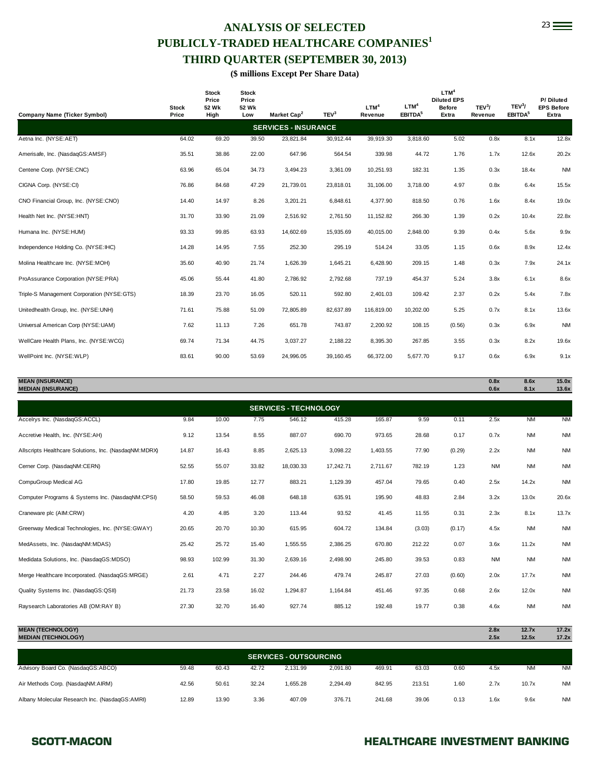# ANALYSIS OF SELECTED PUBLICLY-TRADED HEALTHCARE COMPANIES[1]

## THIRD QUARTER (SEPTEMBER 30, 2013)

**($ millions Except Per Share Data)**

| Company Name (Ticker Symbol) | Stock Price | Stock Price 52 Wk High | Stock Price 52 Wk Low | Market Cap[2] | TEV[3] | LTM[4] Revenue | LTM[4] EBITDA[5] | LTM[4] Diluted EPS Before Extra | TEV[3]/ Revenue | TEV[3]/ EBITDA[5] | P/ Diluted EPS Before Extra |
|---|---|---|---|---|---|---|---|---|---|---|---|
| **SERVICES - INSURANCE** | | | | | | | | | | | |
| Aetna Inc. (NYSE:AET) | 64.02 | 69.20 | 39.50 | 23,821.84 | 30,912.44 | 39,919.30 | 3,818.60 | 5.02 | 0.8x | 8.1x | 12.8x |
| Amerisafe, Inc. (NasdaqGS:AMSF) | 35.51 | 38.86 | 22.00 | 647.96 | 564.54 | 339.98 | 44.72 | 1.76 | 1.7x | 12.6x | 20.2x |
| Centene Corp. (NYSE:CNC) | 63.96 | 65.04 | 34.73 | 3,494.23 | 3,361.09 | 10,251.93 | 182.31 | 1.35 | 0.3x | 18.4x | NM |
| CIGNA Corp. (NYSE:CI) | 76.86 | 84.68 | 47.29 | 21,739.01 | 23,818.01 | 31,106.00 | 3,718.00 | 4.97 | 0.8x | 6.4x | 15.5x |
| CNO Financial Group, Inc. (NYSE:CNO) | 14.40 | 14.97 | 8.26 | 3,201.21 | 6,848.61 | 4,377.90 | 818.50 | 0.76 | 1.6x | 8.4x | 19.0x |
| Health Net Inc. (NYSE:HNT) | 31.70 | 33.90 | 21.09 | 2,516.92 | 2,761.50 | 11,152.82 | 266.30 | 1.39 | 0.2x | 10.4x | 22.8x |
| Humana Inc. (NYSE:HUM) | 93.33 | 99.85 | 63.93 | 14,602.69 | 15,935.69 | 40,015.00 | 2,848.00 | 9.39 | 0.4x | 5.6x | 9.9x |
| Independence Holding Co. (NYSE:IHC) | 14.28 | 14.95 | 7.55 | 252.30 | 295.19 | 514.24 | 33.05 | 1.15 | 0.6x | 8.9x | 12.4x |
| Molina Healthcare Inc. (NYSE:MOH) | 35.60 | 40.90 | 21.74 | 1,626.39 | 1,645.21 | 6,428.90 | 209.15 | 1.48 | 0.3x | 7.9x | 24.1x |
| ProAssurance Corporation (NYSE:PRA) | 45.06 | 55.44 | 41.80 | 2,786.92 | 2,792.68 | 737.19 | 454.37 | 5.24 | 3.8x | 6.1x | 8.6x |
| Triple-S Management Corporation (NYSE:GTS) | 18.39 | 23.70 | 16.05 | 520.11 | 592.80 | 2,401.03 | 109.42 | 2.37 | 0.2x | 5.4x | 7.8x |
| Unitedhealth Group, Inc. (NYSE:UNH) | 71.61 | 75.88 | 51.09 | 72,805.89 | 82,637.89 | 116,819.00 | 10,202.00 | 5.25 | 0.7x | 8.1x | 13.6x |
| Universal American Corp (NYSE:UAM) | 7.62 | 11.13 | 7.26 | 651.78 | 743.87 | 2,200.92 | 108.15 | (0.56) | 0.3x | 6.9x | NM |
| WellCare Health Plans, Inc. (NYSE:WCG) | 69.74 | 71.34 | 44.75 | 3,037.27 | 2,188.22 | 8,395.30 | 267.85 | 3.55 | 0.3x | 8.2x | 19.6x |
| WellPoint Inc. (NYSE:WLP) | 83.61 | 90.00 | 53.69 | 24,996.05 | 39,160.45 | 66,372.00 | 5,677.70 | 9.17 | 0.6x | 6.9x | 9.1x |
| **MEAN (INSURANCE)** | | | | | | | | | **0.8x** | **8.6x** | **15.0x** |
| **MEDIAN (INSURANCE)** | | | | | | | | | **0.6x** | **8.1x** | **13.6x** |
| **SERVICES - TECHNOLOGY** | | | | | | | | | | | |
| Accelrys Inc. (NasdaqGS:ACCL) | 9.84 | 10.00 | 7.75 | 546.12 | 415.28 | 165.87 | 9.59 | 0.11 | 2.5x | NM | NM |
| Accretive Health, Inc. (NYSE:AH) | 9.12 | 13.54 | 8.55 | 887.07 | 690.70 | 973.65 | 28.68 | 0.17 | 0.7x | NM | NM |
| Allscripts Healthcare Solutions, Inc. (NasdaqNM:MDRX) | 14.87 | 16.43 | 8.85 | 2,625.13 | 3,098.22 | 1,403.55 | 77.90 | (0.29) | 2.2x | NM | NM |
| Cerner Corp. (NasdaqNM:CERN) | 52.55 | 55.07 | 33.82 | 18,030.33 | 17,242.71 | 2,711.67 | 782.19 | 1.23 | NM | NM | NM |
| CompuGroup Medical AG | 17.80 | 19.85 | 12.77 | 883.21 | 1,129.39 | 457.04 | 79.65 | 0.40 | 2.5x | 14.2x | NM |
| Computer Programs & Systems Inc. (NasdaqNM:CPSI) | 58.50 | 59.53 | 46.08 | 648.18 | 635.91 | 195.90 | 48.83 | 2.84 | 3.2x | 13.0x | 20.6x |
| Craneware plc (AIM:CRW) | 4.20 | 4.85 | 3.20 | 113.44 | 93.52 | 41.45 | 11.55 | 0.31 | 2.3x | 8.1x | 13.7x |
| Greenway Medical Technologies, Inc. (NYSE:GWAY) | 20.65 | 20.70 | 10.30 | 615.95 | 604.72 | 134.84 | (3.03) | (0.17) | 4.5x | NM | NM |
| MedAssets, Inc. (NasdaqNM:MDAS) | 25.42 | 25.72 | 15.40 | 1,555.55 | 2,386.25 | 670.80 | 212.22 | 0.07 | 3.6x | 11.2x | NM |
| Medidata Solutions, Inc. (NasdaqGS:MDSO) | 98.93 | 102.99 | 31.30 | 2,639.16 | 2,498.90 | 245.80 | 39.53 | 0.83 | NM | NM | NM |
| Merge Healthcare Incorporated. (NasdaqGS:MRGE) | 2.61 | 4.71 | 2.27 | 244.46 | 479.74 | 245.87 | 27.03 | (0.60) | 2.0x | 17.7x | NM |
| Quality Systems Inc. (NasdaqGS:QSII) | 21.73 | 23.58 | 16.02 | 1,294.87 | 1,164.84 | 451.46 | 97.35 | 0.68 | 2.6x | 12.0x | NM |
| Raysearch Laboratories AB (OM:RAY B) | 27.30 | 32.70 | 16.40 | 927.74 | 885.12 | 192.48 | 19.77 | 0.38 | 4.6x | NM | NM |
| **MEAN (TECHNOLOGY)** | | | | | | | | | **2.8x** | **12.7x** | **17.2x** |
| **MEDIAN (TECHNOLOGY)** | | | | | | | | | **2.5x** | **12.5x** | **17.2x** |
| **SERVICES - OUTSOURCING** | | | | | | | | | | | |
| Advisory Board Co. (NasdaqGS:ABCO) | 59.48 | 60.43 | 42.72 | 2,131.99 | 2,091.80 | 469.91 | 63.03 | 0.60 | 4.5x | NM | NM |
| Air Methods Corp. (NasdaqNM:AIRM) | 42.56 | 50.61 | 32.24 | 1,655.28 | 2,294.49 | 842.95 | 213.51 | 1.60 | 2.7x | 10.7x | NM |
| Albany Molecular Research Inc. (NasdaqGS:AMRI) | 12.89 | 13.90 | 3.36 | 407.09 | 376.71 | 241.68 | 39.06 | 0.13 | 1.6x | 9.6x | NM |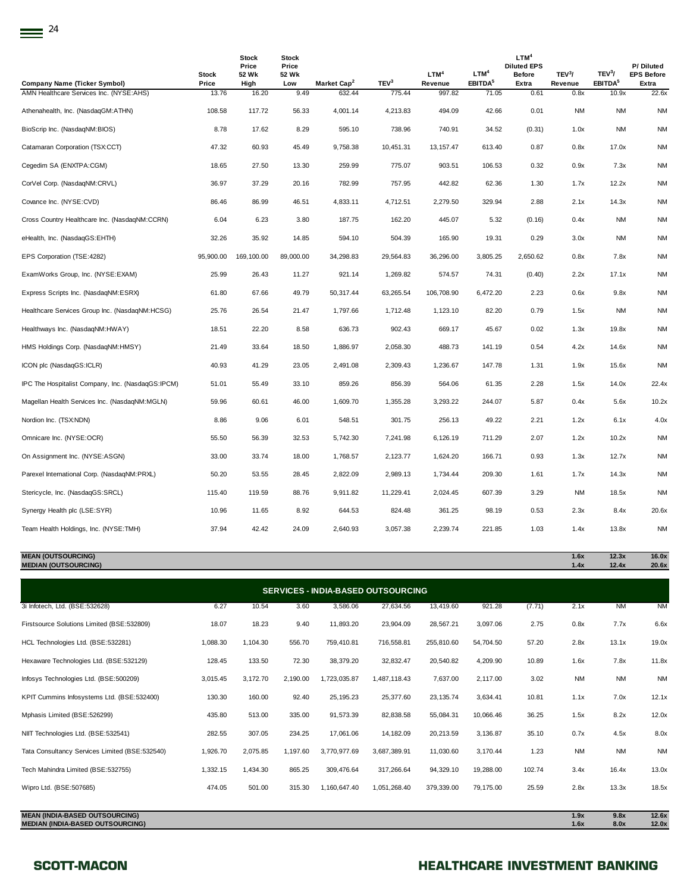| Company Name (Ticker Symbol) | Stock Price | Stock Price 52 Wk High | Stock Price 52 Wk Low | Market Cap[2] | TEV[3] | LTM[4] Revenue | LTM[4] EBITDA[5] | LTM[4] Diluted EPS Before Extra | TEV[3]/ Revenue | TEV[3]/ EBITDA[5] | P/ Diluted EPS Before Extra |
|---|---|---|---|---|---|---|---|---|---|---|---|
| AMN Healthcare Services Inc. (NYSE:AHS) | 13.76 | 16.20 | 9.49 | 632.44 | 775.44 | 997.82 | 71.05 | 0.61 | 0.8x | 10.9x | 22.6x |
| Athenahealth, Inc. (NasdaqGM:ATHN) | 108.58 | 117.72 | 56.33 | 4,001.14 | 4,213.83 | 494.09 | 42.66 | 0.01 | NM | NM | NM |
| BioScrip Inc. (NasdaqNM:BIOS) | 8.78 | 17.62 | 8.29 | 595.10 | 738.96 | 740.91 | 34.52 | (0.31) | 1.0x | NM | NM |
| Catamaran Corporation (TSX:CCT) | 47.32 | 60.93 | 45.49 | 9,758.38 | 10,451.31 | 13,157.47 | 613.40 | 0.87 | 0.8x | 17.0x | NM |
| Cegedim SA (ENXTPA:CGM) | 18.65 | 27.50 | 13.30 | 259.99 | 775.07 | 903.51 | 106.53 | 0.32 | 0.9x | 7.3x | NM |
| CorVel Corp. (NasdaqNM:CRVL) | 36.97 | 37.29 | 20.16 | 782.99 | 757.95 | 442.82 | 62.36 | 1.30 | 1.7x | 12.2x | NM |
| Covance Inc. (NYSE:CVD) | 86.46 | 86.99 | 46.51 | 4,833.11 | 4,712.51 | 2,279.50 | 329.94 | 2.88 | 2.1x | 14.3x | NM |
| Cross Country Healthcare Inc. (NasdaqNM:CCRN) | 6.04 | 6.23 | 3.80 | 187.75 | 162.20 | 445.07 | 5.32 | (0.16) | 0.4x | NM | NM |
| eHealth, Inc. (NasdaqGS:EHTH) | 32.26 | 35.92 | 14.85 | 594.10 | 504.39 | 165.90 | 19.31 | 0.29 | 3.0x | NM | NM |
| EPS Corporation (TSE:4282) | 95,900.00 | 169,100.00 | 89,000.00 | 34,298.83 | 29,564.83 | 36,296.00 | 3,805.25 | 2,650.62 | 0.8x | 7.8x | NM |
| ExamWorks Group, Inc. (NYSE:EXAM) | 25.99 | 26.43 | 11.27 | 921.14 | 1,269.82 | 574.57 | 74.31 | (0.40) | 2.2x | 17.1x | NM |
| Express Scripts Inc. (NasdaqNM:ESRX) | 61.80 | 67.66 | 49.79 | 50,317.44 | 63,265.54 | 106,708.90 | 6,472.20 | 2.23 | 0.6x | 9.8x | NM |
| Healthcare Services Group Inc. (NasdaqNM:HCSG) | 25.76 | 26.54 | 21.47 | 1,797.66 | 1,712.48 | 1,123.10 | 82.20 | 0.79 | 1.5x | NM | NM |
| Healthways Inc. (NasdaqNM:HWAY) | 18.51 | 22.20 | 8.58 | 636.73 | 902.43 | 669.17 | 45.67 | 0.02 | 1.3x | 19.8x | NM |
| HMS Holdings Corp. (NasdaqNM:HMSY) | 21.49 | 33.64 | 18.50 | 1,886.97 | 2,058.30 | 488.73 | 141.19 | 0.54 | 4.2x | 14.6x | NM |
| ICON plc (NasdaqGS:ICLR) | 40.93 | 41.29 | 23.05 | 2,491.08 | 2,309.43 | 1,236.67 | 147.78 | 1.31 | 1.9x | 15.6x | NM |
| IPC The Hospitalist Company, Inc. (NasdaqGS:IPCM) | 51.01 | 55.49 | 33.10 | 859.26 | 856.39 | 564.06 | 61.35 | 2.28 | 1.5x | 14.0x | 22.4x |
| Magellan Health Services Inc. (NasdaqNM:MGLN) | 59.96 | 60.61 | 46.00 | 1,609.70 | 1,355.28 | 3,293.22 | 244.07 | 5.87 | 0.4x | 5.6x | 10.2x |
| Nordion Inc. (TSX:NDN) | 8.86 | 9.06 | 6.01 | 548.51 | 301.75 | 256.13 | 49.22 | 2.21 | 1.2x | 6.1x | 4.0x |
| Omnicare Inc. (NYSE:OCR) | 55.50 | 56.39 | 32.53 | 5,742.30 | 7,241.98 | 6,126.19 | 711.29 | 2.07 | 1.2x | 10.2x | NM |
| On Assignment Inc. (NYSE:ASGN) | 33.00 | 33.74 | 18.00 | 1,768.57 | 2,123.77 | 1,624.20 | 166.71 | 0.93 | 1.3x | 12.7x | NM |
| Parexel International Corp. (NasdaqNM:PRXL) | 50.20 | 53.55 | 28.45 | 2,822.09 | 2,989.13 | 1,734.44 | 209.30 | 1.61 | 1.7x | 14.3x | NM |
| Stericycle, Inc. (NasdaqGS:SRCL) | 115.40 | 119.59 | 88.76 | 9,911.82 | 11,229.41 | 2,024.45 | 607.39 | 3.29 | NM | 18.5x | NM |
| Synergy Health plc (LSE:SYR) | 10.96 | 11.65 | 8.92 | 644.53 | 824.48 | 361.25 | 98.19 | 0.53 | 2.3x | 8.4x | 20.6x |
| Team Health Holdings, Inc. (NYSE:TMH) | 37.94 | 42.42 | 24.09 | 2,640.93 | 3,057.38 | 2,239.74 | 221.85 | 1.03 | 1.4x | 13.8x | NM |
| **MEAN (OUTSOURCING)** | | | | | | | | | **1.6x** | **12.3x** | **16.0x** |
| **MEDIAN (OUTSOURCING)** | | | | | | | | | **1.4x** | **12.4x** | **20.6x** |
| **SERVICES - INDIA-BASED OUTSOURCING** | | | | | | | | | | | |
| 3i Infotech, Ltd. (BSE:532628) | 6.27 | 10.54 | 3.60 | 3,586.06 | 27,634.56 | 13,419.60 | 921.28 | (7.71) | 2.1x | NM | NM |
| Firstsource Solutions Limited (BSE:532809) | 18.07 | 18.23 | 9.40 | 11,893.20 | 23,904.09 | 28,567.21 | 3,097.06 | 2.75 | 0.8x | 7.7x | 6.6x |
| HCL Technologies Ltd. (BSE:532281) | 1,088.30 | 1,104.30 | 556.70 | 759,410.81 | 716,558.81 | 255,810.60 | 54,704.50 | 57.20 | 2.8x | 13.1x | 19.0x |
| Hexaware Technologies Ltd. (BSE:532129) | 128.45 | 133.50 | 72.30 | 38,379.20 | 32,832.47 | 20,540.82 | 4,209.90 | 10.89 | 1.6x | 7.8x | 11.8x |
| Infosys Technologies Ltd. (BSE:500209) | 3,015.45 | 3,172.70 | 2,190.00 | 1,723,035.87 | 1,487,118.43 | 7,637.00 | 2,117.00 | 3.02 | NM | NM | NM |
| KPIT Cummins Infosystems Ltd. (BSE:532400) | 130.30 | 160.00 | 92.40 | 25,195.23 | 25,377.60 | 23,135.74 | 3,634.41 | 10.81 | 1.1x | 7.0x | 12.1x |
| Mphasis Limited (BSE:526299) | 435.80 | 513.00 | 335.00 | 91,573.39 | 82,838.58 | 55,084.31 | 10,066.46 | 36.25 | 1.5x | 8.2x | 12.0x |
| NIIT Technologies Ltd. (BSE:532541) | 282.55 | 307.05 | 234.25 | 17,061.06 | 14,182.09 | 20,213.59 | 3,136.87 | 35.10 | 0.7x | 4.5x | 8.0x |
| Tata Consultancy Services Limited (BSE:532540) | 1,926.70 | 2,075.85 | 1,197.60 | 3,770,977.69 | 3,687,389.91 | 11,030.60 | 3,170.44 | 1.23 | NM | NM | NM |
| Tech Mahindra Limited (BSE:532755) | 1,332.15 | 1,434.30 | 865.25 | 309,476.64 | 317,266.64 | 94,329.10 | 19,288.00 | 102.74 | 3.4x | 16.4x | 13.0x |
| Wipro Ltd. (BSE:507685) | 474.05 | 501.00 | 315.30 | 1,160,647.40 | 1,051,268.40 | 379,339.00 | 79,175.00 | 25.59 | 2.8x | 13.3x | 18.5x |
| **MEAN (INDIA-BASED OUTSOURCING)** | | | | | | | | | **1.9x** | **9.8x** | **12.6x** |
| **MEDIAN (INDIA-BASED OUTSOURCING)** | | | | | | | | | **1.6x** | **8.0x** | **12.0x** |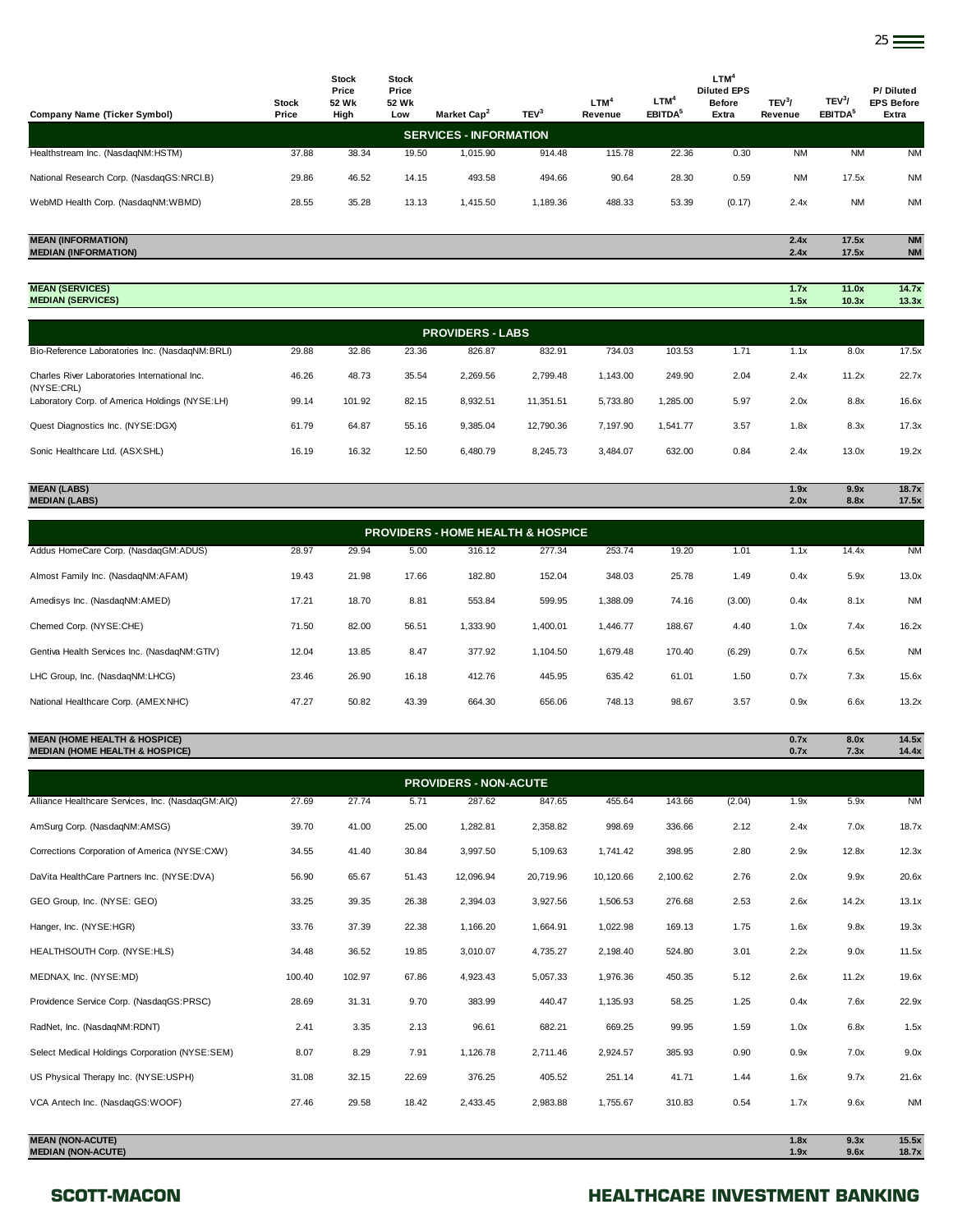| Company Name (Ticker Symbol) | Stock Price | Stock Price 52 Wk High | Stock Price 52 Wk Low | Market Cap[2] | TEV[3] | LTM[4] Revenue | LTM[4] EBITDA[5] | LTM[4] Diluted EPS Before Extra | TEV[3]/ Revenue | TEV[3]/ EBITDA[5] | P/ Diluted EPS Before Extra |
|---|---|---|---|---|---|---|---|---|---|---|---|
| **SERVICES - INFORMATION** | | | | | | | | | | | |
| Healthstream Inc. (NasdaqNM:HSTM) | 37.88 | 38.34 | 19.50 | 1,015.90 | 914.48 | 115.78 | 22.36 | 0.30 | NM | NM | NM |
| National Research Corp. (NasdaqGS:NRCI.B) | 29.86 | 46.52 | 14.15 | 493.58 | 494.66 | 90.64 | 28.30 | 0.59 | NM | 17.5x | NM |
| WebMD Health Corp. (NasdaqNM:WBMD) | 28.55 | 35.28 | 13.13 | 1,415.50 | 1,189.36 | 488.33 | 53.39 | (0.17) | 2.4x | NM | NM |
| **MEAN (INFORMATION)** | | | | | | | | | **2.4x** | **17.5x** | **NM** |
| **MEDIAN (INFORMATION)** | | | | | | | | | **2.4x** | **17.5x** | **NM** |
| **MEAN (SERVICES)** | | | | | | | | | **1.7x** | **11.0x** | **14.7x** |
| **MEDIAN (SERVICES)** | | | | | | | | | **1.5x** | **10.3x** | **13.3x** |
| **PROVIDERS - LABS** | | | | | | | | | | | |
| Bio-Reference Laboratories Inc. (NasdaqNM:BRLI) | 29.88 | 32.86 | 23.36 | 826.87 | 832.91 | 734.03 | 103.53 | 1.71 | 1.1x | 8.0x | 17.5x |
| Charles River Laboratories International Inc. (NYSE:CRL) | 46.26 | 48.73 | 35.54 | 2,269.56 | 2,799.48 | 1,143.00 | 249.90 | 2.04 | 2.4x | 11.2x | 22.7x |
| Laboratory Corp. of America Holdings (NYSE:LH) | 99.14 | 101.92 | 82.15 | 8,932.51 | 11,351.51 | 5,733.80 | 1,285.00 | 5.97 | 2.0x | 8.8x | 16.6x |
| Quest Diagnostics Inc. (NYSE:DGX) | 61.79 | 64.87 | 55.16 | 9,385.04 | 12,790.36 | 7,197.90 | 1,541.77 | 3.57 | 1.8x | 8.3x | 17.3x |
| Sonic Healthcare Ltd. (ASX:SHL) | 16.19 | 16.32 | 12.50 | 6,480.79 | 8,245.73 | 3,484.07 | 632.00 | 0.84 | 2.4x | 13.0x | 19.2x |
| **MEAN (LABS)** | | | | | | | | | **1.9x** | **9.9x** | **18.7x** |
| **MEDIAN (LABS)** | | | | | | | | | **2.0x** | **8.8x** | **17.5x** |
| **PROVIDERS - HOME HEALTH & HOSPICE** | | | | | | | | | | | |
| Addus HomeCare Corp. (NasdaqGM:ADUS) | 28.97 | 29.94 | 5.00 | 316.12 | 277.34 | 253.74 | 19.20 | 1.01 | 1.1x | 14.4x | NM |
| Almost Family Inc. (NasdaqNM:AFAM) | 19.43 | 21.98 | 17.66 | 182.80 | 152.04 | 348.03 | 25.78 | 1.49 | 0.4x | 5.9x | 13.0x |
| Amedisys Inc. (NasdaqNM:AMED) | 17.21 | 18.70 | 8.81 | 553.84 | 599.95 | 1,388.09 | 74.16 | (3.00) | 0.4x | 8.1x | NM |
| Chemed Corp. (NYSE:CHE) | 71.50 | 82.00 | 56.51 | 1,333.90 | 1,400.01 | 1,446.77 | 188.67 | 4.40 | 1.0x | 7.4x | 16.2x |
| Gentiva Health Services Inc. (NasdaqNM:GTIV) | 12.04 | 13.85 | 8.47 | 377.92 | 1,104.50 | 1,679.48 | 170.40 | (6.29) | 0.7x | 6.5x | NM |
| LHC Group, Inc. (NasdaqNM:LHCG) | 23.46 | 26.90 | 16.18 | 412.76 | 445.95 | 635.42 | 61.01 | 1.50 | 0.7x | 7.3x | 15.6x |
| National Healthcare Corp. (AMEX:NHC) | 47.27 | 50.82 | 43.39 | 664.30 | 656.06 | 748.13 | 98.67 | 3.57 | 0.9x | 6.6x | 13.2x |
| **MEAN (HOME HEALTH & HOSPICE)** | | | | | | | | | **0.7x** | **8.0x** | **14.5x** |
| **MEDIAN (HOME HEALTH & HOSPICE)** | | | | | | | | | **0.7x** | **7.3x** | **14.4x** |
| **PROVIDERS - NON-ACUTE** | | | | | | | | | | | |
| Alliance Healthcare Services, Inc. (NasdaqGM:AIQ) | 27.69 | 27.74 | 5.71 | 287.62 | 847.65 | 455.64 | 143.66 | (2.04) | 1.9x | 5.9x | NM |
| AmSurg Corp. (NasdaqNM:AMSG) | 39.70 | 41.00 | 25.00 | 1,282.81 | 2,358.82 | 998.69 | 336.66 | 2.12 | 2.4x | 7.0x | 18.7x |
| Corrections Corporation of America (NYSE:CXW) | 34.55 | 41.40 | 30.84 | 3,997.50 | 5,109.63 | 1,741.42 | 398.95 | 2.80 | 2.9x | 12.8x | 12.3x |
| DaVita HealthCare Partners Inc. (NYSE:DVA) | 56.90 | 65.67 | 51.43 | 12,096.94 | 20,719.96 | 10,120.66 | 2,100.62 | 2.76 | 2.0x | 9.9x | 20.6x |
| GEO Group, Inc. (NYSE: GEO) | 33.25 | 39.35 | 26.38 | 2,394.03 | 3,927.56 | 1,506.53 | 276.68 | 2.53 | 2.6x | 14.2x | 13.1x |
| Hanger, Inc. (NYSE:HGR) | 33.76 | 37.39 | 22.38 | 1,166.20 | 1,664.91 | 1,022.98 | 169.13 | 1.75 | 1.6x | 9.8x | 19.3x |
| HEALTHSOUTH Corp. (NYSE:HLS) | 34.48 | 36.52 | 19.85 | 3,010.07 | 4,735.27 | 2,198.40 | 524.80 | 3.01 | 2.2x | 9.0x | 11.5x |
| MEDNAX, Inc. (NYSE:MD) | 100.40 | 102.97 | 67.86 | 4,923.43 | 5,057.33 | 1,976.36 | 450.35 | 5.12 | 2.6x | 11.2x | 19.6x |
| Providence Service Corp. (NasdaqGS:PRSC) | 28.69 | 31.31 | 9.70 | 383.99 | 440.47 | 1,135.93 | 58.25 | 1.25 | 0.4x | 7.6x | 22.9x |
| RadNet, Inc. (NasdaqNM:RDNT) | 2.41 | 3.35 | 2.13 | 96.61 | 682.21 | 669.25 | 99.95 | 1.59 | 1.0x | 6.8x | 1.5x |
| Select Medical Holdings Corporation (NYSE:SEM) | 8.07 | 8.29 | 7.91 | 1,126.78 | 2,711.46 | 2,924.57 | 385.93 | 0.90 | 0.9x | 7.0x | 9.0x |
| US Physical Therapy Inc. (NYSE:USPH) | 31.08 | 32.15 | 22.69 | 376.25 | 405.52 | 251.14 | 41.71 | 1.44 | 1.6x | 9.7x | 21.6x |
| VCA Antech Inc. (NasdaqGS:WOOF) | 27.46 | 29.58 | 18.42 | 2,433.45 | 2,983.88 | 1,755.67 | 310.83 | 0.54 | 1.7x | 9.6x | NM |
| **MEAN (NON-ACUTE)** | | | | | | | | | **1.8x** | **9.3x** | **15.5x** |
| **MEDIAN (NON-ACUTE)** | | | | | | | | | **1.9x** | **9.6x** | **18.7x** |

**SCOTT-MACON** **HEALTHCARE INVESTMENT BANKING**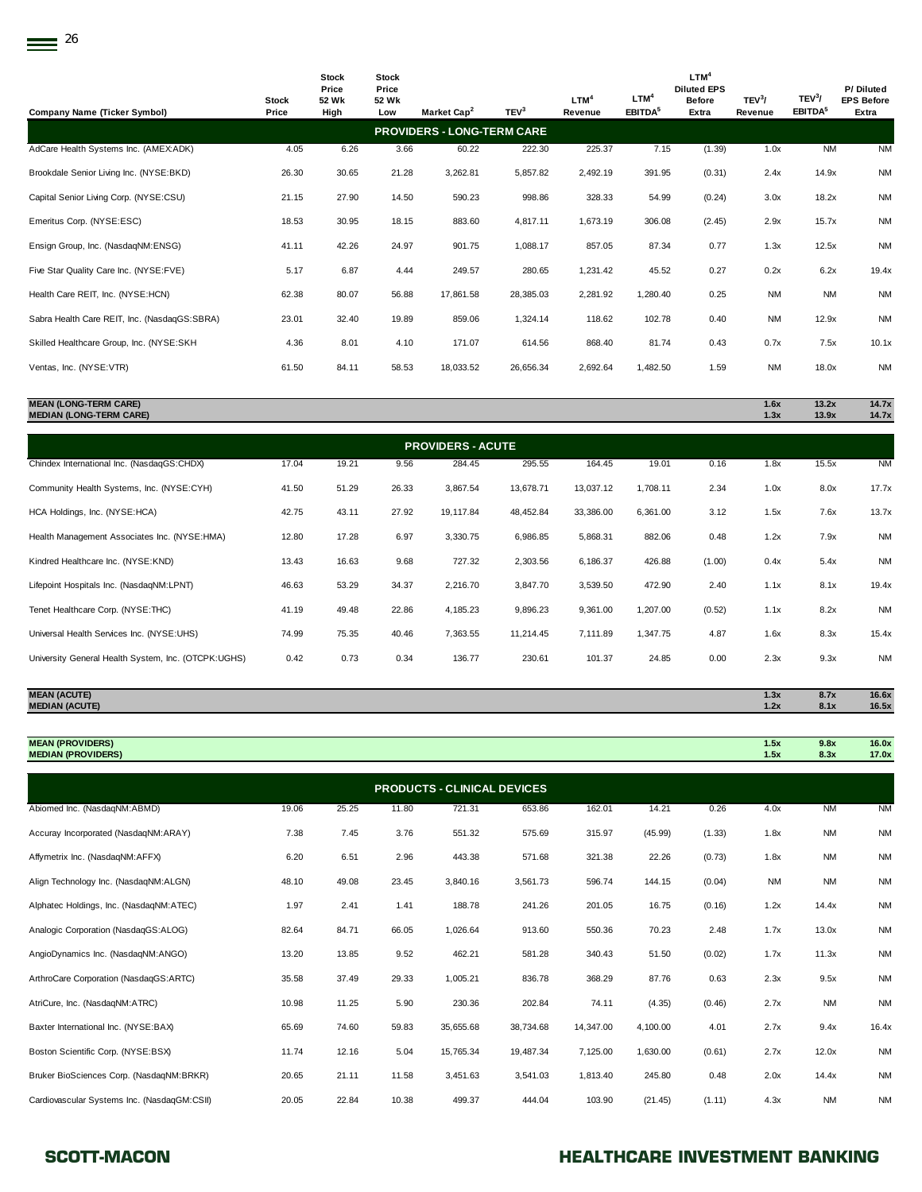| Company Name (Ticker Symbol) | Stock Price | Stock Price 52 Wk High | Stock Price 52 Wk Low | Market Cap[2] | TEV[3] | LTM[4] Revenue | LTM[4] EBITDA[5] | LTM[4] Diluted EPS Before Extra | TEV[3]/ Revenue | TEV[3]/ EBITDA[5] | P/ Diluted EPS Before Extra |
|---|---|---|---|---|---|---|---|---|---|---|---|
| **PROVIDERS - LONG-TERM CARE** | | | | | | | | | | | |
| AdCare Health Systems Inc. (AMEX:ADK) | 4.05 | 6.26 | 3.66 | 60.22 | 222.30 | 225.37 | 7.15 | (1.39) | 1.0x | NM | NM |
| Brookdale Senior Living Inc. (NYSE:BKD) | 26.30 | 30.65 | 21.28 | 3,262.81 | 5,857.82 | 2,492.19 | 391.95 | (0.31) | 2.4x | 14.9x | NM |
| Capital Senior Living Corp. (NYSE:CSU) | 21.15 | 27.90 | 14.50 | 590.23 | 998.86 | 328.33 | 54.99 | (0.24) | 3.0x | 18.2x | NM |
| Emeritus Corp. (NYSE:ESC) | 18.53 | 30.95 | 18.15 | 883.60 | 4,817.11 | 1,673.19 | 306.08 | (2.45) | 2.9x | 15.7x | NM |
| Ensign Group, Inc. (NasdaqNM:ENSG) | 41.11 | 42.26 | 24.97 | 901.75 | 1,088.17 | 857.05 | 87.34 | 0.77 | 1.3x | 12.5x | NM |
| Five Star Quality Care Inc. (NYSE:FVE) | 5.17 | 6.87 | 4.44 | 249.57 | 280.65 | 1,231.42 | 45.52 | 0.27 | 0.2x | 6.2x | 19.4x |
| Health Care REIT, Inc. (NYSE:HCN) | 62.38 | 80.07 | 56.88 | 17,861.58 | 28,385.03 | 2,281.92 | 1,280.40 | 0.25 | NM | NM | NM |
| Sabra Health Care REIT, Inc. (NasdaqGS:SBRA) | 23.01 | 32.40 | 19.89 | 859.06 | 1,324.14 | 118.62 | 102.78 | 0.40 | NM | 12.9x | NM |
| Skilled Healthcare Group, Inc. (NYSE:SKH) | 4.36 | 8.01 | 4.10 | 171.07 | 614.56 | 868.40 | 81.74 | 0.43 | 0.7x | 7.5x | 10.1x |
| Ventas, Inc. (NYSE:VTR) | 61.50 | 84.11 | 58.53 | 18,033.52 | 26,656.34 | 2,692.64 | 1,482.50 | 1.59 | NM | 18.0x | NM |
| **MEAN (LONG-TERM CARE)** | | | | | | | | | **1.6x** | **13.2x** | **14.7x** |
| **MEDIAN (LONG-TERM CARE)** | | | | | | | | | **1.3x** | **13.9x** | **14.7x** |
| **PROVIDERS - ACUTE** | | | | | | | | | | | |
| Chindex International Inc. (NasdaqGS:CHDX) | 17.04 | 19.21 | 9.56 | 284.45 | 295.55 | 164.45 | 19.01 | 0.16 | 1.8x | 15.5x | NM |
| Community Health Systems, Inc. (NYSE:CYH) | 41.50 | 51.29 | 26.33 | 3,867.54 | 13,678.71 | 13,037.12 | 1,708.11 | 2.34 | 1.0x | 8.0x | 17.7x |
| HCA Holdings, Inc. (NYSE:HCA) | 42.75 | 43.11 | 27.92 | 19,117.84 | 48,452.84 | 33,386.00 | 6,361.00 | 3.12 | 1.5x | 7.6x | 13.7x |
| Health Management Associates Inc. (NYSE:HMA) | 12.80 | 17.28 | 6.97 | 3,330.75 | 6,986.85 | 5,868.31 | 882.06 | 0.48 | 1.2x | 7.9x | NM |
| Kindred Healthcare Inc. (NYSE:KND) | 13.43 | 16.63 | 9.68 | 727.32 | 2,303.56 | 6,186.37 | 426.88 | (1.00) | 0.4x | 5.4x | NM |
| Lifepoint Hospitals Inc. (NasdaqNM:LPNT) | 46.63 | 53.29 | 34.37 | 2,216.70 | 3,847.70 | 3,539.50 | 472.90 | 2.40 | 1.1x | 8.1x | 19.4x |
| Tenet Healthcare Corp. (NYSE:THC) | 41.19 | 49.48 | 22.86 | 4,185.23 | 9,896.23 | 9,361.00 | 1,207.00 | (0.52) | 1.1x | 8.2x | NM |
| Universal Health Services Inc. (NYSE:UHS) | 74.99 | 75.35 | 40.46 | 7,363.55 | 11,214.45 | 7,111.89 | 1,347.75 | 4.87 | 1.6x | 8.3x | 15.4x |
| University General Health System, Inc. (OTCPK:UGHS) | 0.42 | 0.73 | 0.34 | 136.77 | 230.61 | 101.37 | 24.85 | 0.00 | 2.3x | 9.3x | NM |
| **MEAN (ACUTE)** | | | | | | | | | **1.3x** | **8.7x** | **16.6x** |
| **MEDIAN (ACUTE)** | | | | | | | | | **1.2x** | **8.1x** | **16.5x** |
| **MEAN (PROVIDERS)** | | | | | | | | | **1.5x** | **9.8x** | **16.0x** |
| **MEDIAN (PROVIDERS)** | | | | | | | | | **1.5x** | **8.3x** | **17.0x** |
| **PRODUCTS - CLINICAL DEVICES** | | | | | | | | | | | |
| Abiomed Inc. (NasdaqNM:ABMD) | 19.06 | 25.25 | 11.80 | 721.31 | 653.86 | 162.01 | 14.21 | 0.26 | 4.0x | NM | NM |
| Accuray Incorporated (NasdaqNM:ARAY) | 7.38 | 7.45 | 3.76 | 551.32 | 575.69 | 315.97 | (45.99) | (1.33) | 1.8x | NM | NM |
| Affymetrix Inc. (NasdaqNM:AFFX) | 6.20 | 6.51 | 2.96 | 443.38 | 571.68 | 321.38 | 22.26 | (0.73) | 1.8x | NM | NM |
| Align Technology Inc. (NasdaqNM:ALGN) | 48.10 | 49.08 | 23.45 | 3,840.16 | 3,561.73 | 596.74 | 144.15 | (0.04) | NM | NM | NM |
| Alphatec Holdings, Inc. (NasdaqNM:ATEC) | 1.97 | 2.41 | 1.41 | 188.78 | 241.26 | 201.05 | 16.75 | (0.16) | 1.2x | 14.4x | NM |
| Analogic Corporation (NasdaqGS:ALOG) | 82.64 | 84.71 | 66.05 | 1,026.64 | 913.60 | 550.36 | 70.23 | 2.48 | 1.7x | 13.0x | NM |
| AngioDynamics Inc. (NasdaqNM:ANGO) | 13.20 | 13.85 | 9.52 | 462.21 | 581.28 | 340.43 | 51.50 | (0.02) | 1.7x | 11.3x | NM |
| ArthroCare Corporation (NasdaqGS:ARTC) | 35.58 | 37.49 | 29.33 | 1,005.21 | 836.78 | 368.29 | 87.76 | 0.63 | 2.3x | 9.5x | NM |
| AtriCure, Inc. (NasdaqNM:ATRC) | 10.98 | 11.25 | 5.90 | 230.36 | 202.84 | 74.11 | (4.35) | (0.46) | 2.7x | NM | NM |
| Baxter International Inc. (NYSE:BAX) | 65.69 | 74.60 | 59.83 | 35,655.68 | 38,734.68 | 14,347.00 | 4,100.00 | 4.01 | 2.7x | 9.4x | 16.4x |
| Boston Scientific Corp. (NYSE:BSX) | 11.74 | 12.16 | 5.04 | 15,765.34 | 19,487.34 | 7,125.00 | 1,630.00 | (0.61) | 2.7x | 12.0x | NM |
| Bruker BioSciences Corp. (NasdaqNM:BRKR) | 20.65 | 21.11 | 11.58 | 3,451.63 | 3,541.03 | 1,813.40 | 245.80 | 0.48 | 2.0x | 14.4x | NM |
| Cardiovascular Systems Inc. (NasdaqGM:CSII) | 20.05 | 22.84 | 10.38 | 499.37 | 444.04 | 103.90 | (21.45) | (1.11) | 4.3x | NM | NM |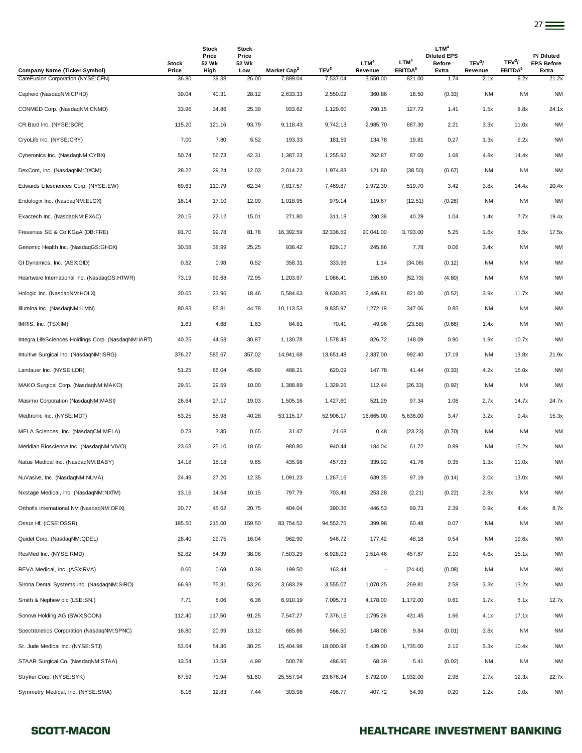| Company Name (Ticker Symbol) | Stock Price | Stock Price 52 Wk High | Stock Price 52 Wk Low | Market Cap[2] | TEV[3] | LTM[4] Revenue | LTM[4] EBITDA[5] | LTM[4] Diluted EPS Before Extra | TEV[3]/ Revenue | TEV[3]/ EBITDA[5] | P/ Diluted EPS Before Extra |
|---|---|---|---|---|---|---|---|---|---|---|---|
| CareFusion Corporation (NYSE:CFN) | 36.90 | 39.38 | 26.00 | 7,889.04 | 7,537.04 | 3,550.00 | 821.00 | 1.74 | 2.1x | 9.2x | 21.2x |
| Cepheid (NasdaqNM:CPHD) | 39.04 | 40.31 | 28.12 | 2,633.33 | 2,550.02 | 360.86 | 16.50 | (0.33) | NM | NM | NM |
| CONMED Corp. (NasdaqNM:CNMD) | 33.96 | 34.86 | 25.39 | 933.62 | 1,129.60 | 760.15 | 127.72 | 1.41 | 1.5x | 8.8x | 24.1x |
| CR Bard Inc. (NYSE:BCR) | 115.20 | 121.16 | 93.79 | 9,118.43 | 9,742.13 | 2,985.70 | 887.30 | 2.21 | 3.3x | 11.0x | NM |
| CryoLife Inc. (NYSE:CRY) | 7.00 | 7.80 | 5.52 | 193.33 | 181.59 | 134.78 | 19.81 | 0.27 | 1.3x | 9.2x | NM |
| Cyberonics Inc. (NasdaqNM:CYBX) | 50.74 | 56.73 | 42.31 | 1,387.23 | 1,255.92 | 262.87 | 87.00 | 1.68 | 4.8x | 14.4x | NM |
| DexCom, Inc. (NasdaqNM:DXCM) | 28.22 | 29.24 | 12.03 | 2,014.23 | 1,974.83 | 121.80 | (38.50) | (0.67) | NM | NM | NM |
| Edwards Lifesciences Corp. (NYSE:EW) | 69.63 | 110.79 | 62.34 | 7,817.57 | 7,469.87 | 1,972.30 | 519.70 | 3.42 | 3.8x | 14.4x | 20.4x |
| Endologix Inc. (NasdaqNM:ELGX) | 16.14 | 17.10 | 12.09 | 1,018.95 | 979.14 | 119.67 | (12.51) | (0.26) | NM | NM | NM |
| Exactech Inc. (NasdaqNM:EXAC) | 20.15 | 22.12 | 15.01 | 271.80 | 311.18 | 230.38 | 40.29 | 1.04 | 1.4x | 7.7x | 19.4x |
| Fresenius SE & Co KGaA (DB:FRE) | 91.70 | 99.78 | 81.78 | 16,392.59 | 32,336.59 | 20,041.00 | 3,793.00 | 5.25 | 1.6x | 8.5x | 17.5x |
| Genomic Health Inc. (NasdaqGS:GHDX) | 30.58 | 38.99 | 25.25 | 936.42 | 829.17 | 245.86 | 7.78 | 0.06 | 3.4x | NM | NM |
| GI Dynamics, Inc. (ASX:GID) | 0.82 | 0.98 | 0.52 | 358.31 | 333.96 | 1.14 | (34.06) | (0.12) | NM | NM | NM |
| Heartware International Inc. (NasdaqGS:HTWR) | 73.19 | 99.68 | 72.95 | 1,203.97 | 1,086.41 | 155.60 | (52.73) | (4.80) | NM | NM | NM |
| Hologic Inc. (NasdaqNM:HOLX) | 20.65 | 23.96 | 18.46 | 5,584.63 | 9,630.85 | 2,446.81 | 821.00 | (0.52) | 3.9x | 11.7x | NM |
| Illumina Inc. (NasdaqNM:ILMN) | 80.83 | 85.81 | 44.78 | 10,113.53 | 9,835.97 | 1,272.19 | 347.06 | 0.85 | NM | NM | NM |
| IMRIS, Inc. (TSX:IM) | 1.63 | 4.68 | 1.63 | 84.81 | 70.41 | 49.96 | (23.58) | (0.66) | 1.4x | NM | NM |
| Integra LifeSciences Holdings Corp. (NasdaqNM:IART) | 40.25 | 44.53 | 30.87 | 1,130.78 | 1,578.43 | 826.72 | 148.09 | 0.90 | 1.9x | 10.7x | NM |
| Intuitive Surgical Inc. (NasdaqNM:ISRG) | 376.27 | 585.67 | 357.02 | 14,941.68 | 13,651.48 | 2,337.00 | 992.40 | 17.19 | NM | 13.8x | 21.9x |
| Landauer Inc. (NYSE:LDR) | 51.25 | 66.04 | 45.89 | 488.21 | 620.09 | 147.78 | 41.44 | (0.33) | 4.2x | 15.0x | NM |
| MAKO Surgical Corp. (NasdaqNM:MAKO) | 29.51 | 29.59 | 10.00 | 1,388.89 | 1,329.26 | 112.44 | (26.33) | (0.92) | NM | NM | NM |
| Masimo Corporation (NasdaqNM:MASI) | 26.64 | 27.17 | 19.03 | 1,505.16 | 1,427.60 | 521.29 | 97.34 | 1.08 | 2.7x | 14.7x | 24.7x |
| Medtronic Inc. (NYSE:MDT) | 53.25 | 55.98 | 40.28 | 53,115.17 | 52,906.17 | 16,665.00 | 5,636.00 | 3.47 | 3.2x | 9.4x | 15.3x |
| MELA Sciences, Inc. (NasdaqCM:MELA) | 0.73 | 3.35 | 0.65 | 31.47 | 21.68 | 0.48 | (23.23) | (0.70) | NM | NM | NM |
| Meridian Bioscience Inc. (NasdaqNM:VIVO) | 23.63 | 25.10 | 18.65 | 980.80 | 940.44 | 184.04 | 61.72 | 0.89 | NM | 15.2x | NM |
| Natus Medical Inc. (NasdaqNM:BABY) | 14.18 | 15.18 | 9.65 | 435.98 | 457.63 | 339.92 | 41.76 | 0.35 | 1.3x | 11.0x | NM |
| NuVasive, Inc. (NasdaqNM:NUVA) | 24.49 | 27.20 | 12.35 | 1,091.23 | 1,267.16 | 639.35 | 97.19 | (0.14) | 2.0x | 13.0x | NM |
| Nxstage Medical, Inc. (NasdaqNM:NXTM) | 13.16 | 14.64 | 10.15 | 797.79 | 703.49 | 253.28 | (2.21) | (0.22) | 2.8x | NM | NM |
| Orthofix International NV (NasdaqNM:OFIX) | 20.77 | 45.62 | 20.75 | 404.04 | 390.36 | 446.53 | 89.73 | 2.39 | 0.9x | 4.4x | 8.7x |
| Ossur Hf. (ICSE:OSSR) | 185.50 | 215.00 | 159.50 | 83,754.52 | 94,552.75 | 399.98 | 60.48 | 0.07 | NM | NM | NM |
| Quidel Corp. (NasdaqNM:QDEL) | 28.40 | 29.75 | 16.04 | 962.90 | 946.72 | 177.42 | 48.18 | 0.54 | NM | 19.6x | NM |
| ResMed Inc. (NYSE:RMD) | 52.82 | 54.39 | 38.08 | 7,503.29 | 6,928.03 | 1,514.46 | 457.87 | 2.10 | 4.6x | 15.1x | NM |
| REVA Medical, Inc. (ASX:RVA) | 0.60 | 0.69 | 0.39 | 199.50 | 163.44 | - | (24.44) | (0.08) | NM | NM | NM |
| Sirona Dental Systems Inc. (NasdaqNM:SIRO) | 66.93 | 75.81 | 53.26 | 3,683.29 | 3,555.07 | 1,070.25 | 269.81 | 2.58 | 3.3x | 13.2x | NM |
| Smith & Nephew plc (LSE:SN.) | 7.71 | 8.06 | 6.36 | 6,910.19 | 7,095.73 | 4,178.00 | 1,172.00 | 0.61 | 1.7x | 6.1x | 12.7x |
| Sonova Holding AG (SWX:SOON) | 112.40 | 117.50 | 91.25 | 7,547.27 | 7,376.15 | 1,795.26 | 431.45 | 1.66 | 4.1x | 17.1x | NM |
| Spectranetics Corporation (NasdaqNM:SPNC) | 16.80 | 20.99 | 13.12 | 685.86 | 566.50 | 148.08 | 9.84 | (0.01) | 3.8x | NM | NM |
| St. Jude Medical Inc. (NYSE:STJ) | 53.64 | 54.36 | 30.25 | 15,404.98 | 18,000.98 | 5,439.00 | 1,735.00 | 2.12 | 3.3x | 10.4x | NM |
| STAAR Surgical Co. (NasdaqNM:STAA) | 13.54 | 13.58 | 4.99 | 500.78 | 486.95 | 68.39 | 5.41 | (0.02) | NM | NM | NM |
| Stryker Corp. (NYSE:SYK) | 67.59 | 71.94 | 51.60 | 25,557.94 | 23,676.94 | 8,792.00 | 1,932.00 | 2.98 | 2.7x | 12.3x | 22.7x |
| Symmetry Medical, Inc. (NYSE:SMA) | 8.16 | 12.83 | 7.44 | 303.98 | 496.77 | 407.72 | 54.99 | 0.20 | 1.2x | 9.0x | NM |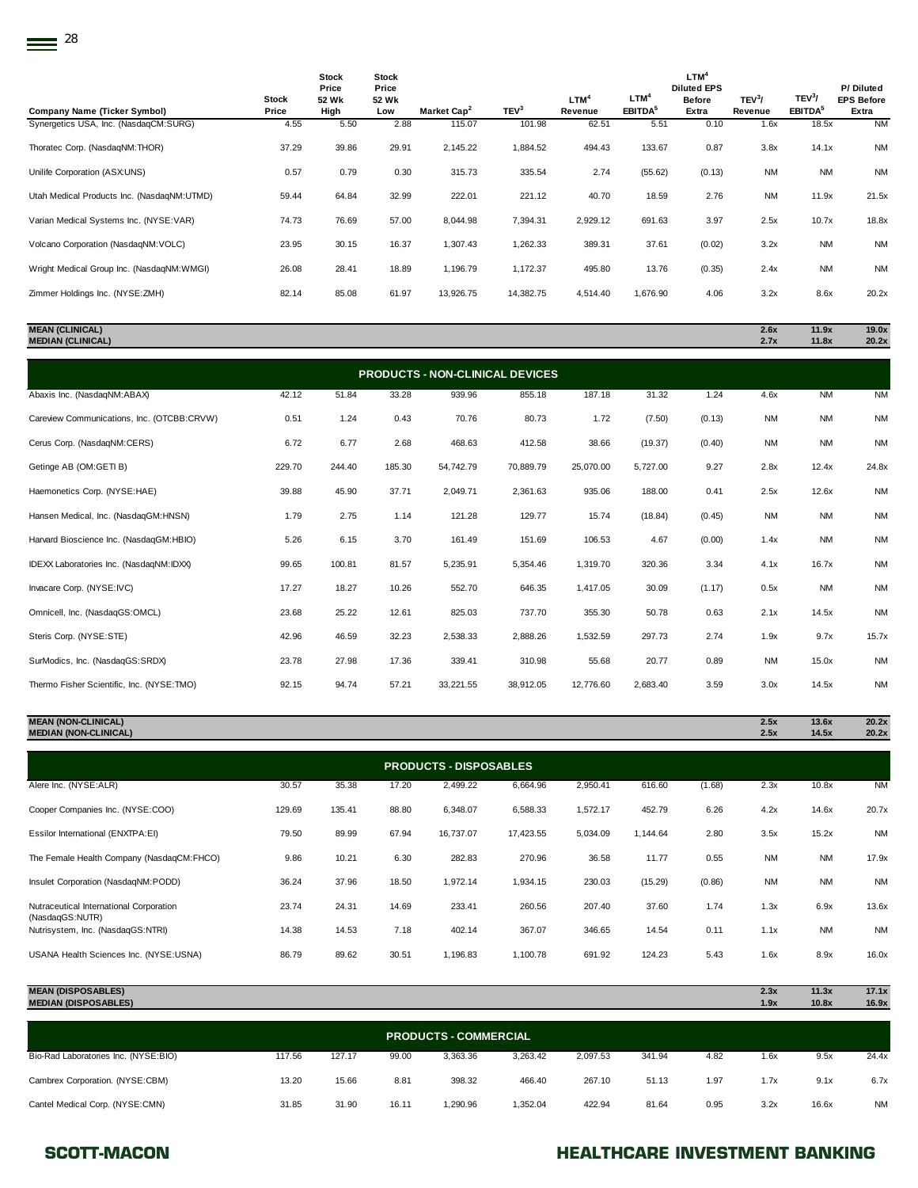| Company Name (Ticker Symbol) | Stock Price | Stock Price 52 Wk High | Stock Price 52 Wk Low | Market Cap[2] | TEV[3] | LTM[4] Revenue | LTM[4] EBITDA[5] | LTM[4] Diluted EPS Before Extra | TEV[3]/ Revenue | TEV[3]/ EBITDA[5] | P/ Diluted EPS Before Extra |
|---|---|---|---|---|---|---|---|---|---|---|---|
| Synergetics USA, Inc. (NasdaqCM:SURG) | 4.55 | 5.50 | 2.88 | 115.07 | 101.98 | 62.51 | 5.51 | 0.10 | 1.6x | 18.5x | NM |
| Thoratec Corp. (NasdaqNM:THOR) | 37.29 | 39.86 | 29.91 | 2,145.22 | 1,884.52 | 494.43 | 133.67 | 0.87 | 3.8x | 14.1x | NM |
| Unilife Corporation (ASX:UNS) | 0.57 | 0.79 | 0.30 | 315.73 | 335.54 | 2.74 | (55.62) | (0.13) | NM | NM | NM |
| Utah Medical Products Inc. (NasdaqNM:UTMD) | 59.44 | 64.84 | 32.99 | 222.01 | 221.12 | 40.70 | 18.59 | 2.76 | NM | 11.9x | 21.5x |
| Varian Medical Systems Inc. (NYSE:VAR) | 74.73 | 76.69 | 57.00 | 8,044.98 | 7,394.31 | 2,929.12 | 691.63 | 3.97 | 2.5x | 10.7x | 18.8x |
| Volcano Corporation (NasdaqNM:VOLC) | 23.95 | 30.15 | 16.37 | 1,307.43 | 1,262.33 | 389.31 | 37.61 | (0.02) | 3.2x | NM | NM |
| Wright Medical Group Inc. (NasdaqNM:WMGI) | 26.08 | 28.41 | 18.89 | 1,196.79 | 1,172.37 | 495.80 | 13.76 | (0.35) | 2.4x | NM | NM |
| Zimmer Holdings Inc. (NYSE:ZMH) | 82.14 | 85.08 | 61.97 | 13,926.75 | 14,382.75 | 4,514.40 | 1,676.90 | 4.06 | 3.2x | 8.6x | 20.2x |
| **MEAN (CLINICAL)** | | | | | | | | | **2.6x** | **11.9x** | **19.0x** |
| **MEDIAN (CLINICAL)** | | | | | | | | | **2.7x** | **11.8x** | **20.2x** |
| **PRODUCTS - NON-CLINICAL DEVICES** | | | | | | | | | | | |
| Abaxis Inc. (NasdaqNM:ABAX) | 42.12 | 51.84 | 33.28 | 939.96 | 855.18 | 187.18 | 31.32 | 1.24 | 4.6x | NM | NM |
| Careview Communications, Inc. (OTCBB:CRVW) | 0.51 | 1.24 | 0.43 | 70.76 | 80.73 | 1.72 | (7.50) | (0.13) | NM | NM | NM |
| Cerus Corp. (NasdaqNM:CERS) | 6.72 | 6.77 | 2.68 | 468.63 | 412.58 | 38.66 | (19.37) | (0.40) | NM | NM | NM |
| Getinge AB (OM:GETI B) | 229.70 | 244.40 | 185.30 | 54,742.79 | 70,889.79 | 25,070.00 | 5,727.00 | 9.27 | 2.8x | 12.4x | 24.8x |
| Haemonetics Corp. (NYSE:HAE) | 39.88 | 45.90 | 37.71 | 2,049.71 | 2,361.63 | 935.06 | 188.00 | 0.41 | 2.5x | 12.6x | NM |
| Hansen Medical, Inc. (NasdaqGM:HNSN) | 1.79 | 2.75 | 1.14 | 121.28 | 129.77 | 15.74 | (18.84) | (0.45) | NM | NM | NM |
| Harvard Bioscience Inc. (NasdaqGM:HBIO) | 5.26 | 6.15 | 3.70 | 161.49 | 151.69 | 106.53 | 4.67 | (0.00) | 1.4x | NM | NM |
| IDEXX Laboratories Inc. (NasdaqNM:IDXX) | 99.65 | 100.81 | 81.57 | 5,235.91 | 5,354.46 | 1,319.70 | 320.36 | 3.34 | 4.1x | 16.7x | NM |
| Invacare Corp. (NYSE:IVC) | 17.27 | 18.27 | 10.26 | 552.70 | 646.35 | 1,417.05 | 30.09 | (1.17) | 0.5x | NM | NM |
| Omnicell, Inc. (NasdaqGS:OMCL) | 23.68 | 25.22 | 12.61 | 825.03 | 737.70 | 355.30 | 50.78 | 0.63 | 2.1x | 14.5x | NM |
| Steris Corp. (NYSE:STE) | 42.96 | 46.59 | 32.23 | 2,538.33 | 2,888.26 | 1,532.59 | 297.73 | 2.74 | 1.9x | 9.7x | 15.7x |
| SurModics, Inc. (NasdaqGS:SRDX) | 23.78 | 27.98 | 17.36 | 339.41 | 310.98 | 55.68 | 20.77 | 0.89 | NM | 15.0x | NM |
| Thermo Fisher Scientific, Inc. (NYSE:TMO) | 92.15 | 94.74 | 57.21 | 33,221.55 | 38,912.05 | 12,776.60 | 2,683.40 | 3.59 | 3.0x | 14.5x | NM |
| **MEAN (NON-CLINICAL)** | | | | | | | | | **2.5x** | **13.6x** | **20.2x** |
| **MEDIAN (NON-CLINICAL)** | | | | | | | | | **2.5x** | **14.5x** | **20.2x** |
| **PRODUCTS - DISPOSABLES** | | | | | | | | | | | |
| Alere Inc. (NYSE:ALR) | 30.57 | 35.38 | 17.20 | 2,499.22 | 6,664.96 | 2,950.41 | 616.60 | (1.68) | 2.3x | 10.8x | NM |
| Cooper Companies Inc. (NYSE:COO) | 129.69 | 135.41 | 88.80 | 6,348.07 | 6,588.33 | 1,572.17 | 452.79 | 6.26 | 4.2x | 14.6x | 20.7x |
| Essilor International (ENXTPA:EI) | 79.50 | 89.99 | 67.94 | 16,737.07 | 17,423.55 | 5,034.09 | 1,144.64 | 2.80 | 3.5x | 15.2x | NM |
| The Female Health Company (NasdaqCM:FHCO) | 9.86 | 10.21 | 6.30 | 282.83 | 270.96 | 36.58 | 11.77 | 0.55 | NM | NM | 17.9x |
| Insulet Corporation (NasdaqNM:PODD) | 36.24 | 37.96 | 18.50 | 1,972.14 | 1,934.15 | 230.03 | (15.29) | (0.86) | NM | NM | NM |
| Nutraceutical International Corporation (NasdaqGS:NUTR) | 23.74 | 24.31 | 14.69 | 233.41 | 260.56 | 207.40 | 37.60 | 1.74 | 1.3x | 6.9x | 13.6x |
| Nutrisystem, Inc. (NasdaqGS:NTRI) | 14.38 | 14.53 | 7.18 | 402.14 | 367.07 | 346.65 | 14.54 | 0.11 | 1.1x | NM | NM |
| USANA Health Sciences Inc. (NYSE:USNA) | 86.79 | 89.62 | 30.51 | 1,196.83 | 1,100.78 | 691.92 | 124.23 | 5.43 | 1.6x | 8.9x | 16.0x |
| **MEAN (DISPOSABLES)** | | | | | | | | | **2.3x** | **11.3x** | **17.1x** |
| **MEDIAN (DISPOSABLES)** | | | | | | | | | **1.9x** | **10.8x** | **16.9x** |
| **PRODUCTS - COMMERCIAL** | | | | | | | | | | | |
| Bio-Rad Laboratories Inc. (NYSE:BIO) | 117.56 | 127.17 | 99.00 | 3,363.36 | 3,263.42 | 2,097.53 | 341.94 | 4.82 | 1.6x | 9.5x | 24.4x |
| Cambrex Corporation. (NYSE:CBM) | 13.20 | 15.66 | 8.81 | 398.32 | 466.40 | 267.10 | 51.13 | 1.97 | 1.7x | 9.1x | 6.7x |
| Cantel Medical Corp. (NYSE:CMN) | 31.85 | 31.90 | 16.11 | 1,290.96 | 1,352.04 | 422.94 | 81.64 | 0.95 | 3.2x | 16.6x | NM |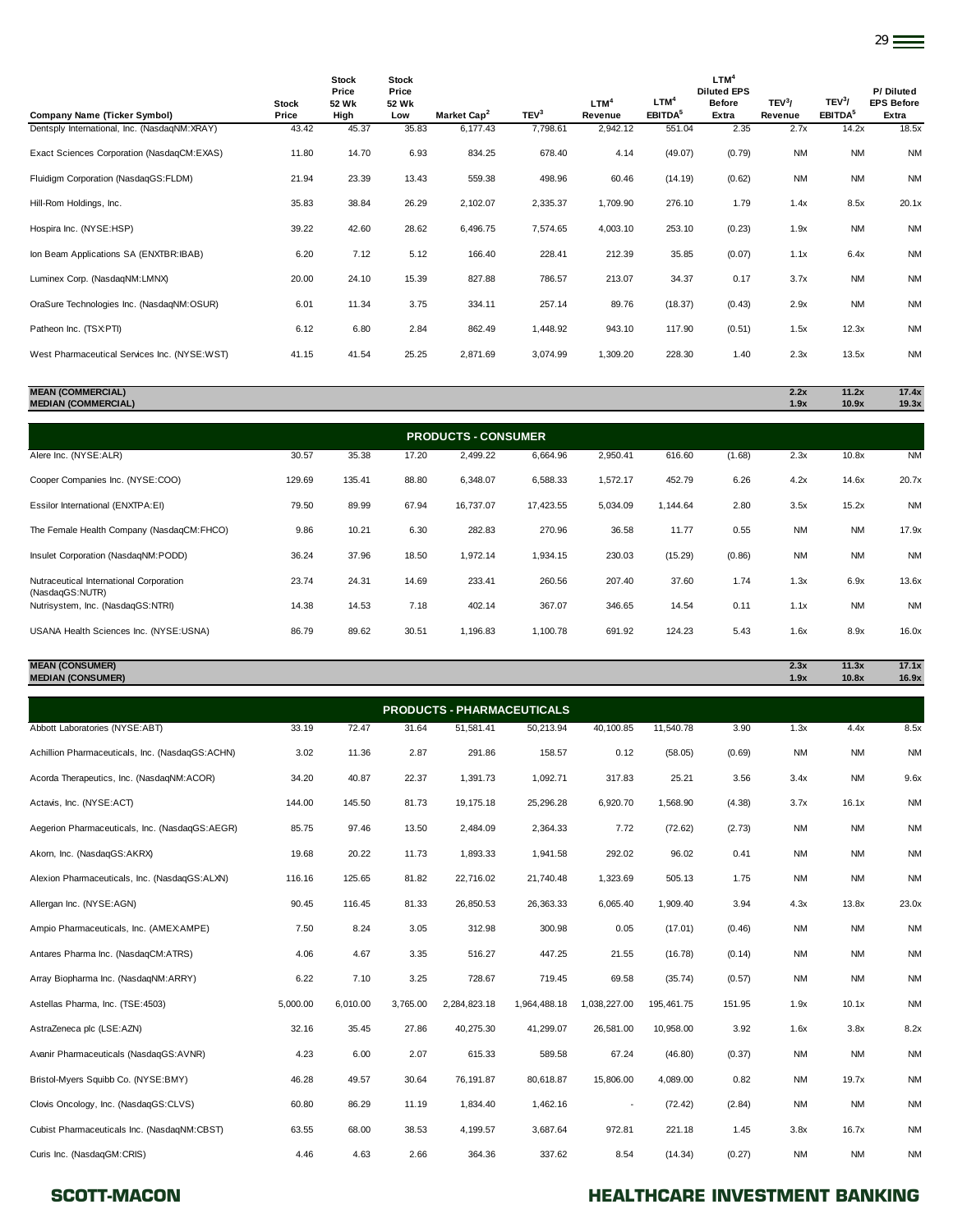| Company Name (Ticker Symbol) | Stock Price | Stock Price 52 Wk High | Stock Price 52 Wk Low | Market Cap[2] | TEV[3] | LTM[4] Revenue | LTM[4] EBITDA[5] | LTM[4] Diluted EPS Before Extra | TEV[3]/ Revenue | TEV[3]/ EBITDA[5] | P/ Diluted EPS Before Extra |
|---|---|---|---|---|---|---|---|---|---|---|---|
| Dentsply International, Inc. (NasdaqNM:XRAY) | 43.42 | 45.37 | 35.83 | 6,177.43 | 7,798.61 | 2,942.12 | 551.04 | 2.35 | 2.7x | 14.2x | 18.5x |
| Exact Sciences Corporation (NasdaqCM:EXAS) | 11.80 | 14.70 | 6.93 | 834.25 | 678.40 | 4.14 | (49.07) | (0.79) | NM | NM | NM |
| Fluidigm Corporation (NasdaqGS:FLDM) | 21.94 | 23.39 | 13.43 | 559.38 | 498.96 | 60.46 | (14.19) | (0.62) | NM | NM | NM |
| Hill-Rom Holdings, Inc. | 35.83 | 38.84 | 26.29 | 2,102.07 | 2,335.37 | 1,709.90 | 276.10 | 1.79 | 1.4x | 8.5x | 20.1x |
| Hospira Inc. (NYSE:HSP) | 39.22 | 42.60 | 28.62 | 6,496.75 | 7,574.65 | 4,003.10 | 253.10 | (0.23) | 1.9x | NM | NM |
| Ion Beam Applications SA (ENXTBR:IBAB) | 6.20 | 7.12 | 5.12 | 166.40 | 228.41 | 212.39 | 35.85 | (0.07) | 1.1x | 6.4x | NM |
| Luminex Corp. (NasdaqNM:LMNX) | 20.00 | 24.10 | 15.39 | 827.88 | 786.57 | 213.07 | 34.37 | 0.17 | 3.7x | NM | NM |
| OraSure Technologies Inc. (NasdaqNM:OSUR) | 6.01 | 11.34 | 3.75 | 334.11 | 257.14 | 89.76 | (18.37) | (0.43) | 2.9x | NM | NM |
| Patheon Inc. (TSX:PTI) | 6.12 | 6.80 | 2.84 | 862.49 | 1,448.92 | 943.10 | 117.90 | (0.51) | 1.5x | 12.3x | NM |
| West Pharmaceutical Services Inc. (NYSE:WST) | 41.15 | 41.54 | 25.25 | 2,871.69 | 3,074.99 | 1,309.20 | 228.30 | 1.40 | 2.3x | 13.5x | NM |
| **MEAN (COMMERCIAL)** | | | | | | | | | **2.2x** | **11.2x** | **17.4x** |
| **MEDIAN (COMMERCIAL)** | | | | | | | | | **1.9x** | **10.9x** | **19.3x** |
| **PRODUCTS - CONSUMER** | | | | | | | | | | | |
| Alere Inc. (NYSE:ALR) | 30.57 | 35.38 | 17.20 | 2,499.22 | 6,664.96 | 2,950.41 | 616.60 | (1.68) | 2.3x | 10.8x | NM |
| Cooper Companies Inc. (NYSE:COO) | 129.69 | 135.41 | 88.80 | 6,348.07 | 6,588.33 | 1,572.17 | 452.79 | 6.26 | 4.2x | 14.6x | 20.7x |
| Essilor International (ENXTPA:EI) | 79.50 | 89.99 | 67.94 | 16,737.07 | 17,423.55 | 5,034.09 | 1,144.64 | 2.80 | 3.5x | 15.2x | NM |
| The Female Health Company (NasdaqCM:FHCO) | 9.86 | 10.21 | 6.30 | 282.83 | 270.96 | 36.58 | 11.77 | 0.55 | NM | NM | 17.9x |
| Insulet Corporation (NasdaqNM:PODD) | 36.24 | 37.96 | 18.50 | 1,972.14 | 1,934.15 | 230.03 | (15.29) | (0.86) | NM | NM | NM |
| Nutraceutical International Corporation (NasdaqGS:NUTR) | 23.74 | 24.31 | 14.69 | 233.41 | 260.56 | 207.40 | 37.60 | 1.74 | 1.3x | 6.9x | 13.6x |
| Nutrisystem, Inc. (NasdaqGS:NTRI) | 14.38 | 14.53 | 7.18 | 402.14 | 367.07 | 346.65 | 14.54 | 0.11 | 1.1x | NM | NM |
| USANA Health Sciences Inc. (NYSE:USNA) | 86.79 | 89.62 | 30.51 | 1,196.83 | 1,100.78 | 691.92 | 124.23 | 5.43 | 1.6x | 8.9x | 16.0x |
| **MEAN (CONSUMER)** | | | | | | | | | **2.3x** | **11.3x** | **17.1x** |
| **MEDIAN (CONSUMER)** | | | | | | | | | **1.9x** | **10.8x** | **16.9x** |
| **PRODUCTS - PHARMACEUTICALS** | | | | | | | | | | | |
| Abbott Laboratories (NYSE:ABT) | 33.19 | 72.47 | 31.64 | 51,581.41 | 50,213.94 | 40,100.85 | 11,540.78 | 3.90 | 1.3x | 4.4x | 8.5x |
| Achillion Pharmaceuticals, Inc. (NasdaqGS:ACHN) | 3.02 | 11.36 | 2.87 | 291.86 | 158.57 | 0.12 | (58.05) | (0.69) | NM | NM | NM |
| Acorda Therapeutics, Inc. (NasdaqNM:ACOR) | 34.20 | 40.87 | 22.37 | 1,391.73 | 1,092.71 | 317.83 | 25.21 | 3.56 | 3.4x | NM | 9.6x |
| Actavis, Inc. (NYSE:ACT) | 144.00 | 145.50 | 81.73 | 19,175.18 | 25,296.28 | 6,920.70 | 1,568.90 | (4.38) | 3.7x | 16.1x | NM |
| Aegerion Pharmaceuticals, Inc. (NasdaqGS:AEGR) | 85.75 | 97.46 | 13.50 | 2,484.09 | 2,364.33 | 7.72 | (72.62) | (2.73) | NM | NM | NM |
| Akorn, Inc. (NasdaqGS:AKRX) | 19.68 | 20.22 | 11.73 | 1,893.33 | 1,941.58 | 292.02 | 96.02 | 0.41 | NM | NM | NM |
| Alexion Pharmaceuticals, Inc. (NasdaqGS:ALXN) | 116.16 | 125.65 | 81.82 | 22,716.02 | 21,740.48 | 1,323.69 | 505.13 | 1.75 | NM | NM | NM |
| Allergan Inc. (NYSE:AGN) | 90.45 | 116.45 | 81.33 | 26,850.53 | 26,363.33 | 6,065.40 | 1,909.40 | 3.94 | 4.3x | 13.8x | 23.0x |
| Ampio Pharmaceuticals, Inc. (AMEX:AMPE) | 7.50 | 8.24 | 3.05 | 312.98 | 300.98 | 0.05 | (17.01) | (0.46) | NM | NM | NM |
| Antares Pharma Inc. (NasdaqCM:ATRS) | 4.06 | 4.67 | 3.35 | 516.27 | 447.25 | 21.55 | (16.78) | (0.14) | NM | NM | NM |
| Array Biopharma Inc. (NasdaqNM:ARRY) | 6.22 | 7.10 | 3.25 | 728.67 | 719.45 | 69.58 | (35.74) | (0.57) | NM | NM | NM |
| Astellas Pharma, Inc. (TSE:4503) | 5,000.00 | 6,010.00 | 3,765.00 | 2,284,823.18 | 1,964,488.18 | 1,038,227.00 | 195,461.75 | 151.95 | 1.9x | 10.1x | NM |
| AstraZeneca plc (LSE:AZN) | 32.16 | 35.45 | 27.86 | 40,275.30 | 41,299.07 | 26,581.00 | 10,958.00 | 3.92 | 1.6x | 3.8x | 8.2x |
| Avanir Pharmaceuticals (NasdaqGS:AVNR) | 4.23 | 6.00 | 2.07 | 615.33 | 589.58 | 67.24 | (46.80) | (0.37) | NM | NM | NM |
| Bristol-Myers Squibb Co. (NYSE:BMY) | 46.28 | 49.57 | 30.64 | 76,191.87 | 80,618.87 | 15,806.00 | 4,089.00 | 0.82 | NM | 19.7x | NM |
| Clovis Oncology, Inc. (NasdaqGS:CLVS) | 60.80 | 86.29 | 11.19 | 1,834.40 | 1,462.16 | - | (72.42) | (2.84) | NM | NM | NM |
| Cubist Pharmaceuticals Inc. (NasdaqNM:CBST) | 63.55 | 68.00 | 38.53 | 4,199.57 | 3,687.64 | 972.81 | 221.18 | 1.45 | 3.8x | 16.7x | NM |
| Curis Inc. (NasdaqGM:CRIS) | 4.46 | 4.63 | 2.66 | 364.36 | 337.62 | 8.54 | (14.34) | (0.27) | NM | NM | NM |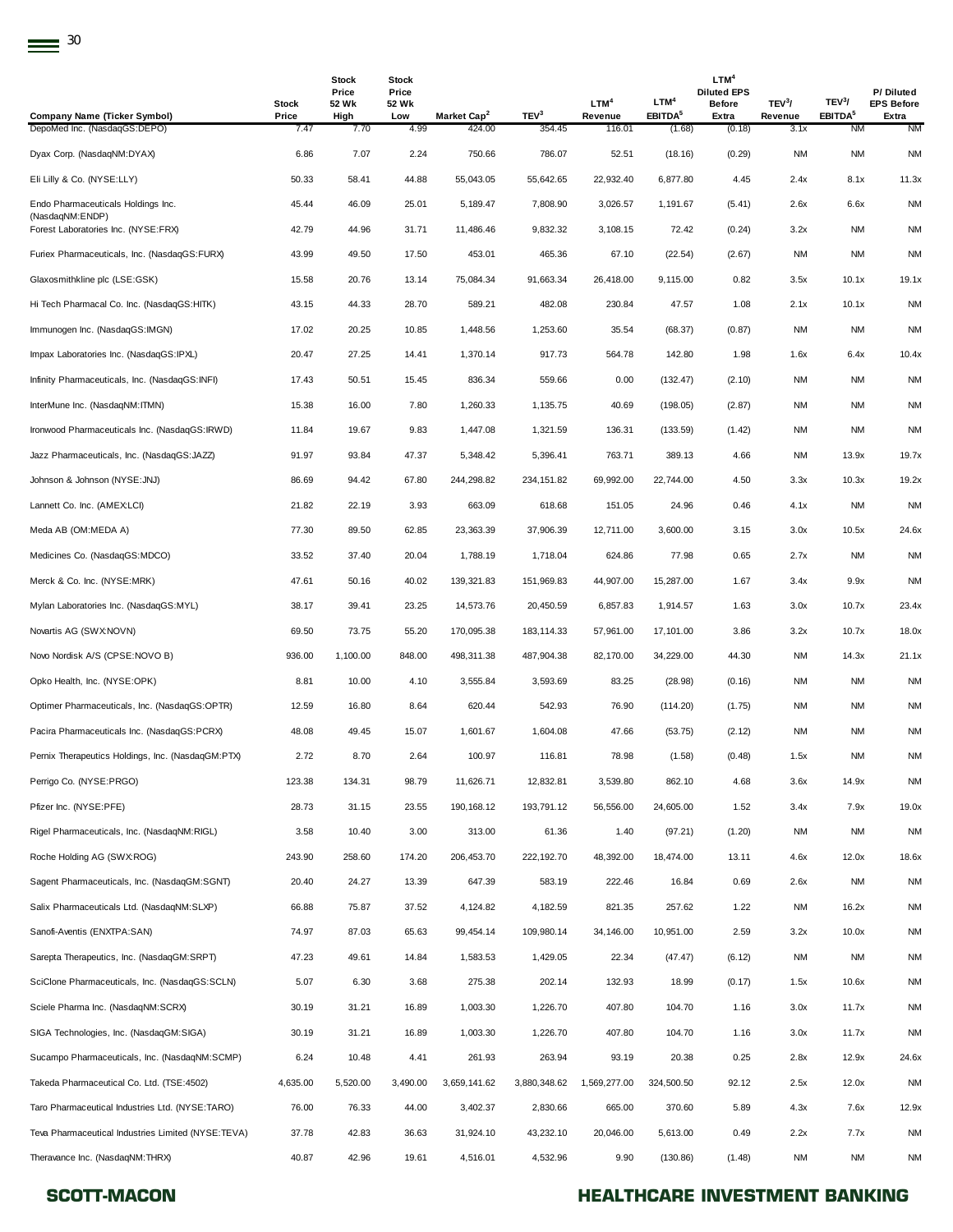| Company Name (Ticker Symbol) | Stock Price | Stock Price 52 Wk High | Stock Price 52 Wk Low | Market Cap[2] | TEV[3] | LTM[4] Revenue | LTM[4] EBITDA[5] | LTM[4] Diluted EPS Before Extra | TEV[3]/ Revenue | TEV[3]/ EBITDA[5] | P/ Diluted EPS Before Extra |
|---|---|---|---|---|---|---|---|---|---|---|---|
| DepoMed Inc. (NasdaqGS:DEPO) | 7.47 | 7.70 | 4.99 | 424.00 | 354.45 | 116.01 | (1.68) | (0.18) | 3.1x | NM | NM |
| Dyax Corp. (NasdaqNM:DYAX) | 6.86 | 7.07 | 2.24 | 750.66 | 786.07 | 52.51 | (18.16) | (0.29) | NM | NM | NM |
| Eli Lilly & Co. (NYSE:LLY) | 50.33 | 58.41 | 44.88 | 55,043.05 | 55,642.65 | 22,932.40 | 6,877.80 | 4.45 | 2.4x | 8.1x | 11.3x |
| Endo Pharmaceuticals Holdings Inc. (NasdaqNM:ENDP) | 45.44 | 46.09 | 25.01 | 5,189.47 | 7,808.90 | 3,026.57 | 1,191.67 | (5.41) | 2.6x | 6.6x | NM |
| Forest Laboratories Inc. (NYSE:FRX) | 42.79 | 44.96 | 31.71 | 11,486.46 | 9,832.32 | 3,108.15 | 72.42 | (0.24) | 3.2x | NM | NM |
| Furiex Pharmaceuticals, Inc. (NasdaqGS:FURX) | 43.99 | 49.50 | 17.50 | 453.01 | 465.36 | 67.10 | (22.54) | (2.67) | NM | NM | NM |
| Glaxosmithkline plc (LSE:GSK) | 15.58 | 20.76 | 13.14 | 75,084.34 | 91,663.34 | 26,418.00 | 9,115.00 | 0.82 | 3.5x | 10.1x | 19.1x |
| Hi Tech Pharmacal Co. Inc. (NasdaqGS:HITK) | 43.15 | 44.33 | 28.70 | 589.21 | 482.08 | 230.84 | 47.57 | 1.08 | 2.1x | 10.1x | NM |
| Immunogen Inc. (NasdaqGS:IMGN) | 17.02 | 20.25 | 10.85 | 1,448.56 | 1,253.60 | 35.54 | (68.37) | (0.87) | NM | NM | NM |
| Impax Laboratories Inc. (NasdaqGS:IPXL) | 20.47 | 27.25 | 14.41 | 1,370.14 | 917.73 | 564.78 | 142.80 | 1.98 | 1.6x | 6.4x | 10.4x |
| Infinity Pharmaceuticals, Inc. (NasdaqGS:INFI) | 17.43 | 50.51 | 15.45 | 836.34 | 559.66 | 0.00 | (132.47) | (2.10) | NM | NM | NM |
| InterMune Inc. (NasdaqNM:ITMN) | 15.38 | 16.00 | 7.80 | 1,260.33 | 1,135.75 | 40.69 | (198.05) | (2.87) | NM | NM | NM |
| Ironwood Pharmaceuticals Inc. (NasdaqGS:IRWD) | 11.84 | 19.67 | 9.83 | 1,447.08 | 1,321.59 | 136.31 | (133.59) | (1.42) | NM | NM | NM |
| Jazz Pharmaceuticals, Inc. (NasdaqGS:JAZZ) | 91.97 | 93.84 | 47.37 | 5,348.42 | 5,396.41 | 763.71 | 389.13 | 4.66 | NM | 13.9x | 19.7x |
| Johnson & Johnson (NYSE:JNJ) | 86.69 | 94.42 | 67.80 | 244,298.82 | 234,151.82 | 69,992.00 | 22,744.00 | 4.50 | 3.3x | 10.3x | 19.2x |
| Lannett Co. Inc. (AMEX:LCI) | 21.82 | 22.19 | 3.93 | 663.09 | 618.68 | 151.05 | 24.96 | 0.46 | 4.1x | NM | NM |
| Meda AB (OM:MEDA A) | 77.30 | 89.50 | 62.85 | 23,363.39 | 37,906.39 | 12,711.00 | 3,600.00 | 3.15 | 3.0x | 10.5x | 24.6x |
| Medicines Co. (NasdaqGS:MDCO) | 33.52 | 37.40 | 20.04 | 1,788.19 | 1,718.04 | 624.86 | 77.98 | 0.65 | 2.7x | NM | NM |
| Merck & Co. Inc. (NYSE:MRK) | 47.61 | 50.16 | 40.02 | 139,321.83 | 151,969.83 | 44,907.00 | 15,287.00 | 1.67 | 3.4x | 9.9x | NM |
| Mylan Laboratories Inc. (NasdaqGS:MYL) | 38.17 | 39.41 | 23.25 | 14,573.76 | 20,450.59 | 6,857.83 | 1,914.57 | 1.63 | 3.0x | 10.7x | 23.4x |
| Novartis AG (SWX:NOVN) | 69.50 | 73.75 | 55.20 | 170,095.38 | 183,114.33 | 57,961.00 | 17,101.00 | 3.86 | 3.2x | 10.7x | 18.0x |
| Novo Nordisk A/S (CPSE:NOVO B) | 936.00 | 1,100.00 | 848.00 | 498,311.38 | 487,904.38 | 82,170.00 | 34,229.00 | 44.30 | NM | 14.3x | 21.1x |
| Opko Health, Inc. (NYSE:OPK) | 8.81 | 10.00 | 4.10 | 3,555.84 | 3,593.69 | 83.25 | (28.98) | (0.16) | NM | NM | NM |
| Optimer Pharmaceuticals, Inc. (NasdaqGS:OPTR) | 12.59 | 16.80 | 8.64 | 620.44 | 542.93 | 76.90 | (114.20) | (1.75) | NM | NM | NM |
| Pacira Pharmaceuticals Inc. (NasdaqGS:PCRX) | 48.08 | 49.45 | 15.07 | 1,601.67 | 1,604.08 | 47.66 | (53.75) | (2.12) | NM | NM | NM |
| Pernix Therapeutics Holdings, Inc. (NasdaqGM:PTX) | 2.72 | 8.70 | 2.64 | 100.97 | 116.81 | 78.98 | (1.58) | (0.48) | 1.5x | NM | NM |
| Perrigo Co. (NYSE:PRGO) | 123.38 | 134.31 | 98.79 | 11,626.71 | 12,832.81 | 3,539.80 | 862.10 | 4.68 | 3.6x | 14.9x | NM |
| Pfizer Inc. (NYSE:PFE) | 28.73 | 31.15 | 23.55 | 190,168.12 | 193,791.12 | 56,556.00 | 24,605.00 | 1.52 | 3.4x | 7.9x | 19.0x |
| Rigel Pharmaceuticals, Inc. (NasdaqNM:RIGL) | 3.58 | 10.40 | 3.00 | 313.00 | 61.36 | 1.40 | (97.21) | (1.20) | NM | NM | NM |
| Roche Holding AG (SWX:ROG) | 243.90 | 258.60 | 174.20 | 206,453.70 | 222,192.70 | 48,392.00 | 18,474.00 | 13.11 | 4.6x | 12.0x | 18.6x |
| Sagent Pharmaceuticals, Inc. (NasdaqGM:SGNT) | 20.40 | 24.27 | 13.39 | 647.39 | 583.19 | 222.46 | 16.84 | 0.69 | 2.6x | NM | NM |
| Salix Pharmaceuticals Ltd. (NasdaqNM:SLXP) | 66.88 | 75.87 | 37.52 | 4,124.82 | 4,182.59 | 821.35 | 257.62 | 1.22 | NM | 16.2x | NM |
| Sanofi-Aventis (ENXTPA:SAN) | 74.97 | 87.03 | 65.63 | 99,454.14 | 109,980.14 | 34,146.00 | 10,951.00 | 2.59 | 3.2x | 10.0x | NM |
| Sarepta Therapeutics, Inc. (NasdaqGM:SRPT) | 47.23 | 49.61 | 14.84 | 1,583.53 | 1,429.05 | 22.34 | (47.47) | (6.12) | NM | NM | NM |
| SciClone Pharmaceuticals, Inc. (NasdaqGS:SCLN) | 5.07 | 6.30 | 3.68 | 275.38 | 202.14 | 132.93 | 18.99 | (0.17) | 1.5x | 10.6x | NM |
| Sciele Pharma Inc. (NasdaqNM:SCRX) | 30.19 | 31.21 | 16.89 | 1,003.30 | 1,226.70 | 407.80 | 104.70 | 1.16 | 3.0x | 11.7x | NM |
| SIGA Technologies, Inc. (NasdaqGM:SIGA) | 30.19 | 31.21 | 16.89 | 1,003.30 | 1,226.70 | 407.80 | 104.70 | 1.16 | 3.0x | 11.7x | NM |
| Sucampo Pharmaceuticals, Inc. (NasdaqNM:SCMP) | 6.24 | 10.48 | 4.41 | 261.93 | 263.94 | 93.19 | 20.38 | 0.25 | 2.8x | 12.9x | 24.6x |
| Takeda Pharmaceutical Co. Ltd. (TSE:4502) | 4,635.00 | 5,520.00 | 3,490.00 | 3,659,141.62 | 3,880,348.62 | 1,569,277.00 | 324,500.50 | 92.12 | 2.5x | 12.0x | NM |
| Taro Pharmaceutical Industries Ltd. (NYSE:TARO) | 76.00 | 76.33 | 44.00 | 3,402.37 | 2,830.66 | 665.00 | 370.60 | 5.89 | 4.3x | 7.6x | 12.9x |
| Teva Pharmaceutical Industries Limited (NYSE:TEVA) | 37.78 | 42.83 | 36.63 | 31,924.10 | 43,232.10 | 20,046.00 | 5,613.00 | 0.49 | 2.2x | 7.7x | NM |
| Theravance Inc. (NasdaqNM:THRX) | 40.87 | 42.96 | 19.61 | 4,516.01 | 4,532.96 | 9.90 | (130.86) | (1.48) | NM | NM | NM |

**SCOTT-MACON** HEALTHCARE INVESTMENT BANKING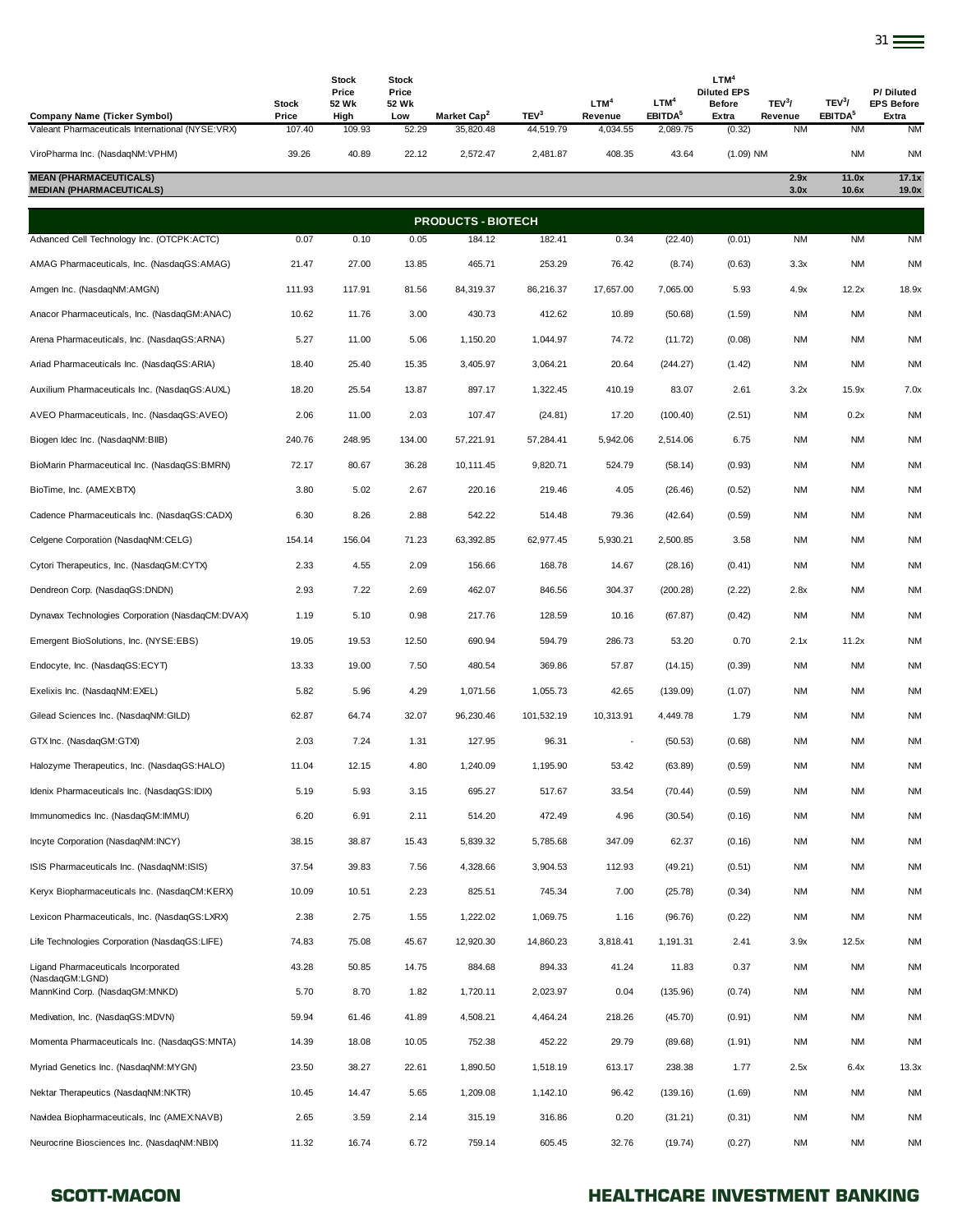| Company Name (Ticker Symbol) | Stock Price | Stock Price 52 Wk High | Stock Price 52 Wk Low | Market Cap[2] | TEV[3] | LTM[4] Revenue | LTM[4] EBITDA[5] | LTM[4] Diluted EPS Before Extra | TEV[3]/ Revenue | TEV[3]/ EBITDA[5] | P/ Diluted EPS Before Extra |
|---|---|---|---|---|---|---|---|---|---|---|---|
| Valeant Pharmaceuticals International (NYSE:VRX) | 107.40 | 109.93 | 52.29 | 35,820.48 | 44,519.79 | 4,034.55 | 2,089.75 | (0.32) | NM | NM | NM |
| ViroPharma Inc. (NasdaqNM:VPHM) | 39.26 | 40.89 | 22.12 | 2,572.47 | 2,481.87 | 408.35 | 43.64 | (1.09) | NM | NM | NM |
| **MEAN (PHARMACEUTICALS)** | | | | | | | | | **2.9x** | **11.0x** | **17.1x** |
| **MEDIAN (PHARMACEUTICALS)** | | | | | | | | | **3.0x** | **10.6x** | **19.0x** |
| **PRODUCTS - BIOTECH** | | | | | | | | | | | |
| Advanced Cell Technology Inc. (OTCPK:ACTC) | 0.07 | 0.10 | 0.05 | 184.12 | 182.41 | 0.34 | (22.40) | (0.01) | NM | NM | NM |
| AMAG Pharmaceuticals, Inc. (NasdaqGS:AMAG) | 21.47 | 27.00 | 13.85 | 465.71 | 253.29 | 76.42 | (8.74) | (0.63) | 3.3x | NM | NM |
| Amgen Inc. (NasdaqNM:AMGN) | 111.93 | 117.91 | 81.56 | 84,319.37 | 86,216.37 | 17,657.00 | 7,065.00 | 5.93 | 4.9x | 12.2x | 18.9x |
| Anacor Pharmaceuticals, Inc. (NasdaqGM:ANAC) | 10.62 | 11.76 | 3.00 | 430.73 | 412.62 | 10.89 | (50.68) | (1.59) | NM | NM | NM |
| Arena Pharmaceuticals, Inc. (NasdaqGS:ARNA) | 5.27 | 11.00 | 5.06 | 1,150.20 | 1,044.97 | 74.72 | (11.72) | (0.08) | NM | NM | NM |
| Ariad Pharmaceuticals Inc. (NasdaqGS:ARIA) | 18.40 | 25.40 | 15.35 | 3,405.97 | 3,064.21 | 20.64 | (244.27) | (1.42) | NM | NM | NM |
| Auxilium Pharmaceuticals Inc. (NasdaqGS:AUXL) | 18.20 | 25.54 | 13.87 | 897.17 | 1,322.45 | 410.19 | 83.07 | 2.61 | 3.2x | 15.9x | 7.0x |
| AVEO Pharmaceuticals, Inc. (NasdaqGS:AVEO) | 2.06 | 11.00 | 2.03 | 107.47 | (24.81) | 17.20 | (100.40) | (2.51) | NM | 0.2x | NM |
| Biogen Idec Inc. (NasdaqNM:BIIB) | 240.76 | 248.95 | 134.00 | 57,221.91 | 57,284.41 | 5,942.06 | 2,514.06 | 6.75 | NM | NM | NM |
| BioMarin Pharmaceutical Inc. (NasdaqGS:BMRN) | 72.17 | 80.67 | 36.28 | 10,111.45 | 9,820.71 | 524.79 | (58.14) | (0.93) | NM | NM | NM |
| BioTime, Inc. (AMEX:BTX) | 3.80 | 5.02 | 2.67 | 220.16 | 219.46 | 4.05 | (26.46) | (0.52) | NM | NM | NM |
| Cadence Pharmaceuticals Inc. (NasdaqGS:CADX) | 6.30 | 8.26 | 2.88 | 542.22 | 514.48 | 79.36 | (42.64) | (0.59) | NM | NM | NM |
| Celgene Corporation (NasdaqNM:CELG) | 154.14 | 156.04 | 71.23 | 63,392.85 | 62,977.45 | 5,930.21 | 2,500.85 | 3.58 | NM | NM | NM |
| Cytori Therapeutics, Inc. (NasdaqGM:CYTX) | 2.33 | 4.55 | 2.09 | 156.66 | 168.78 | 14.67 | (28.16) | (0.41) | NM | NM | NM |
| Dendreon Corp. (NasdaqGS:DNDN) | 2.93 | 7.22 | 2.69 | 462.07 | 846.56 | 304.37 | (200.28) | (2.22) | 2.8x | NM | NM |
| Dynavax Technologies Corporation (NasdaqCM:DVAX) | 1.19 | 5.10 | 0.98 | 217.76 | 128.59 | 10.16 | (67.87) | (0.42) | NM | NM | NM |
| Emergent BioSolutions, Inc. (NYSE:EBS) | 19.05 | 19.53 | 12.50 | 690.94 | 594.79 | 286.73 | 53.20 | 0.70 | 2.1x | 11.2x | NM |
| Endocyte, Inc. (NasdaqGS:ECYT) | 13.33 | 19.00 | 7.50 | 480.54 | 369.86 | 57.87 | (14.15) | (0.39) | NM | NM | NM |
| Exelixis Inc. (NasdaqNM:EXEL) | 5.82 | 5.96 | 4.29 | 1,071.56 | 1,055.73 | 42.65 | (139.09) | (1.07) | NM | NM | NM |
| Gilead Sciences Inc. (NasdaqNM:GILD) | 62.87 | 64.74 | 32.07 | 96,230.46 | 101,532.19 | 10,313.91 | 4,449.78 | 1.79 | NM | NM | NM |
| GTX Inc. (NasdaqGM:GTXI) | 2.03 | 7.24 | 1.31 | 127.95 | 96.31 | - | (50.53) | (0.68) | NM | NM | NM |
| Halozyme Therapeutics, Inc. (NasdaqGS:HALO) | 11.04 | 12.15 | 4.80 | 1,240.09 | 1,195.90 | 53.42 | (63.89) | (0.59) | NM | NM | NM |
| Idenix Pharmaceuticals Inc. (NasdaqGS:IDIX) | 5.19 | 5.93 | 3.15 | 695.27 | 517.67 | 33.54 | (70.44) | (0.59) | NM | NM | NM |
| Immunomedics Inc. (NasdaqGM:IMMU) | 6.20 | 6.91 | 2.11 | 514.20 | 472.49 | 4.96 | (30.54) | (0.16) | NM | NM | NM |
| Incyte Corporation (NasdaqNM:INCY) | 38.15 | 38.87 | 15.43 | 5,839.32 | 5,785.68 | 347.09 | 62.37 | (0.16) | NM | NM | NM |
| ISIS Pharmaceuticals Inc. (NasdaqNM:ISIS) | 37.54 | 39.83 | 7.56 | 4,328.66 | 3,904.53 | 112.93 | (49.21) | (0.51) | NM | NM | NM |
| Keryx Biopharmaceuticals Inc. (NasdaqCM:KERX) | 10.09 | 10.51 | 2.23 | 825.51 | 745.34 | 7.00 | (25.78) | (0.34) | NM | NM | NM |
| Lexicon Pharmaceuticals, Inc. (NasdaqGS:LXRX) | 2.38 | 2.75 | 1.55 | 1,222.02 | 1,069.75 | 1.16 | (96.76) | (0.22) | NM | NM | NM |
| Life Technologies Corporation (NasdaqGS:LIFE) | 74.83 | 75.08 | 45.67 | 12,920.30 | 14,860.23 | 3,818.41 | 1,191.31 | 2.41 | 3.9x | 12.5x | NM |
| Ligand Pharmaceuticals Incorporated (NasdaqGM:LGND) | 43.28 | 50.85 | 14.75 | 884.68 | 894.33 | 41.24 | 11.83 | 0.37 | NM | NM | NM |
| MannKind Corp. (NasdaqGM:MNKD) | 5.70 | 8.70 | 1.82 | 1,720.11 | 2,023.97 | 0.04 | (135.96) | (0.74) | NM | NM | NM |
| Medivation, Inc. (NasdaqGS:MDVN) | 59.94 | 61.46 | 41.89 | 4,508.21 | 4,464.24 | 218.26 | (45.70) | (0.91) | NM | NM | NM |
| Momenta Pharmaceuticals Inc. (NasdaqGS:MNTA) | 14.39 | 18.08 | 10.05 | 752.38 | 452.22 | 29.79 | (89.68) | (1.91) | NM | NM | NM |
| Myriad Genetics Inc. (NasdaqNM:MYGN) | 23.50 | 38.27 | 22.61 | 1,890.50 | 1,518.19 | 613.17 | 238.38 | 1.77 | 2.5x | 6.4x | 13.3x |
| Nektar Therapeutics (NasdaqNM:NKTR) | 10.45 | 14.47 | 5.65 | 1,209.08 | 1,142.10 | 96.42 | (139.16) | (1.69) | NM | NM | NM |
| Navidea Biopharmaceuticals, Inc (AMEX:NAVB) | 2.65 | 3.59 | 2.14 | 315.19 | 316.86 | 0.20 | (31.21) | (0.31) | NM | NM | NM |
| Neurocrine Biosciences Inc. (NasdaqNM:NBIX) | 11.32 | 16.74 | 6.72 | 759.14 | 605.45 | 32.76 | (19.74) | (0.27) | NM | NM | NM |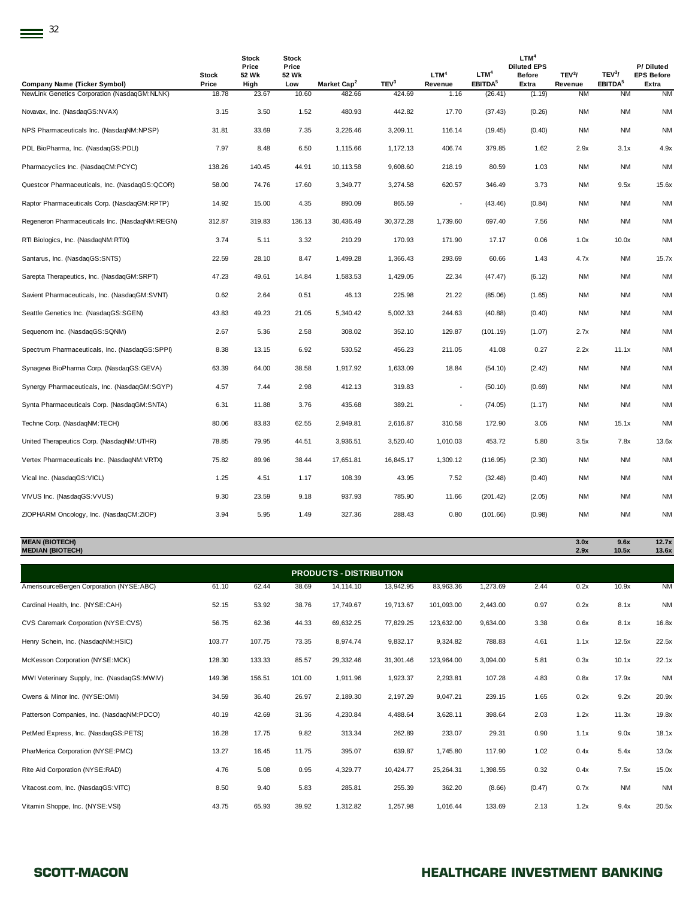| Company Name (Ticker Symbol) | Stock Price | Stock Price 52 Wk High | Stock Price 52 Wk Low | Market Cap[2] | TEV[3] | LTM[4] Revenue | LTM[4] EBITDA[5] | LTM[4] Diluted EPS Before Extra | TEV[3]/ Revenue | TEV[3]/ EBITDA[5] | P/ Diluted EPS Before Extra |
|---|---|---|---|---|---|---|---|---|---|---|---|
| NewLink Genetics Corporation (NasdaqGM:NLNK) | 18.78 | 23.67 | 10.60 | 482.66 | 424.69 | 1.16 | (26.41) | (1.19) | NM | NM | NM |
| Novavax, Inc. (NasdaqGS:NVAX) | 3.15 | 3.50 | 1.52 | 480.93 | 442.82 | 17.70 | (37.43) | (0.26) | NM | NM | NM |
| NPS Pharmaceuticals Inc. (NasdaqNM:NPSP) | 31.81 | 33.69 | 7.35 | 3,226.46 | 3,209.11 | 116.14 | (19.45) | (0.40) | NM | NM | NM |
| PDL BioPharma, Inc. (NasdaqGS:PDLI) | 7.97 | 8.48 | 6.50 | 1,115.66 | 1,172.13 | 406.74 | 379.85 | 1.62 | 2.9x | 3.1x | 4.9x |
| Pharmacyclics Inc. (NasdaqCM:PCYC) | 138.26 | 140.45 | 44.91 | 10,113.58 | 9,608.60 | 218.19 | 80.59 | 1.03 | NM | NM | NM |
| Questcor Pharmaceuticals, Inc. (NasdaqGS:QCOR) | 58.00 | 74.76 | 17.60 | 3,349.77 | 3,274.58 | 620.57 | 346.49 | 3.73 | NM | 9.5x | 15.6x |
| Raptor Pharmaceuticals Corp. (NasdaqGM:RPTP) | 14.92 | 15.00 | 4.35 | 890.09 | 865.59 | - | (43.46) | (0.84) | NM | NM | NM |
| Regeneron Pharmaceuticals Inc. (NasdaqNM:REGN) | 312.87 | 319.83 | 136.13 | 30,436.49 | 30,372.28 | 1,739.60 | 697.40 | 7.56 | NM | NM | NM |
| RTI Biologics, Inc. (NasdaqNM:RTIX) | 3.74 | 5.11 | 3.32 | 210.29 | 170.93 | 171.90 | 17.17 | 0.06 | 1.0x | 10.0x | NM |
| Santarus, Inc. (NasdaqGS:SNTS) | 22.59 | 28.10 | 8.47 | 1,499.28 | 1,366.43 | 293.69 | 60.66 | 1.43 | 4.7x | NM | 15.7x |
| Sarepta Therapeutics, Inc. (NasdaqGM:SRPT) | 47.23 | 49.61 | 14.84 | 1,583.53 | 1,429.05 | 22.34 | (47.47) | (6.12) | NM | NM | NM |
| Savient Pharmaceuticals, Inc. (NasdaqGM:SVNT) | 0.62 | 2.64 | 0.51 | 46.13 | 225.98 | 21.22 | (85.06) | (1.65) | NM | NM | NM |
| Seattle Genetics Inc. (NasdaqGS:SGEN) | 43.83 | 49.23 | 21.05 | 5,340.42 | 5,002.33 | 244.63 | (40.88) | (0.40) | NM | NM | NM |
| Sequenom Inc. (NasdaqGS:SQNM) | 2.67 | 5.36 | 2.58 | 308.02 | 352.10 | 129.87 | (101.19) | (1.07) | 2.7x | NM | NM |
| Spectrum Pharmaceuticals, Inc. (NasdaqGS:SPPI) | 8.38 | 13.15 | 6.92 | 530.52 | 456.23 | 211.05 | 41.08 | 0.27 | 2.2x | 11.1x | NM |
| Synageva BioPharma Corp. (NasdaqGS:GEVA) | 63.39 | 64.00 | 38.58 | 1,917.92 | 1,633.09 | 18.84 | (54.10) | (2.42) | NM | NM | NM |
| Synergy Pharmaceuticals, Inc. (NasdaqGM:SGYP) | 4.57 | 7.44 | 2.98 | 412.13 | 319.83 | - | (50.10) | (0.69) | NM | NM | NM |
| Synta Pharmaceuticals Corp. (NasdaqGM:SNTA) | 6.31 | 11.88 | 3.76 | 435.68 | 389.21 | - | (74.05) | (1.17) | NM | NM | NM |
| Techne Corp. (NasdaqNM:TECH) | 80.06 | 83.83 | 62.55 | 2,949.81 | 2,616.87 | 310.58 | 172.90 | 3.05 | NM | 15.1x | NM |
| United Therapeutics Corp. (NasdaqNM:UTHR) | 78.85 | 79.95 | 44.51 | 3,936.51 | 3,520.40 | 1,010.03 | 453.72 | 5.80 | 3.5x | 7.8x | 13.6x |
| Vertex Pharmaceuticals Inc. (NasdaqNM:VRTX) | 75.82 | 89.96 | 38.44 | 17,651.81 | 16,845.17 | 1,309.12 | (116.95) | (2.30) | NM | NM | NM |
| Vical Inc. (NasdaqGS:VICL) | 1.25 | 4.51 | 1.17 | 108.39 | 43.95 | 7.52 | (32.48) | (0.40) | NM | NM | NM |
| VIVUS Inc. (NasdaqGS:VVUS) | 9.30 | 23.59 | 9.18 | 937.93 | 785.90 | 11.66 | (201.42) | (2.05) | NM | NM | NM |
| ZIOPHARM Oncology, Inc. (NasdaqCM:ZIOP) | 3.94 | 5.95 | 1.49 | 327.36 | 288.43 | 0.80 | (101.66) | (0.98) | NM | NM | NM |
| **MEAN (BIOTECH)** | | | | | | | | | **3.0x** | **9.6x** | **12.7x** |
| **MEDIAN (BIOTECH)** | | | | | | | | | **2.9x** | **10.5x** | **13.6x** |
| **PRODUCTS - DISTRIBUTION** | | | | | | | | | | | |
| AmerisourceBergen Corporation (NYSE:ABC) | 61.10 | 62.44 | 38.69 | 14,114.10 | 13,942.95 | 83,963.36 | 1,273.69 | 2.44 | 0.2x | 10.9x | NM |
| Cardinal Health, Inc. (NYSE:CAH) | 52.15 | 53.92 | 38.76 | 17,749.67 | 19,713.67 | 101,093.00 | 2,443.00 | 0.97 | 0.2x | 8.1x | NM |
| CVS Caremark Corporation (NYSE:CVS) | 56.75 | 62.36 | 44.33 | 69,632.25 | 77,829.25 | 123,632.00 | 9,634.00 | 3.38 | 0.6x | 8.1x | 16.8x |
| Henry Schein, Inc. (NasdaqNM:HSIC) | 103.77 | 107.75 | 73.35 | 8,974.74 | 9,832.17 | 9,324.82 | 788.83 | 4.61 | 1.1x | 12.5x | 22.5x |
| McKesson Corporation (NYSE:MCK) | 128.30 | 133.33 | 85.57 | 29,332.46 | 31,301.46 | 123,964.00 | 3,094.00 | 5.81 | 0.3x | 10.1x | 22.1x |
| MWI Veterinary Supply, Inc. (NasdaqGS:MWIV) | 149.36 | 156.51 | 101.00 | 1,911.96 | 1,923.37 | 2,293.81 | 107.28 | 4.83 | 0.8x | 17.9x | NM |
| Owens & Minor Inc. (NYSE:OMI) | 34.59 | 36.40 | 26.97 | 2,189.30 | 2,197.29 | 9,047.21 | 239.15 | 1.65 | 0.2x | 9.2x | 20.9x |
| Patterson Companies, Inc. (NasdaqNM:PDCO) | 40.19 | 42.69 | 31.36 | 4,230.84 | 4,488.64 | 3,628.11 | 398.64 | 2.03 | 1.2x | 11.3x | 19.8x |
| PetMed Express, Inc. (NasdaqGS:PETS) | 16.28 | 17.75 | 9.82 | 313.34 | 262.89 | 233.07 | 29.31 | 0.90 | 1.1x | 9.0x | 18.1x |
| PharMerica Corporation (NYSE:PMC) | 13.27 | 16.45 | 11.75 | 395.07 | 639.87 | 1,745.80 | 117.90 | 1.02 | 0.4x | 5.4x | 13.0x |
| Rite Aid Corporation (NYSE:RAD) | 4.76 | 5.08 | 0.95 | 4,329.77 | 10,424.77 | 25,264.31 | 1,398.55 | 0.32 | 0.4x | 7.5x | 15.0x |
| Vitacost.com, Inc. (NasdaqGS:VITC) | 8.50 | 9.40 | 5.83 | 285.81 | 255.39 | 362.20 | (8.66) | (0.47) | 0.7x | NM | NM |
| Vitamin Shoppe, Inc. (NYSE:VSI) | 43.75 | 65.93 | 39.92 | 1,312.82 | 1,257.98 | 1,016.44 | 133.69 | 2.13 | 1.2x | 9.4x | 20.5x |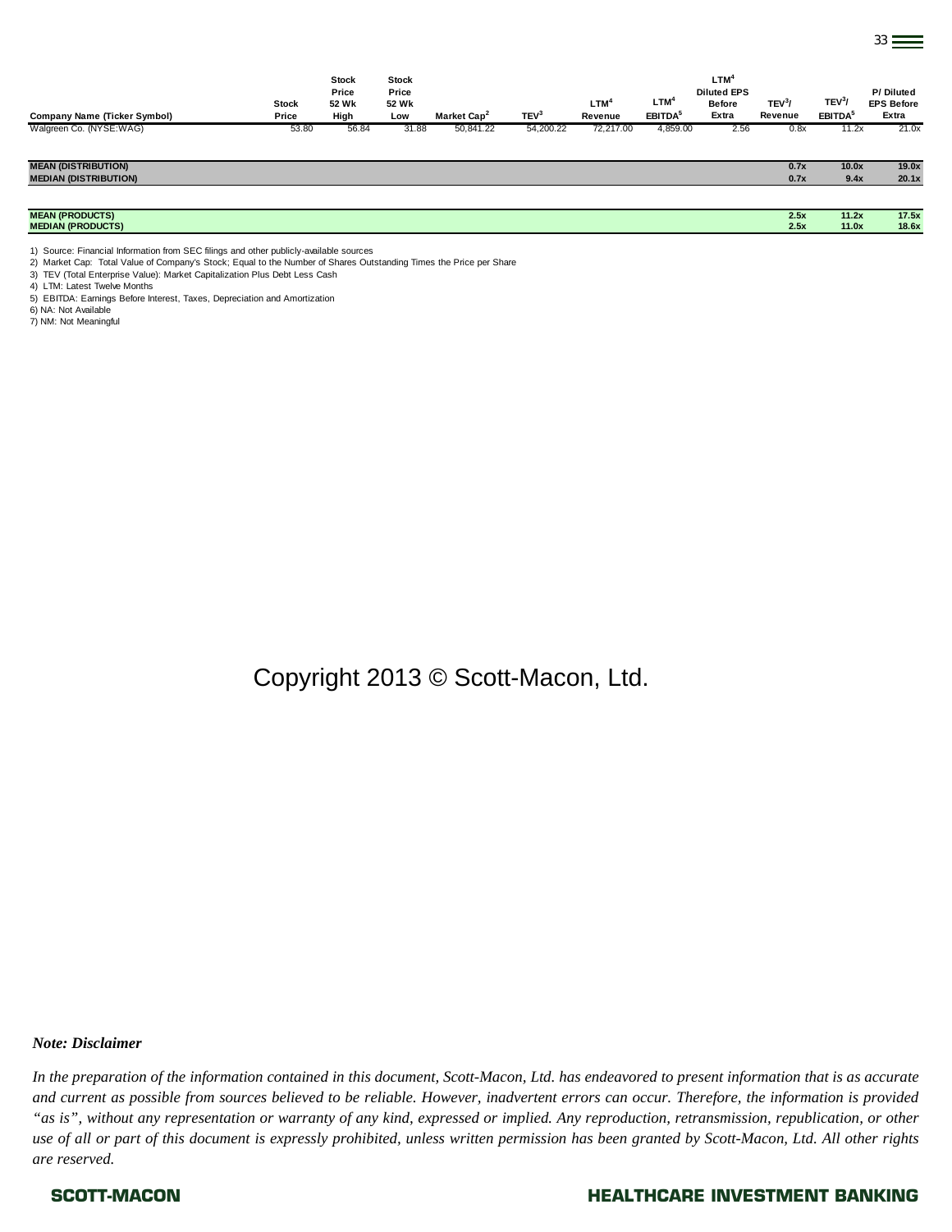| Company Name (Ticker Symbol) | Stock Price | Stock Price 52 Wk High | Stock Price 52 Wk Low | Market Cap[2] | TEV[3] | LTM[4] Revenue | LTM[4] EBITDA[5] | LTM[4] Diluted EPS Before Extra | TEV[3]/ Revenue | TEV[3]/ EBITDA[5] | P/ Diluted EPS Before Extra |
|---|---|---|---|---|---|---|---|---|---|---|---|
| Walgreen Co. (NYSE:WAG) | 53.80 | 56.84 | 31.88 | 50,841.22 | 54,200.22 | 72,217.00 | 4,859.00 | 2.56 | 0.8x | 11.2x | 21.0x |
| **MEAN (DISTRIBUTION)** | | | | | | | | | **0.7x** | **10.0x** | **19.0x** |
| **MEDIAN (DISTRIBUTION)** | | | | | | | | | **0.7x** | **9.4x** | **20.1x** |
| **MEAN (PRODUCTS)** | | | | | | | | | **2.5x** | **11.2x** | **17.5x** |
| **MEDIAN (PRODUCTS)** | | | | | | | | | **2.5x** | **11.0x** | **18.6x** |

1) Source: Financial Information from SEC filings and other publicly-available sources
2) Market Cap: Total Value of Company's Stock; Equal to the Number of Shares Outstanding Times the Price per Share
3) TEV (Total Enterprise Value): Market Capitalization Plus Debt Less Cash
4) LTM: Latest Twelve Months
5) EBITDA: Earnings Before Interest, Taxes, Depreciation and Amortization
6) NA: Not Available
7) NM: Not Meaningful

Copyright 2013 © Scott-Macon, Ltd.

***Note: Disclaimer***

*In the preparation of the information contained in this document, Scott-Macon, Ltd. has endeavored to present information that is as accurate and current as possible from sources believed to be reliable. However, inadvertent errors can occur. Therefore, the information is provided "as is", without any representation or warranty of any kind, expressed or implied. Any reproduction, retransmission, republication, or other use of all or part of this document is expressly prohibited, unless written permission has been granted by Scott-Macon, Ltd. All other rights are reserved.*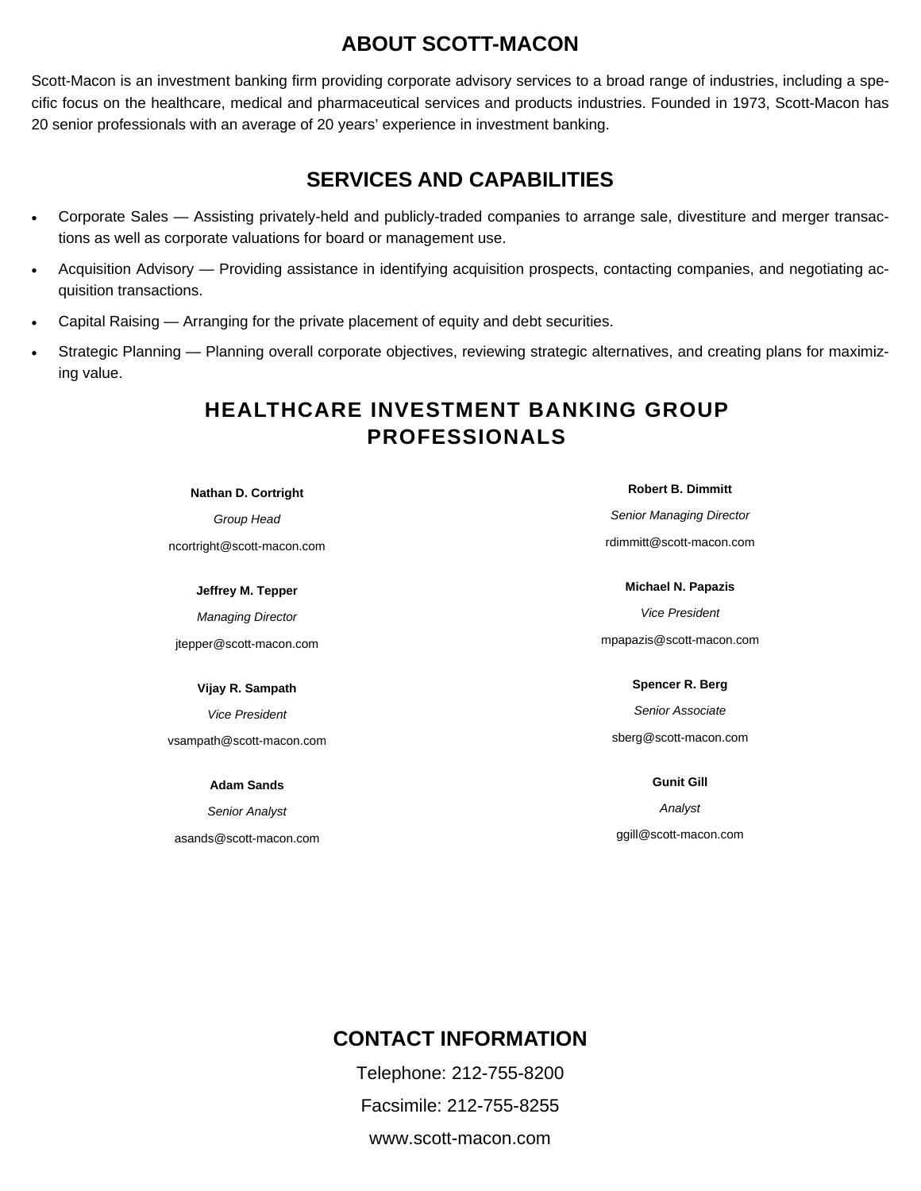## ABOUT SCOTT-MACON

Scott-Macon is an investment banking firm providing corporate advisory services to a broad range of industries, including a specific focus on the healthcare, medical and pharmaceutical services and products industries. Founded in 1973, Scott-Macon has 20 senior professionals with an average of 20 years' experience in investment banking.

## SERVICES AND CAPABILITIES

- Corporate Sales — Assisting privately-held and publicly-traded companies to arrange sale, divestiture and merger transactions as well as corporate valuations for board or management use.
- Acquisition Advisory — Providing assistance in identifying acquisition prospects, contacting companies, and negotiating acquisition transactions.
- Capital Raising — Arranging for the private placement of equity and debt securities.
- Strategic Planning — Planning overall corporate objectives, reviewing strategic alternatives, and creating plans for maximizing value.

## HEALTHCARE INVESTMENT BANKING GROUP PROFESSIONALS

**Nathan D. Cortright**
*Group Head*
ncortright@scott-macon.com

**Robert B. Dimmitt**
*Senior Managing Director*
rdimmitt@scott-macon.com

**Jeffrey M. Tepper**
*Managing Director*
jtepper@scott-macon.com

**Michael N. Papazis**
*Vice President*
mpapazis@scott-macon.com

**Vijay R. Sampath**
*Vice President*
vsampath@scott-macon.com

**Spencer R. Berg**
*Senior Associate*
sberg@scott-macon.com

**Adam Sands**
*Senior Analyst*
asands@scott-macon.com

**Gunit Gill**
*Analyst*
ggill@scott-macon.com

## CONTACT INFORMATION

Telephone: 212-755-8200

Facsimile: 212-755-8255

www.scott-macon.com